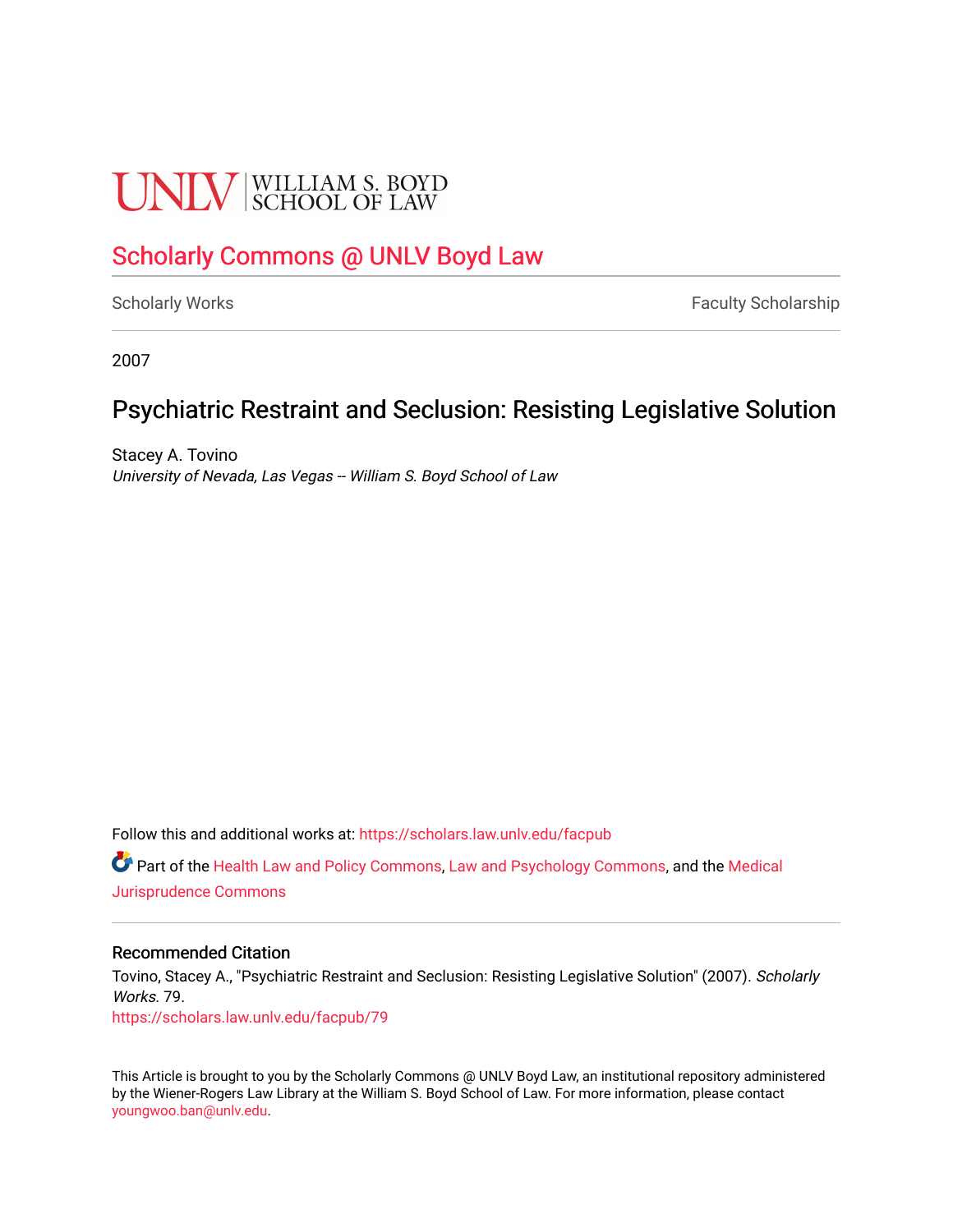UNLV | WILLIAM S. BOYD SCHOOL OF LAW

Scholarly Commons @ UNLV Boyd Law

Scholarly Works

Faculty Scholarship

2007

# Psychiatric Restraint and Seclusion: Resisting Legislative Solution

Stacey A. Tovino

*University of Nevada, Las Vegas -- William S. Boyd School of Law*

Follow this and additional works at: https://scholars.law.unlv.edu/facpub

Part of the Health Law and Policy Commons, Law and Psychology Commons, and the Medical Jurisprudence Commons

## Recommended Citation

Tovino, Stacey A., "Psychiatric Restraint and Seclusion: Resisting Legislative Solution" (2007). *Scholarly Works*. 79.
https://scholars.law.unlv.edu/facpub/79

This Article is brought to you by the Scholarly Commons @ UNLV Boyd Law, an institutional repository administered by the Wiener-Rogers Law Library at the William S. Boyd School of Law. For more information, please contact youngwoo.ban@unlv.edu.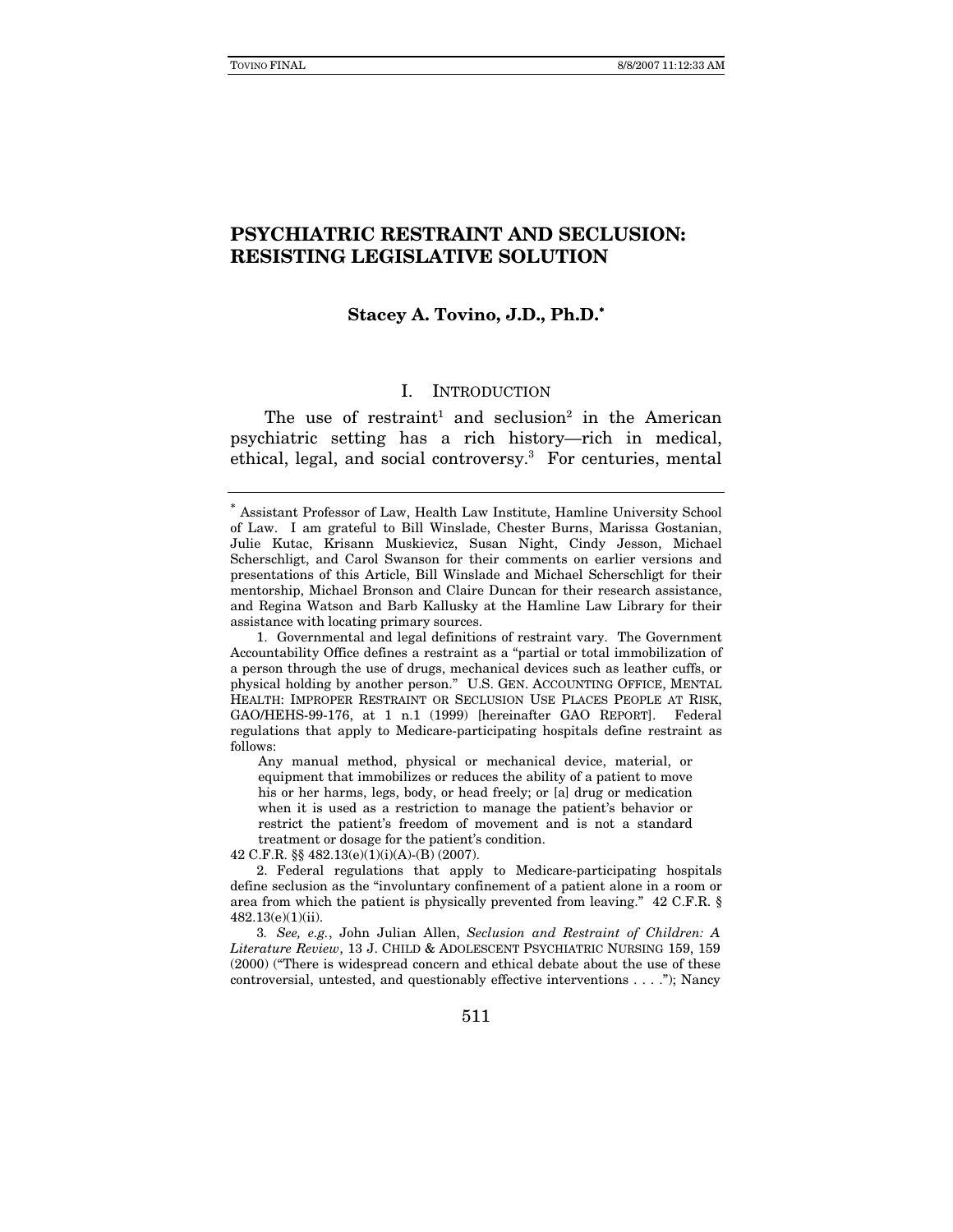# PSYCHIATRIC RESTRAINT AND SECLUSION: RESISTING LEGISLATIVE SOLUTION

## Stacey A. Tovino, J.D., Ph.D.*

## I. INTRODUCTION

The use of restraint[1] and seclusion[2] in the American psychiatric setting has a rich history—rich in medical, ethical, legal, and social controversy.[3] For centuries, mental

---

\* Assistant Professor of Law, Health Law Institute, Hamline University School of Law. I am grateful to Bill Winslade, Chester Burns, Marissa Gostanian, Julie Kutac, Krisann Muskievicz, Susan Night, Cindy Jesson, Michael Scherschligt, and Carol Swanson for their comments on earlier versions and presentations of this Article, Bill Winslade and Michael Scherschligt for their mentorship, Michael Bronson and Claire Duncan for their research assistance, and Regina Watson and Barb Kallusky at the Hamline Law Library for their assistance with locating primary sources.

1. Governmental and legal definitions of restraint vary. The Government Accountability Office defines a restraint as a "partial or total immobilization of a person through the use of drugs, mechanical devices such as leather cuffs, or physical holding by another person." U.S. GEN. ACCOUNTING OFFICE, MENTAL HEALTH: IMPROPER RESTRAINT OR SECLUSION USE PLACES PEOPLE AT RISK, GAO/HEHS-99-176, at 1 n.1 (1999) [hereinafter GAO REPORT]. Federal regulations that apply to Medicare-participating hospitals define restraint as follows:

> Any manual method, physical or mechanical device, material, or equipment that immobilizes or reduces the ability of a patient to move his or her harms, legs, body, or head freely; or [a] drug or medication when it is used as a restriction to manage the patient's behavior or restrict the patient's freedom of movement and is not a standard treatment or dosage for the patient's condition.

42 C.F.R. §§ 482.13(e)(1)(i)(A)-(B) (2007).

2. Federal regulations that apply to Medicare-participating hospitals define seclusion as the "involuntary confinement of a patient alone in a room or area from which the patient is physically prevented from leaving." 42 C.F.R. § 482.13(e)(1)(ii).

3. *See, e.g.*, John Julian Allen, *Seclusion and Restraint of Children: A Literature Review*, 13 J. CHILD & ADOLESCENT PSYCHIATRIC NURSING 159, 159 (2000) ("There is widespread concern and ethical debate about the use of these controversial, untested, and questionably effective interventions . . . ."); Nancy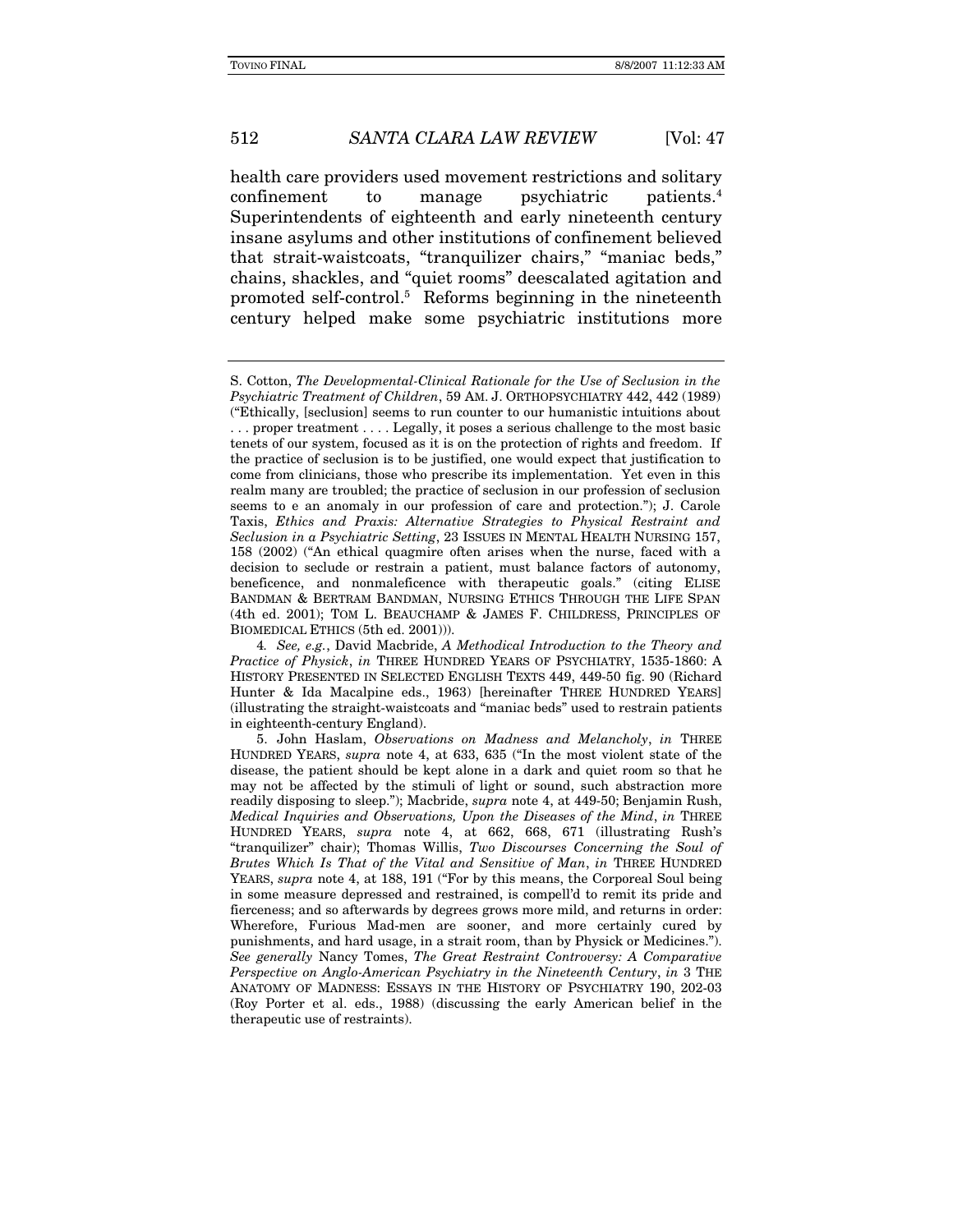health care providers used movement restrictions and solitary confinement to manage psychiatric patients.[4] Superintendents of eighteenth and early nineteenth century insane asylums and other institutions of confinement believed that strait-waistcoats, "tranquilizer chairs," "maniac beds," chains, shackles, and "quiet rooms" deescalated agitation and promoted self-control.[5] Reforms beginning in the nineteenth century helped make some psychiatric institutions more

---

S. Cotton, *The Developmental-Clinical Rationale for the Use of Seclusion in the Psychiatric Treatment of Children*, 59 AM. J. ORTHOPSYCHIATRY 442, 442 (1989) ("Ethically, [seclusion] seems to run counter to our humanistic intuitions about . . . proper treatment . . . . Legally, it poses a serious challenge to the most basic tenets of our system, focused as it is on the protection of rights and freedom. If the practice of seclusion is to be justified, one would expect that justification to come from clinicians, those who prescribe its implementation. Yet even in this realm many are troubled; the practice of seclusion in our profession of seclusion seems to e an anomaly in our profession of care and protection."); J. Carole Taxis, *Ethics and Praxis: Alternative Strategies to Physical Restraint and Seclusion in a Psychiatric Setting*, 23 ISSUES IN MENTAL HEALTH NURSING 157, 158 (2002) ("An ethical quagmire often arises when the nurse, faced with a decision to seclude or restrain a patient, must balance factors of autonomy, beneficence, and nonmaleficence with therapeutic goals." (citing ELISE BANDMAN & BERTRAM BANDMAN, NURSING ETHICS THROUGH THE LIFE SPAN (4th ed. 2001); TOM L. BEAUCHAMP & JAMES F. CHILDRESS, PRINCIPLES OF BIOMEDICAL ETHICS (5th ed. 2001))).

4. *See, e.g.*, David Macbride, *A Methodical Introduction to the Theory and Practice of Physick*, *in* THREE HUNDRED YEARS OF PSYCHIATRY, 1535-1860: A HISTORY PRESENTED IN SELECTED ENGLISH TEXTS 449, 449-50 fig. 90 (Richard Hunter & Ida Macalpine eds., 1963) [hereinafter THREE HUNDRED YEARS] (illustrating the straight-waistcoats and "maniac beds" used to restrain patients in eighteenth-century England).

5. John Haslam, *Observations on Madness and Melancholy*, *in* THREE HUNDRED YEARS, *supra* note 4, at 633, 635 ("In the most violent state of the disease, the patient should be kept alone in a dark and quiet room so that he may not be affected by the stimuli of light or sound, such abstraction more readily disposing to sleep."); Macbride, *supra* note 4, at 449-50; Benjamin Rush, *Medical Inquiries and Observations, Upon the Diseases of the Mind*, *in* THREE HUNDRED YEARS, *supra* note 4, at 662, 668, 671 (illustrating Rush's "tranquilizer" chair); Thomas Willis, *Two Discourses Concerning the Soul of Brutes Which Is That of the Vital and Sensitive of Man*, *in* THREE HUNDRED YEARS, *supra* note 4, at 188, 191 ("For by this means, the Corporeal Soul being in some measure depressed and restrained, is compell'd to remit its pride and fierceness; and so afterwards by degrees grows more mild, and returns in order: Wherefore, Furious Mad-men are sooner, and more certainly cured by punishments, and hard usage, in a strait room, than by Physick or Medicines."). *See generally* Nancy Tomes, *The Great Restraint Controversy: A Comparative Perspective on Anglo-American Psychiatry in the Nineteenth Century*, *in* 3 THE ANATOMY OF MADNESS: ESSAYS IN THE HISTORY OF PSYCHIATRY 190, 202-03 (Roy Porter et al. eds., 1988) (discussing the early American belief in the therapeutic use of restraints).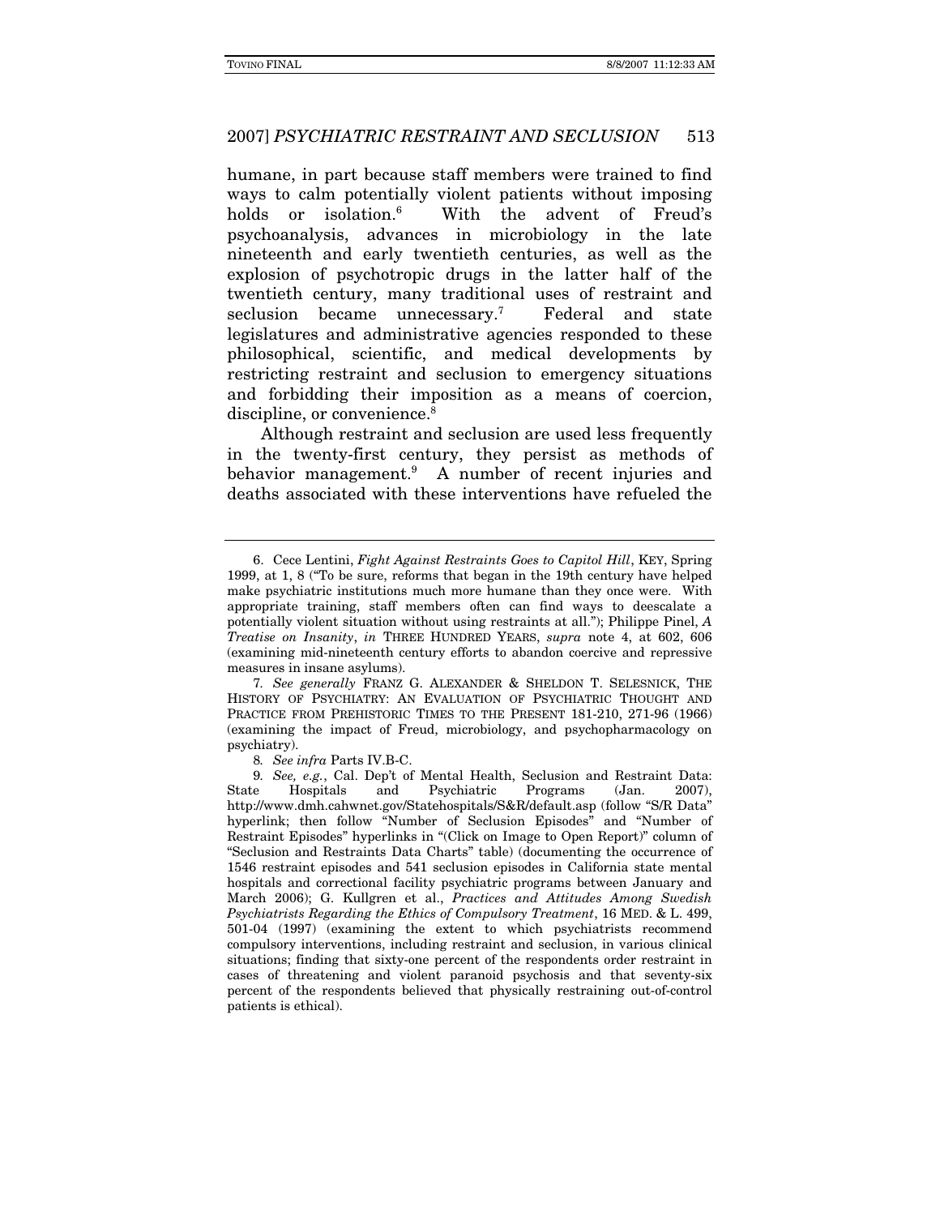humane, in part because staff members were trained to find ways to calm potentially violent patients without imposing holds or isolation.[6] With the advent of Freud's psychoanalysis, advances in microbiology in the late nineteenth and early twentieth centuries, as well as the explosion of psychotropic drugs in the latter half of the twentieth century, many traditional uses of restraint and seclusion became unnecessary.[7] Federal and state legislatures and administrative agencies responded to these philosophical, scientific, and medical developments by restricting restraint and seclusion to emergency situations and forbidding their imposition as a means of coercion, discipline, or convenience.[8]

Although restraint and seclusion are used less frequently in the twenty-first century, they persist as methods of behavior management.[9] A number of recent injuries and deaths associated with these interventions have refueled the

---

6. Cece Lentini, *Fight Against Restraints Goes to Capitol Hill*, KEY, Spring 1999, at 1, 8 ("To be sure, reforms that began in the 19th century have helped make psychiatric institutions much more humane than they once were. With appropriate training, staff members often can find ways to deescalate a potentially violent situation without using restraints at all."); Philippe Pinel, *A Treatise on Insanity*, *in* THREE HUNDRED YEARS, *supra* note 4, at 602, 606 (examining mid-nineteenth century efforts to abandon coercive and repressive measures in insane asylums).

7. *See generally* FRANZ G. ALEXANDER & SHELDON T. SELESNICK, THE HISTORY OF PSYCHIATRY: AN EVALUATION OF PSYCHIATRIC THOUGHT AND PRACTICE FROM PREHISTORIC TIMES TO THE PRESENT 181-210, 271-96 (1966) (examining the impact of Freud, microbiology, and psychopharmacology on psychiatry).

8. *See infra* Parts IV.B-C.

9. *See, e.g.*, Cal. Dep't of Mental Health, Seclusion and Restraint Data: State Hospitals and Psychiatric Programs (Jan. 2007), http://www.dmh.cahwnet.gov/Statehospitals/S&R/default.asp (follow "S/R Data" hyperlink; then follow "Number of Seclusion Episodes" and "Number of Restraint Episodes" hyperlinks in "(Click on Image to Open Report)" column of "Seclusion and Restraints Data Charts" table) (documenting the occurrence of 1546 restraint episodes and 541 seclusion episodes in California state mental hospitals and correctional facility psychiatric programs between January and March 2006); G. Kullgren et al., *Practices and Attitudes Among Swedish Psychiatrists Regarding the Ethics of Compulsory Treatment*, 16 MED. & L. 499, 501-04 (1997) (examining the extent to which psychiatrists recommend compulsory interventions, including restraint and seclusion, in various clinical situations; finding that sixty-one percent of the respondents order restraint in cases of threatening and violent paranoid psychosis and that seventy-six percent of the respondents believed that physically restraining out-of-control patients is ethical).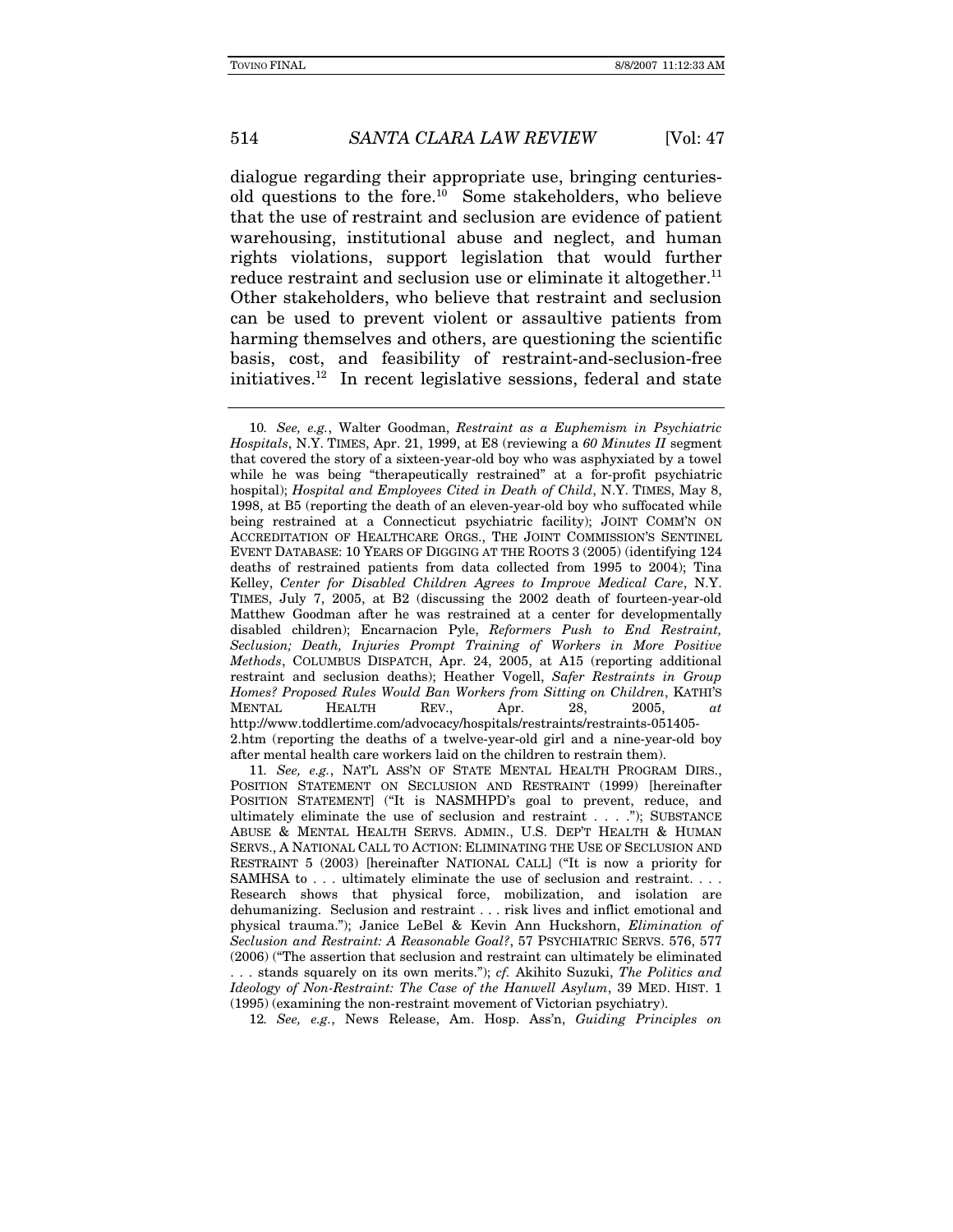dialogue regarding their appropriate use, bringing centuries-old questions to the fore.[10] Some stakeholders, who believe that the use of restraint and seclusion are evidence of patient warehousing, institutional abuse and neglect, and human rights violations, support legislation that would further reduce restraint and seclusion use or eliminate it altogether.[11] Other stakeholders, who believe that restraint and seclusion can be used to prevent violent or assaultive patients from harming themselves and others, are questioning the scientific basis, cost, and feasibility of restraint-and-seclusion-free initiatives.[12] In recent legislative sessions, federal and state

---

10. *See, e.g.*, Walter Goodman, *Restraint as a Euphemism in Psychiatric Hospitals*, N.Y. TIMES, Apr. 21, 1999, at E8 (reviewing a *60 Minutes II* segment that covered the story of a sixteen-year-old boy who was asphyxiated by a towel while he was being "therapeutically restrained" at a for-profit psychiatric hospital); *Hospital and Employees Cited in Death of Child*, N.Y. TIMES, May 8, 1998, at B5 (reporting the death of an eleven-year-old boy who suffocated while being restrained at a Connecticut psychiatric facility); JOINT COMM'N ON ACCREDITATION OF HEALTHCARE ORGS., THE JOINT COMMISSION'S SENTINEL EVENT DATABASE: 10 YEARS OF DIGGING AT THE ROOTS 3 (2005) (identifying 124 deaths of restrained patients from data collected from 1995 to 2004); Tina Kelley, *Center for Disabled Children Agrees to Improve Medical Care*, N.Y. TIMES, July 7, 2005, at B2 (discussing the 2002 death of fourteen-year-old Matthew Goodman after he was restrained at a center for developmentally disabled children); Encarnacion Pyle, *Reformers Push to End Restraint, Seclusion; Death, Injuries Prompt Training of Workers in More Positive Methods*, COLUMBUS DISPATCH, Apr. 24, 2005, at A15 (reporting additional restraint and seclusion deaths); Heather Vogell, *Safer Restraints in Group Homes? Proposed Rules Would Ban Workers from Sitting on Children*, KATHI'S MENTAL HEALTH REV., Apr. 28, 2005, *at* http://www.toddlertime.com/advocacy/hospitals/restraints/restraints-051405-2.htm (reporting the deaths of a twelve-year-old girl and a nine-year-old boy after mental health care workers laid on the children to restrain them).

11. *See, e.g.*, NAT'L ASS'N OF STATE MENTAL HEALTH PROGRAM DIRS., POSITION STATEMENT ON SECLUSION AND RESTRAINT (1999) [hereinafter POSITION STATEMENT] ("It is NASMHPD's goal to prevent, reduce, and ultimately eliminate the use of seclusion and restraint . . . ."); SUBSTANCE ABUSE & MENTAL HEALTH SERVS. ADMIN., U.S. DEP'T HEALTH & HUMAN SERVS., A NATIONAL CALL TO ACTION: ELIMINATING THE USE OF SECLUSION AND RESTRAINT 5 (2003) [hereinafter NATIONAL CALL] ("It is now a priority for SAMHSA to . . . ultimately eliminate the use of seclusion and restraint. . . . Research shows that physical force, mobilization, and isolation are dehumanizing. Seclusion and restraint . . . risk lives and inflict emotional and physical trauma."); Janice LeBel & Kevin Ann Huckshorn, *Elimination of Seclusion and Restraint: A Reasonable Goal?*, 57 PSYCHIATRIC SERVS. 576, 577 (2006) ("The assertion that seclusion and restraint can ultimately be eliminated . . . stands squarely on its own merits."); *cf.* Akihito Suzuki, *The Politics and Ideology of Non-Restraint: The Case of the Hanwell Asylum*, 39 MED. HIST. 1 (1995) (examining the non-restraint movement of Victorian psychiatry).

12. *See, e.g.*, News Release, Am. Hosp. Ass'n, *Guiding Principles on*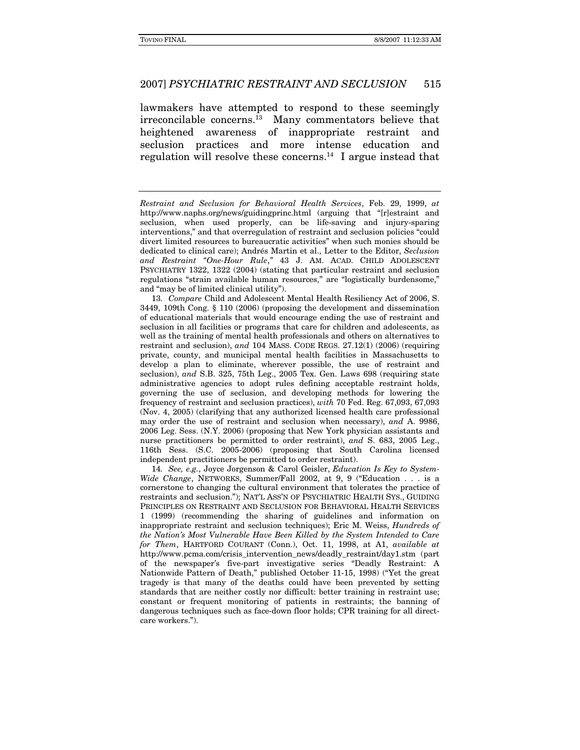lawmakers have attempted to respond to these seemingly irreconcilable concerns.[13] Many commentators believe that heightened awareness of inappropriate restraint and seclusion practices and more intense education and regulation will resolve these concerns.[14] I argue instead that

---

*Restraint and Seclusion for Behavioral Health Services*, Feb. 29, 1999, *at* http://www.naphs.org/news/guidingprinc.html (arguing that "[r]estraint and seclusion, when used properly, can be life-saving and injury-sparing interventions," and that overregulation of restraint and seclusion policies "could divert limited resources to bureaucratic activities" when such monies should be dedicated to clinical care); Andrés Martin et al., Letter to the Editor, *Seclusion and Restraint "One-Hour Rule*,*"* 43 J. AM. ACAD. CHILD ADOLESCENT PSYCHIATRY 1322, 1322 (2004) (stating that particular restraint and seclusion regulations "strain available human resources," are "logistically burdensome," and "may be of limited clinical utility").

13. *Compare* Child and Adolescent Mental Health Resiliency Act of 2006, S. 3449, 109th Cong. § 110 (2006) (proposing the development and dissemination of educational materials that would encourage ending the use of restraint and seclusion in all facilities or programs that care for children and adolescents, as well as the training of mental health professionals and others on alternatives to restraint and seclusion), *and* 104 MASS. CODE REGS. 27.12(1) (2006) (requiring private, county, and municipal mental health facilities in Massachusetts to develop a plan to eliminate, wherever possible, the use of restraint and seclusion), *and* S.B. 325, 75th Leg., 2005 Tex. Gen. Laws 698 (requiring state administrative agencies to adopt rules defining acceptable restraint holds, governing the use of seclusion, and developing methods for lowering the frequency of restraint and seclusion practices), *with* 70 Fed. Reg. 67,093, 67,093 (Nov. 4, 2005) (clarifying that any authorized licensed health care professional may order the use of restraint and seclusion when necessary), *and* A. 9986, 2006 Leg. Sess. (N.Y. 2006) (proposing that New York physician assistants and nurse practitioners be permitted to order restraint), *and* S. 683, 2005 Leg., 116th Sess. (S.C. 2005-2006) (proposing that South Carolina licensed independent practitioners be permitted to order restraint).

14. *See, e.g.*, Joyce Jorgenson & Carol Geisler, *Education Is Key to System-Wide Change*, NETWORKS, Summer/Fall 2002, at 9, 9 ("Education . . . is a cornerstone to changing the cultural environment that tolerates the practice of restraints and seclusion."); NAT'L ASS'N OF PSYCHIATRIC HEALTH SYS., GUIDING PRINCIPLES ON RESTRAINT AND SECLUSION FOR BEHAVIORAL HEALTH SERVICES 1 (1999) (recommending the sharing of guidelines and information on inappropriate restraint and seclusion techniques); Eric M. Weiss, *Hundreds of the Nation's Most Vulnerable Have Been Killed by the System Intended to Care for Them*, HARTFORD COURANT (Conn.), Oct. 11, 1998, at A1, *available at* http://www.pcma.com/crisis_intervention_news/deadly_restraint/day1.stm (part of the newspaper's five-part investigative series "Deadly Restraint: A Nationwide Pattern of Death," published October 11-15, 1998) ("Yet the great tragedy is that many of the deaths could have been prevented by setting standards that are neither costly nor difficult: better training in restraint use; constant or frequent monitoring of patients in restraints; the banning of dangerous techniques such as face-down floor holds; CPR training for all direct-care workers.").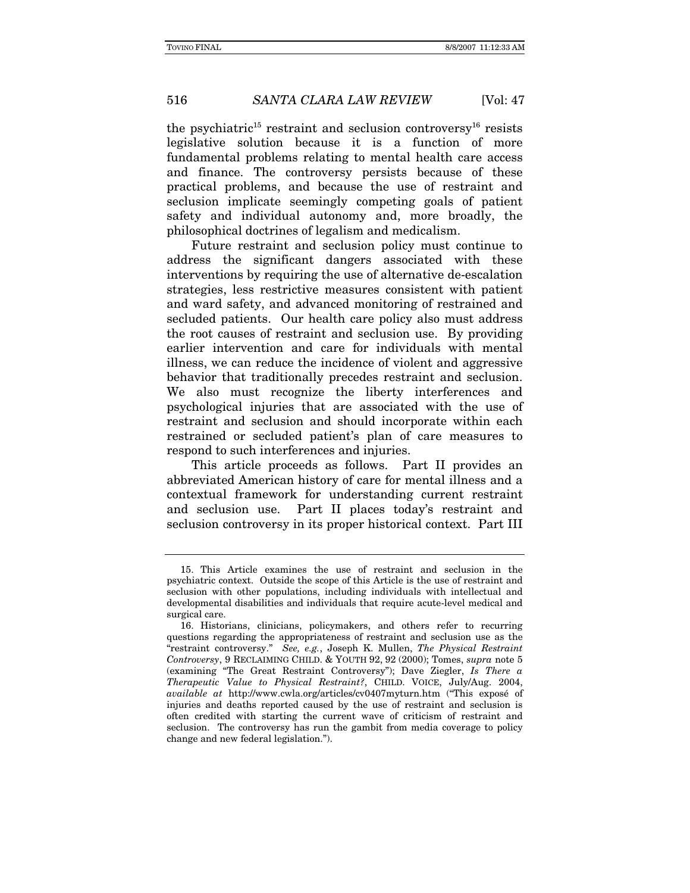the psychiatric[15] restraint and seclusion controversy[16] resists legislative solution because it is a function of more fundamental problems relating to mental health care access and finance. The controversy persists because of these practical problems, and because the use of restraint and seclusion implicate seemingly competing goals of patient safety and individual autonomy and, more broadly, the philosophical doctrines of legalism and medicalism.

Future restraint and seclusion policy must continue to address the significant dangers associated with these interventions by requiring the use of alternative de-escalation strategies, less restrictive measures consistent with patient and ward safety, and advanced monitoring of restrained and secluded patients. Our health care policy also must address the root causes of restraint and seclusion use. By providing earlier intervention and care for individuals with mental illness, we can reduce the incidence of violent and aggressive behavior that traditionally precedes restraint and seclusion. We also must recognize the liberty interferences and psychological injuries that are associated with the use of restraint and seclusion and should incorporate within each restrained or secluded patient's plan of care measures to respond to such interferences and injuries.

This article proceeds as follows. Part II provides an abbreviated American history of care for mental illness and a contextual framework for understanding current restraint and seclusion use. Part II places today's restraint and seclusion controversy in its proper historical context. Part III

---

15. This Article examines the use of restraint and seclusion in the psychiatric context. Outside the scope of this Article is the use of restraint and seclusion with other populations, including individuals with intellectual and developmental disabilities and individuals that require acute-level medical and surgical care.

16. Historians, clinicians, policymakers, and others refer to recurring questions regarding the appropriateness of restraint and seclusion use as the "restraint controversy." *See, e.g.*, Joseph K. Mullen, *The Physical Restraint Controversy*, 9 RECLAIMING CHILD. & YOUTH 92, 92 (2000); Tomes, *supra* note 5 (examining "The Great Restraint Controversy"); Dave Ziegler, *Is There a Therapeutic Value to Physical Restraint?*, CHILD. VOICE, July/Aug. 2004, *available at* http://www.cwla.org/articles/cv0407myturn.htm ("This exposé of injuries and deaths reported caused by the use of restraint and seclusion is often credited with starting the current wave of criticism of restraint and seclusion. The controversy has run the gambit from media coverage to policy change and new federal legislation.").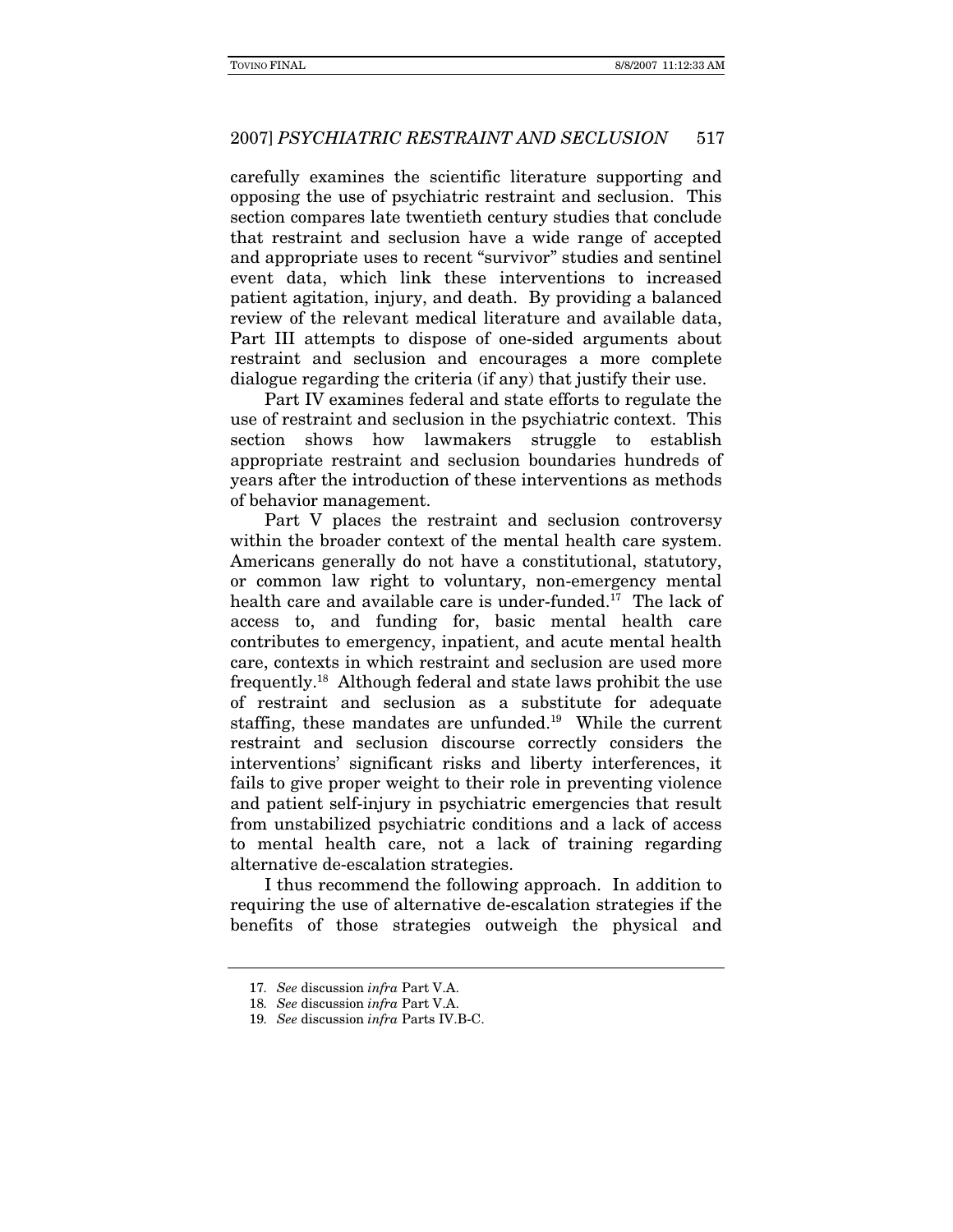carefully examines the scientific literature supporting and opposing the use of psychiatric restraint and seclusion. This section compares late twentieth century studies that conclude that restraint and seclusion have a wide range of accepted and appropriate uses to recent "survivor" studies and sentinel event data, which link these interventions to increased patient agitation, injury, and death. By providing a balanced review of the relevant medical literature and available data, Part III attempts to dispose of one-sided arguments about restraint and seclusion and encourages a more complete dialogue regarding the criteria (if any) that justify their use.

Part IV examines federal and state efforts to regulate the use of restraint and seclusion in the psychiatric context. This section shows how lawmakers struggle to establish appropriate restraint and seclusion boundaries hundreds of years after the introduction of these interventions as methods of behavior management.

Part V places the restraint and seclusion controversy within the broader context of the mental health care system. Americans generally do not have a constitutional, statutory, or common law right to voluntary, non-emergency mental health care and available care is under-funded.[17] The lack of access to, and funding for, basic mental health care contributes to emergency, inpatient, and acute mental health care, contexts in which restraint and seclusion are used more frequently.[18] Although federal and state laws prohibit the use of restraint and seclusion as a substitute for adequate staffing, these mandates are unfunded.[19] While the current restraint and seclusion discourse correctly considers the interventions' significant risks and liberty interferences, it fails to give proper weight to their role in preventing violence and patient self-injury in psychiatric emergencies that result from unstabilized psychiatric conditions and a lack of access to mental health care, not a lack of training regarding alternative de-escalation strategies.

I thus recommend the following approach. In addition to requiring the use of alternative de-escalation strategies if the benefits of those strategies outweigh the physical and

---

17. *See* discussion *infra* Part V.A.

18. *See* discussion *infra* Part V.A.

19. *See* discussion *infra* Parts IV.B-C.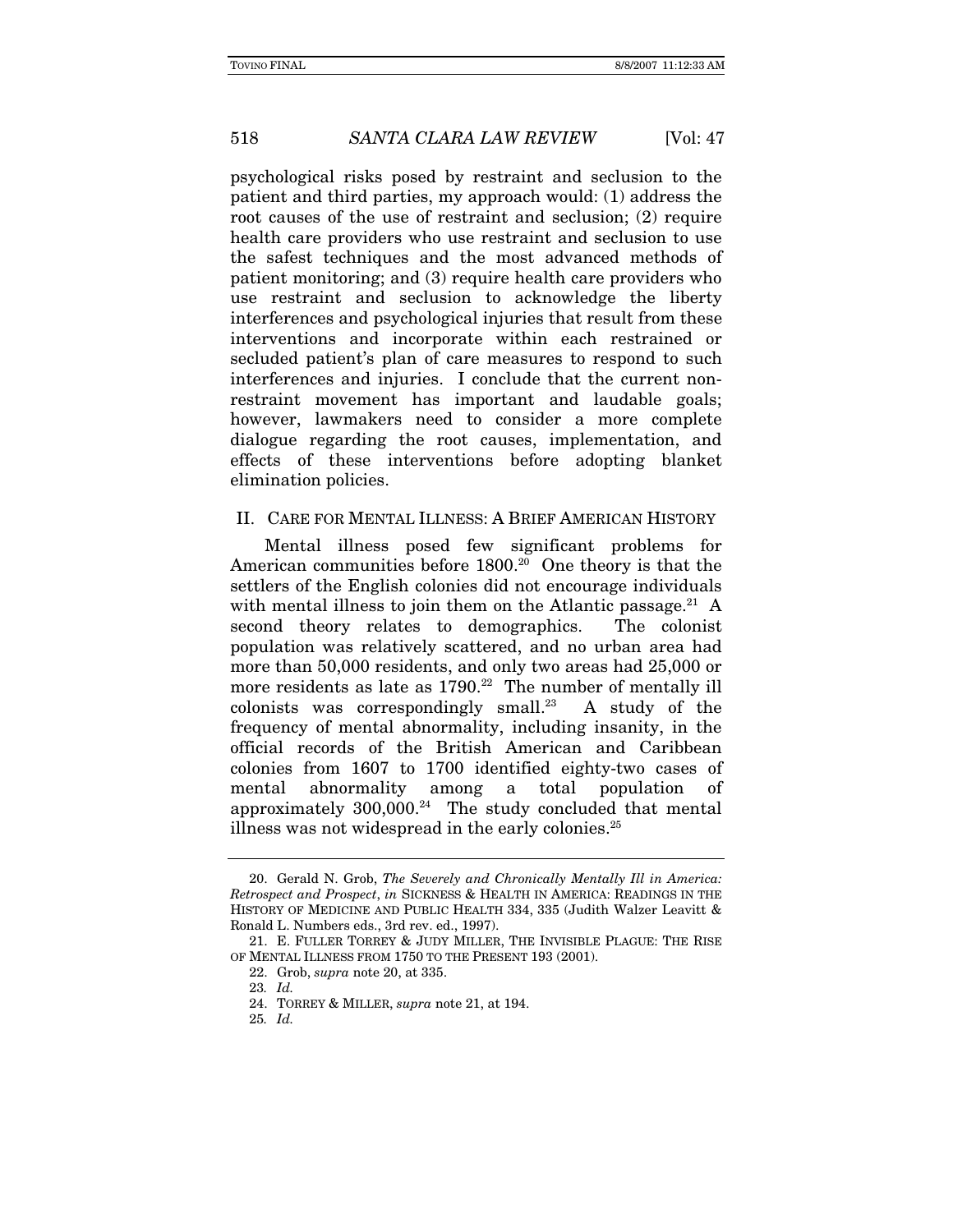psychological risks posed by restraint and seclusion to the patient and third parties, my approach would: (1) address the root causes of the use of restraint and seclusion; (2) require health care providers who use restraint and seclusion to use the safest techniques and the most advanced methods of patient monitoring; and (3) require health care providers who use restraint and seclusion to acknowledge the liberty interferences and psychological injuries that result from these interventions and incorporate within each restrained or secluded patient's plan of care measures to respond to such interferences and injuries. I conclude that the current non-restraint movement has important and laudable goals; however, lawmakers need to consider a more complete dialogue regarding the root causes, implementation, and effects of these interventions before adopting blanket elimination policies.

## II. CARE FOR MENTAL ILLNESS: A BRIEF AMERICAN HISTORY

Mental illness posed few significant problems for American communities before 1800.[20] One theory is that the settlers of the English colonies did not encourage individuals with mental illness to join them on the Atlantic passage.[21] A second theory relates to demographics. The colonist population was relatively scattered, and no urban area had more than 50,000 residents, and only two areas had 25,000 or more residents as late as 1790.[22] The number of mentally ill colonists was correspondingly small.[23] A study of the frequency of mental abnormality, including insanity, in the official records of the British American and Caribbean colonies from 1607 to 1700 identified eighty-two cases of mental abnormality among a total population of approximately 300,000.[24] The study concluded that mental illness was not widespread in the early colonies.[25]

---

20. Gerald N. Grob, *The Severely and Chronically Mentally Ill in America: Retrospect and Prospect*, *in* SICKNESS & HEALTH IN AMERICA: READINGS IN THE HISTORY OF MEDICINE AND PUBLIC HEALTH 334, 335 (Judith Walzer Leavitt & Ronald L. Numbers eds., 3rd rev. ed., 1997).

21. E. FULLER TORREY & JUDY MILLER, THE INVISIBLE PLAGUE: THE RISE OF MENTAL ILLNESS FROM 1750 TO THE PRESENT 193 (2001).

22. Grob, *supra* note 20, at 335.

23. *Id.*

24. TORREY & MILLER, *supra* note 21, at 194.

25. *Id.*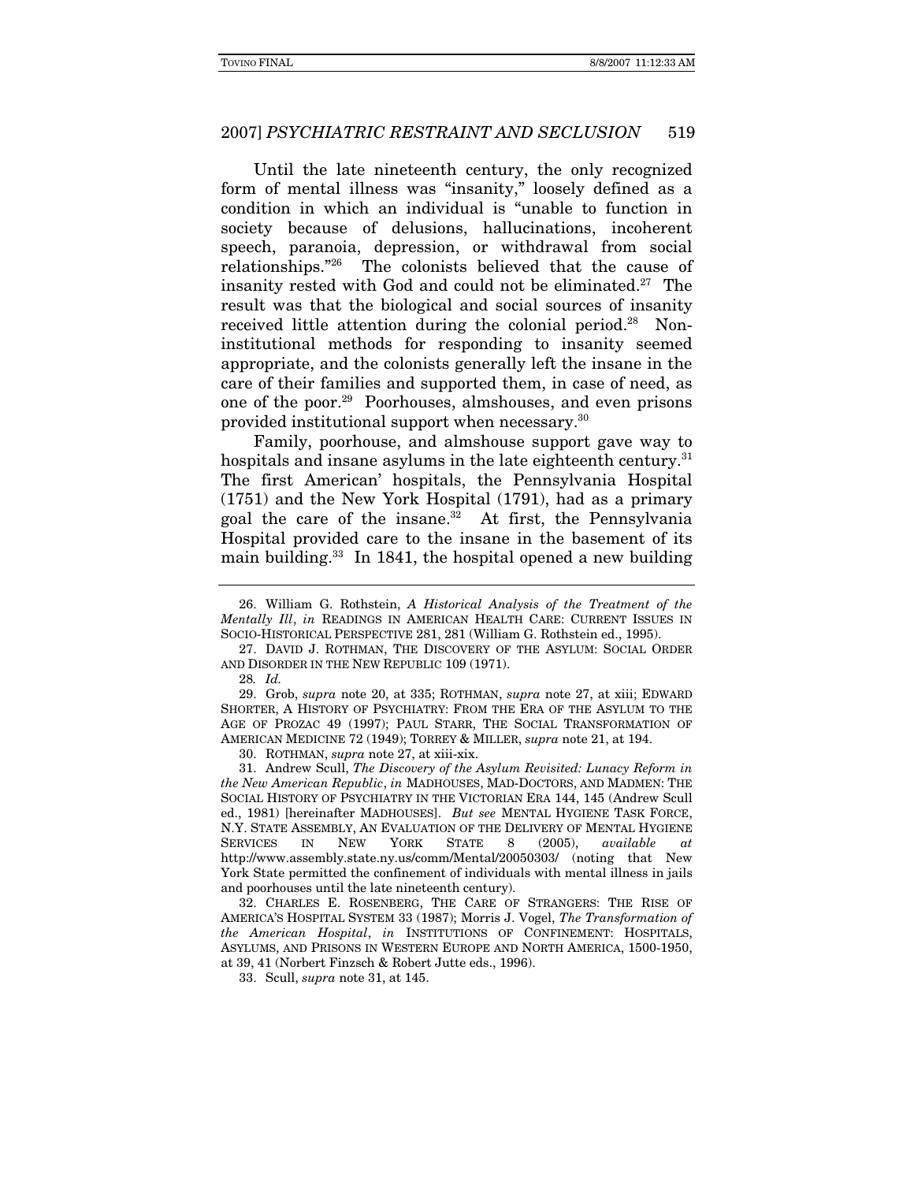Until the late nineteenth century, the only recognized form of mental illness was "insanity," loosely defined as a condition in which an individual is "unable to function in society because of delusions, hallucinations, incoherent speech, paranoia, depression, or withdrawal from social relationships."[26] The colonists believed that the cause of insanity rested with God and could not be eliminated.[27] The result was that the biological and social sources of insanity received little attention during the colonial period.[28] Non-institutional methods for responding to insanity seemed appropriate, and the colonists generally left the insane in the care of their families and supported them, in case of need, as one of the poor.[29] Poorhouses, almshouses, and even prisons provided institutional support when necessary.[30]

Family, poorhouse, and almshouse support gave way to hospitals and insane asylums in the late eighteenth century.[31] The first American' hospitals, the Pennsylvania Hospital (1751) and the New York Hospital (1791), had as a primary goal the care of the insane.[32] At first, the Pennsylvania Hospital provided care to the insane in the basement of its main building.[33] In 1841, the hospital opened a new building

26. William G. Rothstein, *A Historical Analysis of the Treatment of the Mentally Ill*, *in* READINGS IN AMERICAN HEALTH CARE: CURRENT ISSUES IN SOCIO-HISTORICAL PERSPECTIVE 281, 281 (William G. Rothstein ed., 1995).

27. DAVID J. ROTHMAN, THE DISCOVERY OF THE ASYLUM: SOCIAL ORDER AND DISORDER IN THE NEW REPUBLIC 109 (1971).

28. *Id.*

29. Grob, *supra* note 20, at 335; ROTHMAN, *supra* note 27, at xiii; EDWARD SHORTER, A HISTORY OF PSYCHIATRY: FROM THE ERA OF THE ASYLUM TO THE AGE OF PROZAC 49 (1997); PAUL STARR, THE SOCIAL TRANSFORMATION OF AMERICAN MEDICINE 72 (1949); TORREY & MILLER, *supra* note 21, at 194.

30. ROTHMAN, *supra* note 27, at xiii-xix.

31. Andrew Scull, *The Discovery of the Asylum Revisited: Lunacy Reform in the New American Republic*, *in* MADHOUSES, MAD-DOCTORS, AND MADMEN: THE SOCIAL HISTORY OF PSYCHIATRY IN THE VICTORIAN ERA 144, 145 (Andrew Scull ed., 1981) [hereinafter MADHOUSES]. *But see* MENTAL HYGIENE TASK FORCE, N.Y. STATE ASSEMBLY, AN EVALUATION OF THE DELIVERY OF MENTAL HYGIENE SERVICES IN NEW YORK STATE 8 (2005), *available at* http://www.assembly.state.ny.us/comm/Mental/20050303/ (noting that New York State permitted the confinement of individuals with mental illness in jails and poorhouses until the late nineteenth century).

32. CHARLES E. ROSENBERG, THE CARE OF STRANGERS: THE RISE OF AMERICA'S HOSPITAL SYSTEM 33 (1987); Morris J. Vogel, *The Transformation of the American Hospital*, *in* INSTITUTIONS OF CONFINEMENT: HOSPITALS, ASYLUMS, AND PRISONS IN WESTERN EUROPE AND NORTH AMERICA, 1500-1950, at 39, 41 (Norbert Finzsch & Robert Jutte eds., 1996).

33. Scull, *supra* note 31, at 145.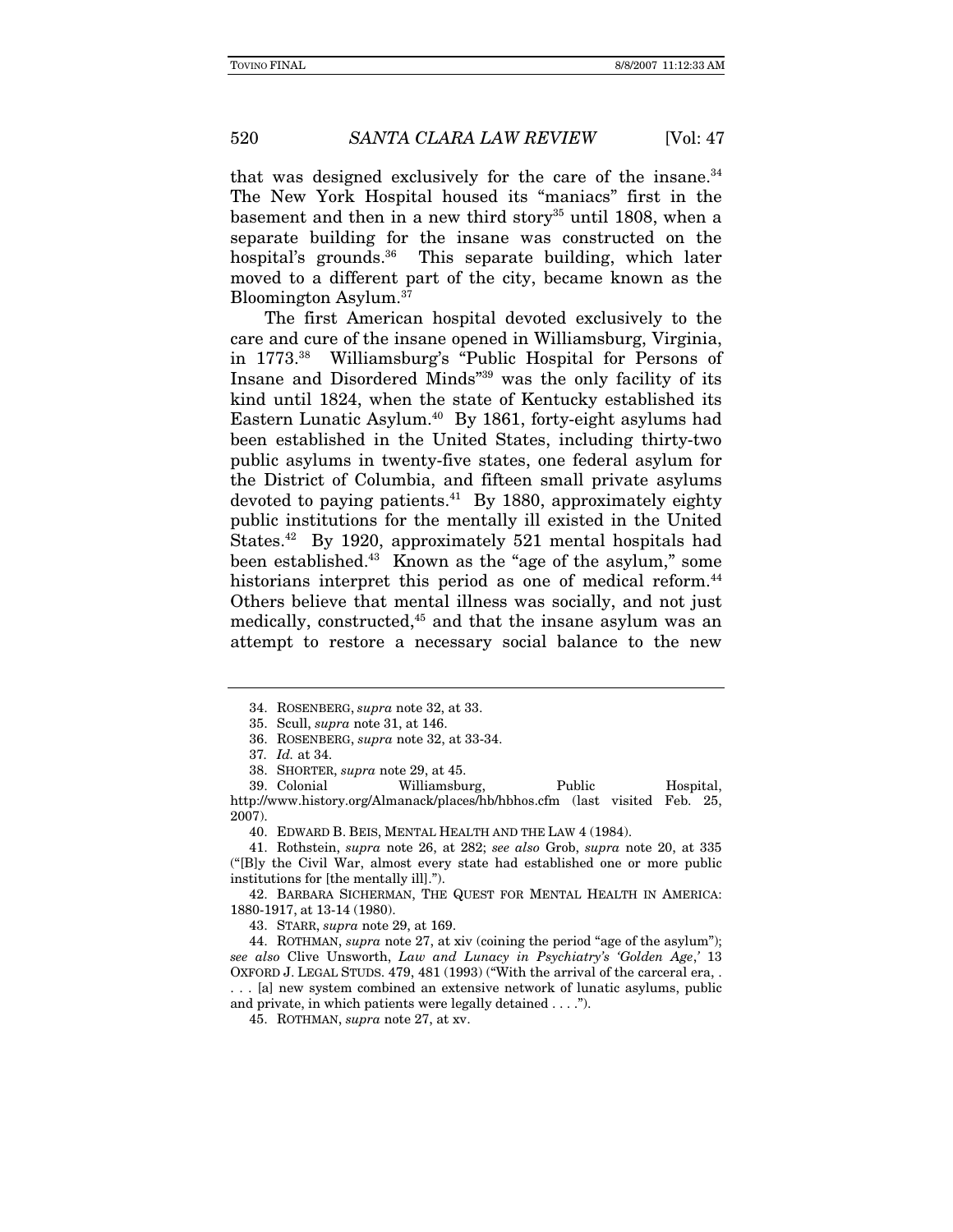that was designed exclusively for the care of the insane.[34] The New York Hospital housed its "maniacs" first in the basement and then in a new third story[35] until 1808, when a separate building for the insane was constructed on the hospital's grounds.[36] This separate building, which later moved to a different part of the city, became known as the Bloomington Asylum.[37]

The first American hospital devoted exclusively to the care and cure of the insane opened in Williamsburg, Virginia, in 1773.[38] Williamsburg's "Public Hospital for Persons of Insane and Disordered Minds"[39] was the only facility of its kind until 1824, when the state of Kentucky established its Eastern Lunatic Asylum.[40] By 1861, forty-eight asylums had been established in the United States, including thirty-two public asylums in twenty-five states, one federal asylum for the District of Columbia, and fifteen small private asylums devoted to paying patients.[41] By 1880, approximately eighty public institutions for the mentally ill existed in the United States.[42] By 1920, approximately 521 mental hospitals had been established.[43] Known as the "age of the asylum," some historians interpret this period as one of medical reform.[44] Others believe that mental illness was socially, and not just medically, constructed,[45] and that the insane asylum was an attempt to restore a necessary social balance to the new

---

34. ROSENBERG, *supra* note 32, at 33.

35. Scull, *supra* note 31, at 146.

36. ROSENBERG, *supra* note 32, at 33-34.

37. *Id.* at 34.

38. SHORTER, *supra* note 29, at 45.

39. Colonial Williamsburg, Public Hospital, http://www.history.org/Almanack/places/hb/hbhos.cfm (last visited Feb. 25, 2007).

40. EDWARD B. BEIS, MENTAL HEALTH AND THE LAW 4 (1984).

41. Rothstein, *supra* note 26, at 282; *see also* Grob, *supra* note 20, at 335 ("[B]y the Civil War, almost every state had established one or more public institutions for [the mentally ill].").

42. BARBARA SICHERMAN, THE QUEST FOR MENTAL HEALTH IN AMERICA: 1880-1917, at 13-14 (1980).

43. STARR, *supra* note 29, at 169.

44. ROTHMAN, *supra* note 27, at xiv (coining the period "age of the asylum"); *see also* Clive Unsworth, *Law and Lunacy in Psychiatry's 'Golden Age*,' 13 OXFORD J. LEGAL STUDS. 479, 481 (1993) ("With the arrival of the carceral era, . . . . [a] new system combined an extensive network of lunatic asylums, public and private, in which patients were legally detained . . . .").

45. ROTHMAN, *supra* note 27, at xv.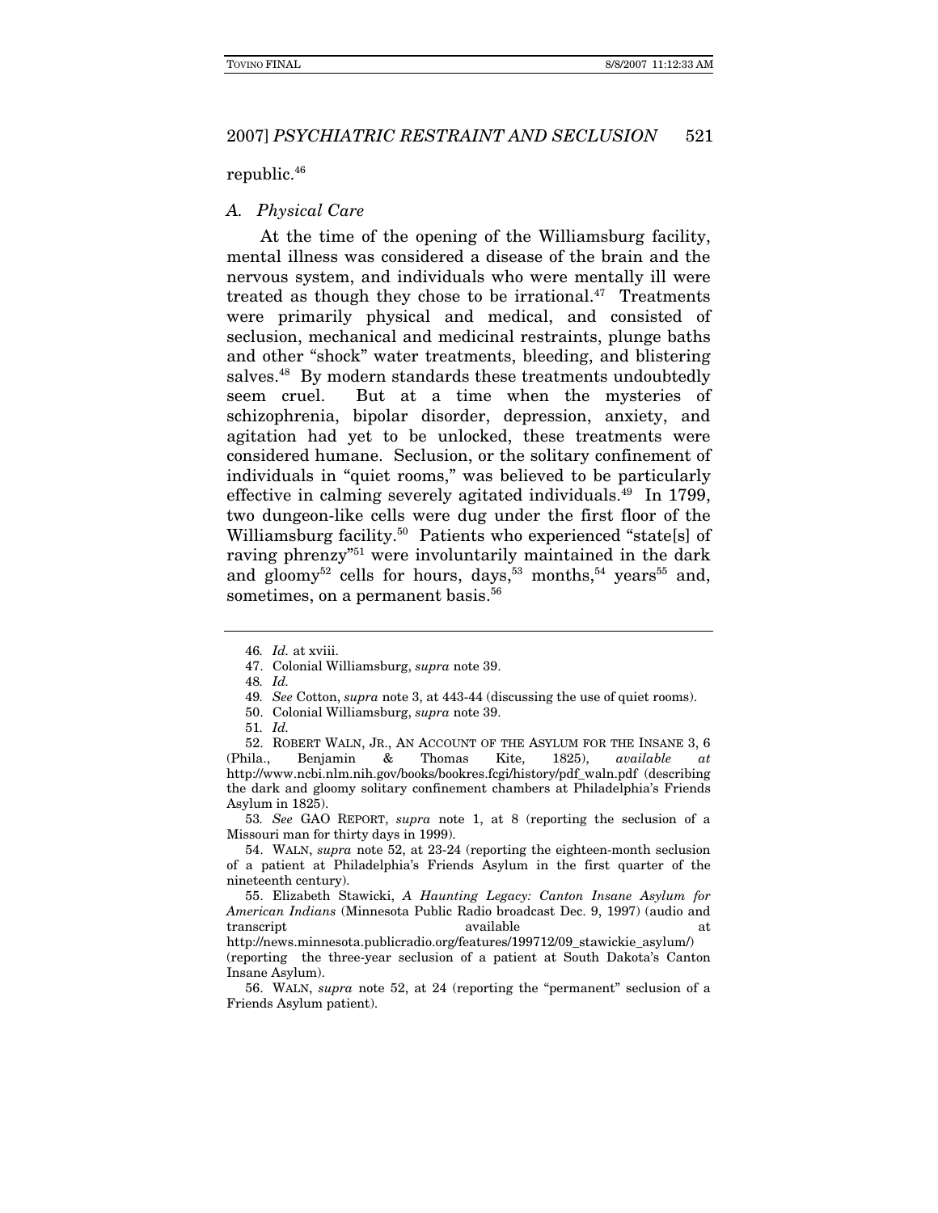republic.[46]

### A. Physical Care

At the time of the opening of the Williamsburg facility, mental illness was considered a disease of the brain and the nervous system, and individuals who were mentally ill were treated as though they chose to be irrational.[47] Treatments were primarily physical and medical, and consisted of seclusion, mechanical and medicinal restraints, plunge baths and other "shock" water treatments, bleeding, and blistering salves.[48] By modern standards these treatments undoubtedly seem cruel. But at a time when the mysteries of schizophrenia, bipolar disorder, depression, anxiety, and agitation had yet to be unlocked, these treatments were considered humane. Seclusion, or the solitary confinement of individuals in "quiet rooms," was believed to be particularly effective in calming severely agitated individuals.[49] In 1799, two dungeon-like cells were dug under the first floor of the Williamsburg facility.[50] Patients who experienced "state[s] of raving phrenzy"[51] were involuntarily maintained in the dark and gloomy[52] cells for hours, days,[53] months,[54] years[55] and, sometimes, on a permanent basis.[56]

---

46. *Id.* at xviii.

47. Colonial Williamsburg, *supra* note 39.

48. *Id.*

49. *See* Cotton, *supra* note 3, at 443-44 (discussing the use of quiet rooms).

50. Colonial Williamsburg, *supra* note 39.

51. *Id.*

52. ROBERT WALN, JR., AN ACCOUNT OF THE ASYLUM FOR THE INSANE 3, 6 (Phila., Benjamin & Thomas Kite, 1825), *available at* http://www.ncbi.nlm.nih.gov/books/bookres.fcgi/history/pdf_waln.pdf (describing the dark and gloomy solitary confinement chambers at Philadelphia's Friends Asylum in 1825).

53. *See* GAO REPORT, *supra* note 1, at 8 (reporting the seclusion of a Missouri man for thirty days in 1999).

54. WALN, *supra* note 52, at 23-24 (reporting the eighteen-month seclusion of a patient at Philadelphia's Friends Asylum in the first quarter of the nineteenth century).

55. Elizabeth Stawicki, *A Haunting Legacy: Canton Insane Asylum for American Indians* (Minnesota Public Radio broadcast Dec. 9, 1997) (audio and transcript available at http://news.minnesota.publicradio.org/features/199712/09_stawickie_asylum/) (reporting the three-year seclusion of a patient at South Dakota's Canton Insane Asylum).

56. WALN, *supra* note 52, at 24 (reporting the "permanent" seclusion of a Friends Asylum patient).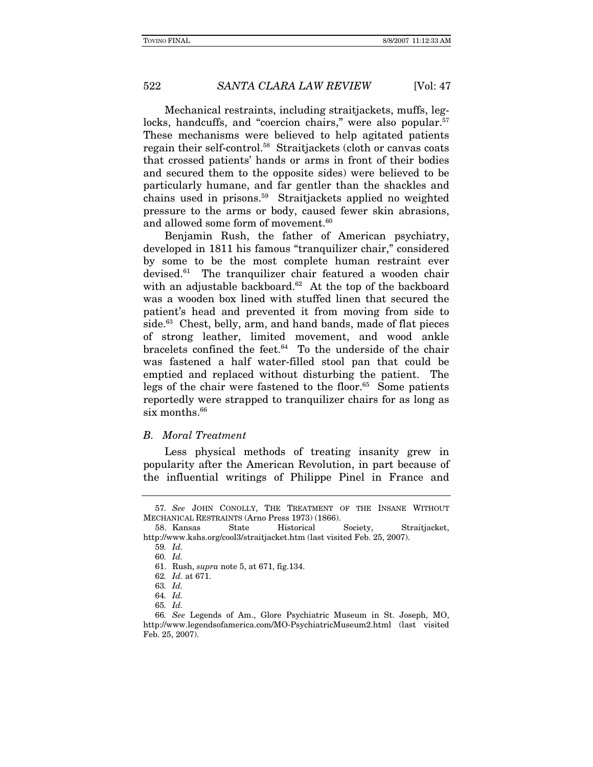Mechanical restraints, including straitjackets, muffs, leg-locks, handcuffs, and "coercion chairs," were also popular.[57] These mechanisms were believed to help agitated patients regain their self-control.[58] Straitjackets (cloth or canvas coats that crossed patients' hands or arms in front of their bodies and secured them to the opposite sides) were believed to be particularly humane, and far gentler than the shackles and chains used in prisons.[59] Straitjackets applied no weighted pressure to the arms or body, caused fewer skin abrasions, and allowed some form of movement.[60]

Benjamin Rush, the father of American psychiatry, developed in 1811 his famous "tranquilizer chair," considered by some to be the most complete human restraint ever devised.[61] The tranquilizer chair featured a wooden chair with an adjustable backboard.[62] At the top of the backboard was a wooden box lined with stuffed linen that secured the patient's head and prevented it from moving from side to side.[63] Chest, belly, arm, and hand bands, made of flat pieces of strong leather, limited movement, and wood ankle bracelets confined the feet.[64] To the underside of the chair was fastened a half water-filled stool pan that could be emptied and replaced without disturbing the patient. The legs of the chair were fastened to the floor.[65] Some patients reportedly were strapped to tranquilizer chairs for as long as six months.[66]

### *B. Moral Treatment*

Less physical methods of treating insanity grew in popularity after the American Revolution, in part because of the influential writings of Philippe Pinel in France and

---

57. *See* JOHN CONOLLY, THE TREATMENT OF THE INSANE WITHOUT MECHANICAL RESTRAINTS (Arno Press 1973) (1866).

58. Kansas State Historical Society, Straitjacket, http://www.kshs.org/cool3/straitjacket.htm (last visited Feb. 25, 2007).

59. *Id.*

60. *Id.*

61. Rush, *supra* note 5, at 671, fig.134.

62. *Id.* at 671.

63. *Id.*

64. *Id.*

65. *Id.*

66. *See* Legends of Am., Glore Psychiatric Museum in St. Joseph, MO, http://www.legendsofamerica.com/MO-PsychiatricMuseum2.html (last visited Feb. 25, 2007).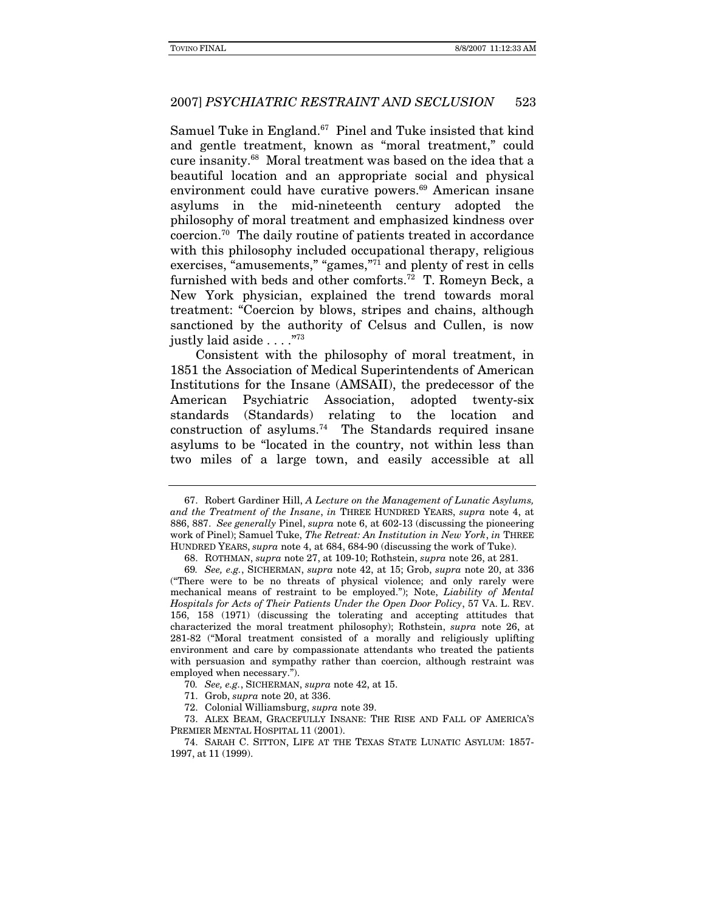Samuel Tuke in England.[67] Pinel and Tuke insisted that kind and gentle treatment, known as "moral treatment," could cure insanity.[68] Moral treatment was based on the idea that a beautiful location and an appropriate social and physical environment could have curative powers.[69] American insane asylums in the mid-nineteenth century adopted the philosophy of moral treatment and emphasized kindness over coercion.[70] The daily routine of patients treated in accordance with this philosophy included occupational therapy, religious exercises, "amusements," "games,"[71] and plenty of rest in cells furnished with beds and other comforts.[72] T. Romeyn Beck, a New York physician, explained the trend towards moral treatment: "Coercion by blows, stripes and chains, although sanctioned by the authority of Celsus and Cullen, is now justly laid aside . . . ."[73]

Consistent with the philosophy of moral treatment, in 1851 the Association of Medical Superintendents of American Institutions for the Insane (AMSAII), the predecessor of the American Psychiatric Association, adopted twenty-six standards (Standards) relating to the location and construction of asylums.[74] The Standards required insane asylums to be "located in the country, not within less than two miles of a large town, and easily accessible at all

---

67. Robert Gardiner Hill, *A Lecture on the Management of Lunatic Asylums, and the Treatment of the Insane*, *in* THREE HUNDRED YEARS, *supra* note 4, at 886, 887. *See generally* Pinel, *supra* note 6, at 602-13 (discussing the pioneering work of Pinel); Samuel Tuke, *The Retreat: An Institution in New York*, *in* THREE HUNDRED YEARS, *supra* note 4, at 684, 684-90 (discussing the work of Tuke).

68. ROTHMAN, *supra* note 27, at 109-10; Rothstein, *supra* note 26, at 281.

69. *See, e.g.*, SICHERMAN, *supra* note 42, at 15; Grob, *supra* note 20, at 336 ("There were to be no threats of physical violence; and only rarely were mechanical means of restraint to be employed."); Note, *Liability of Mental Hospitals for Acts of Their Patients Under the Open Door Policy*, 57 VA. L. REV. 156, 158 (1971) (discussing the tolerating and accepting attitudes that characterized the moral treatment philosophy); Rothstein, *supra* note 26, at 281-82 ("Moral treatment consisted of a morally and religiously uplifting environment and care by compassionate attendants who treated the patients with persuasion and sympathy rather than coercion, although restraint was employed when necessary.").

70. *See, e.g.*, SICHERMAN, *supra* note 42, at 15.

71. Grob, *supra* note 20, at 336.

72. Colonial Williamsburg, *supra* note 39.

73. ALEX BEAM, GRACEFULLY INSANE: THE RISE AND FALL OF AMERICA'S PREMIER MENTAL HOSPITAL 11 (2001).

74. SARAH C. SITTON, LIFE AT THE TEXAS STATE LUNATIC ASYLUM: 1857-1997, at 11 (1999).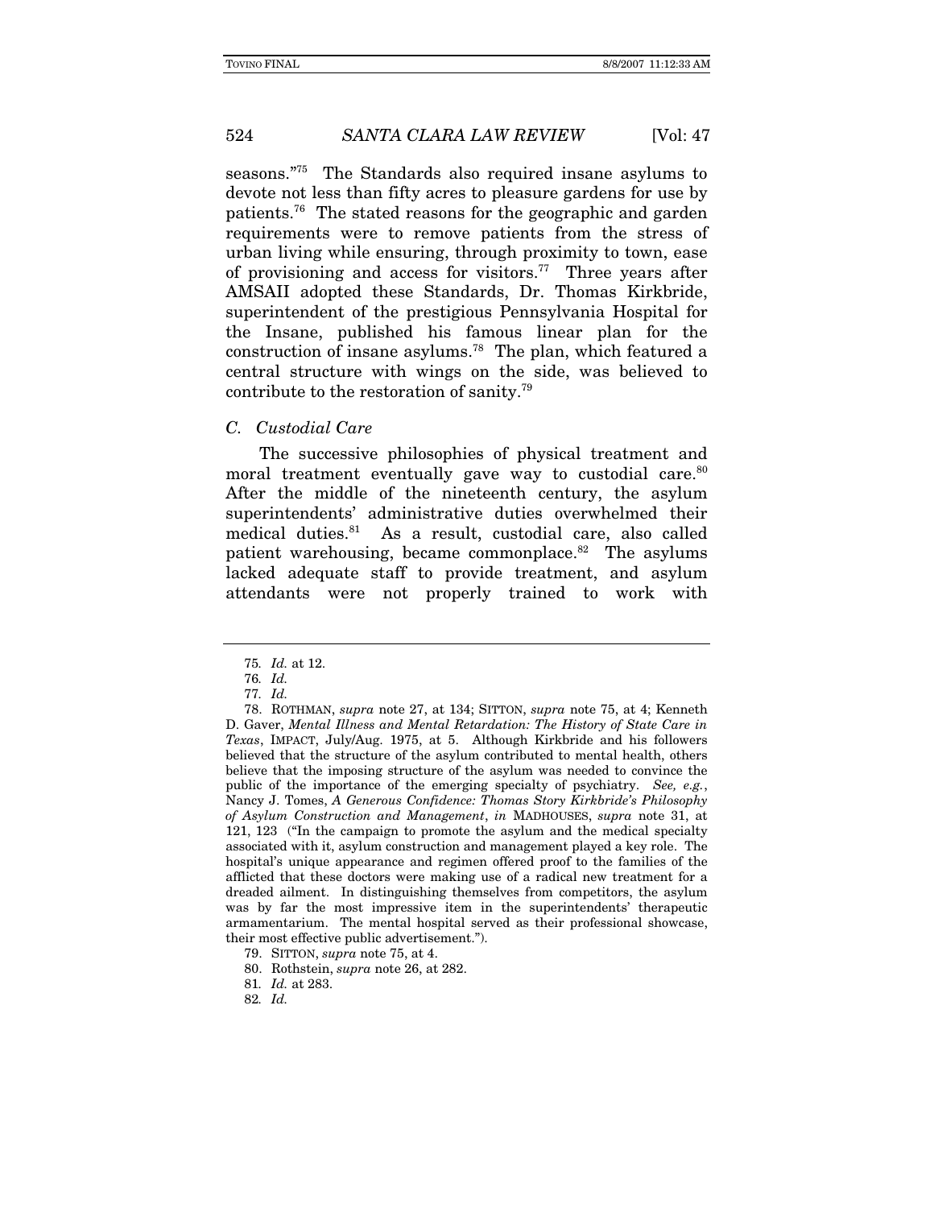seasons."[75] The Standards also required insane asylums to devote not less than fifty acres to pleasure gardens for use by patients.[76] The stated reasons for the geographic and garden requirements were to remove patients from the stress of urban living while ensuring, through proximity to town, ease of provisioning and access for visitors.[77] Three years after AMSAII adopted these Standards, Dr. Thomas Kirkbride, superintendent of the prestigious Pennsylvania Hospital for the Insane, published his famous linear plan for the construction of insane asylums.[78] The plan, which featured a central structure with wings on the side, was believed to contribute to the restoration of sanity.[79]

### *C. Custodial Care*

The successive philosophies of physical treatment and moral treatment eventually gave way to custodial care.[80] After the middle of the nineteenth century, the asylum superintendents' administrative duties overwhelmed their medical duties.[81] As a result, custodial care, also called patient warehousing, became commonplace.[82] The asylums lacked adequate staff to provide treatment, and asylum attendants were not properly trained to work with

---

75. *Id.* at 12.

76. *Id.*

77. *Id.*

78. ROTHMAN, *supra* note 27, at 134; SITTON, *supra* note 75, at 4; Kenneth D. Gaver, *Mental Illness and Mental Retardation: The History of State Care in Texas*, IMPACT, July/Aug. 1975, at 5. Although Kirkbride and his followers believed that the structure of the asylum contributed to mental health, others believe that the imposing structure of the asylum was needed to convince the public of the importance of the emerging specialty of psychiatry. *See, e.g.*, Nancy J. Tomes, *A Generous Confidence: Thomas Story Kirkbride's Philosophy of Asylum Construction and Management*, *in* MADHOUSES, *supra* note 31, at 121, 123 ("In the campaign to promote the asylum and the medical specialty associated with it, asylum construction and management played a key role. The hospital's unique appearance and regimen offered proof to the families of the afflicted that these doctors were making use of a radical new treatment for a dreaded ailment. In distinguishing themselves from competitors, the asylum was by far the most impressive item in the superintendents' therapeutic armamentarium. The mental hospital served as their professional showcase, their most effective public advertisement.").

79. SITTON, *supra* note 75, at 4.

80. Rothstein, *supra* note 26, at 282.

81. *Id.* at 283.

82. *Id.*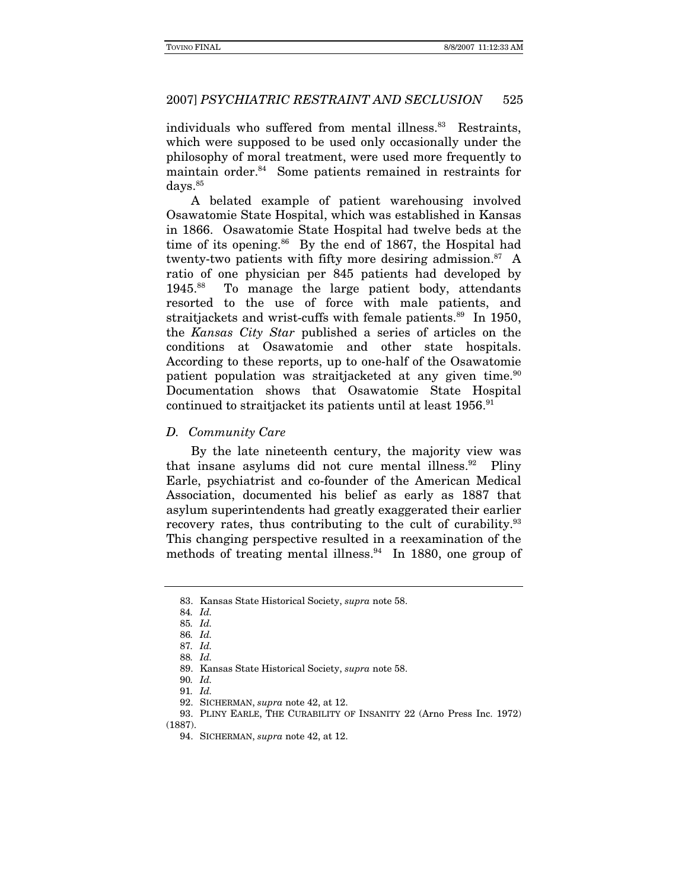individuals who suffered from mental illness.[83] Restraints, which were supposed to be used only occasionally under the philosophy of moral treatment, were used more frequently to maintain order.[84] Some patients remained in restraints for days.[85]

A belated example of patient warehousing involved Osawatomie State Hospital, which was established in Kansas in 1866. Osawatomie State Hospital had twelve beds at the time of its opening.[86] By the end of 1867, the Hospital had twenty-two patients with fifty more desiring admission.[87] A ratio of one physician per 845 patients had developed by 1945.[88] To manage the large patient body, attendants resorted to the use of force with male patients, and straitjackets and wrist-cuffs with female patients.[89] In 1950, the *Kansas City Star* published a series of articles on the conditions at Osawatomie and other state hospitals. According to these reports, up to one-half of the Osawatomie patient population was straitjacketed at any given time.[90] Documentation shows that Osawatomie State Hospital continued to straitjacket its patients until at least 1956.[91]

### *D. Community Care*

By the late nineteenth century, the majority view was that insane asylums did not cure mental illness.[92] Pliny Earle, psychiatrist and co-founder of the American Medical Association, documented his belief as early as 1887 that asylum superintendents had greatly exaggerated their earlier recovery rates, thus contributing to the cult of curability.[93] This changing perspective resulted in a reexamination of the methods of treating mental illness.[94] In 1880, one group of

---

83. Kansas State Historical Society, *supra* note 58.

84. *Id.*

85. *Id.*

86. *Id.*

87. *Id.*

88. *Id.*

89. Kansas State Historical Society, *supra* note 58.

90. *Id.*

91. *Id.*

92. SICHERMAN, *supra* note 42, at 12.

93. PLINY EARLE, THE CURABILITY OF INSANITY 22 (Arno Press Inc. 1972) (1887).

94. SICHERMAN, *supra* note 42, at 12.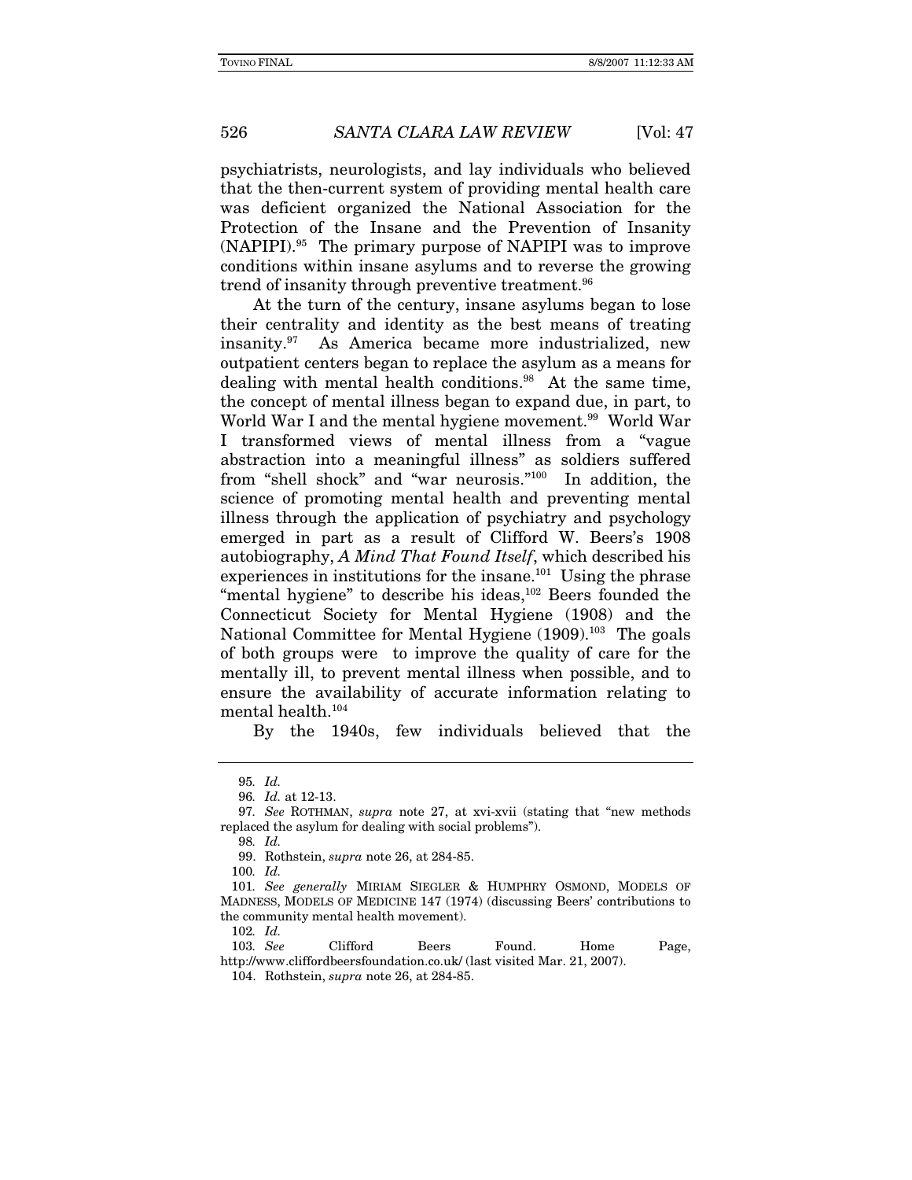psychiatrists, neurologists, and lay individuals who believed that the then-current system of providing mental health care was deficient organized the National Association for the Protection of the Insane and the Prevention of Insanity (NAPIPI).[95] The primary purpose of NAPIPI was to improve conditions within insane asylums and to reverse the growing trend of insanity through preventive treatment.[96]

At the turn of the century, insane asylums began to lose their centrality and identity as the best means of treating insanity.[97] As America became more industrialized, new outpatient centers began to replace the asylum as a means for dealing with mental health conditions.[98] At the same time, the concept of mental illness began to expand due, in part, to World War I and the mental hygiene movement.[99] World War I transformed views of mental illness from a "vague abstraction into a meaningful illness" as soldiers suffered from "shell shock" and "war neurosis."[100] In addition, the science of promoting mental health and preventing mental illness through the application of psychiatry and psychology emerged in part as a result of Clifford W. Beers's 1908 autobiography, *A Mind That Found Itself*, which described his experiences in institutions for the insane.[101] Using the phrase "mental hygiene" to describe his ideas,[102] Beers founded the Connecticut Society for Mental Hygiene (1908) and the National Committee for Mental Hygiene (1909).[103] The goals of both groups were to improve the quality of care for the mentally ill, to prevent mental illness when possible, and to ensure the availability of accurate information relating to mental health.[104]

By the 1940s, few individuals believed that the

---

95. *Id.*

96. *Id.* at 12-13.

97. *See* ROTHMAN, *supra* note 27, at xvi-xvii (stating that "new methods replaced the asylum for dealing with social problems").

98. *Id.*

99. Rothstein, *supra* note 26, at 284-85.

100. *Id.*

101. *See generally* MIRIAM SIEGLER & HUMPHRY OSMOND, MODELS OF MADNESS, MODELS OF MEDICINE 147 (1974) (discussing Beers' contributions to the community mental health movement).

102. *Id.*

103. *See* Clifford Beers Found. Home Page, http://www.cliffordbeersfoundation.co.uk/ (last visited Mar. 21, 2007).

104. Rothstein, *supra* note 26, at 284-85.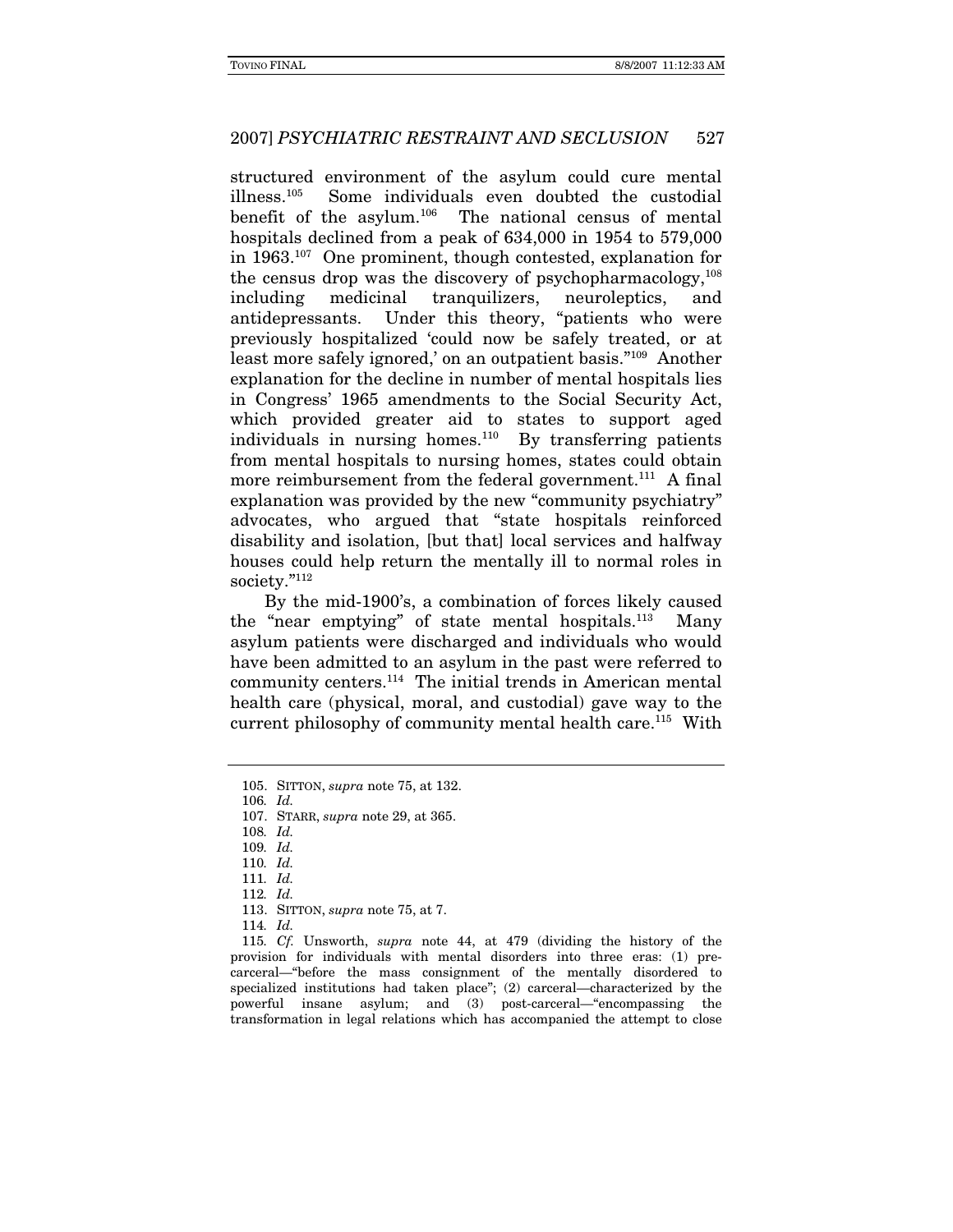structured environment of the asylum could cure mental illness.[105] Some individuals even doubted the custodial benefit of the asylum.[106] The national census of mental hospitals declined from a peak of 634,000 in 1954 to 579,000 in 1963.[107] One prominent, though contested, explanation for the census drop was the discovery of psychopharmacology,[108] including medicinal tranquilizers, neuroleptics, and antidepressants. Under this theory, "patients who were previously hospitalized 'could now be safely treated, or at least more safely ignored,' on an outpatient basis."[109] Another explanation for the decline in number of mental hospitals lies in Congress' 1965 amendments to the Social Security Act, which provided greater aid to states to support aged individuals in nursing homes.[110] By transferring patients from mental hospitals to nursing homes, states could obtain more reimbursement from the federal government.[111] A final explanation was provided by the new "community psychiatry" advocates, who argued that "state hospitals reinforced disability and isolation, [but that] local services and halfway houses could help return the mentally ill to normal roles in society."[112]

By the mid-1900's, a combination of forces likely caused the "near emptying" of state mental hospitals.[113] Many asylum patients were discharged and individuals who would have been admitted to an asylum in the past were referred to community centers.[114] The initial trends in American mental health care (physical, moral, and custodial) gave way to the current philosophy of community mental health care.[115] With

---

105. SITTON, *supra* note 75, at 132.

106. *Id.*

107. STARR, *supra* note 29, at 365.

108. *Id.*

109. *Id.*

110. *Id.*

111. *Id.*

112. *Id.*

113. SITTON, *supra* note 75, at 7.

114. *Id.*

115. *Cf.* Unsworth, *supra* note 44, at 479 (dividing the history of the provision for individuals with mental disorders into three eras: (1) pre-carceral—"before the mass consignment of the mentally disordered to specialized institutions had taken place"; (2) carceral—characterized by the powerful insane asylum; and (3) post-carceral—"encompassing the transformation in legal relations which has accompanied the attempt to close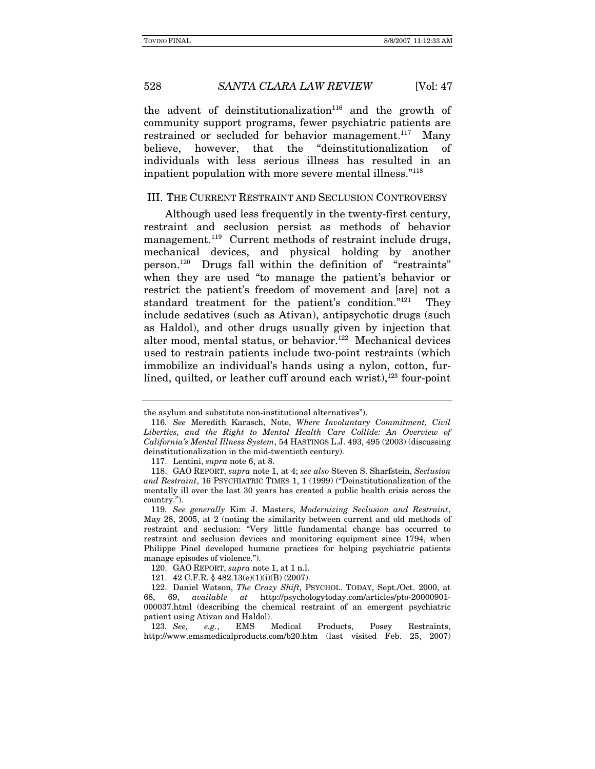the advent of deinstitutionalization[116] and the growth of community support programs, fewer psychiatric patients are restrained or secluded for behavior management.[117] Many believe, however, that the "deinstitutionalization of individuals with less serious illness has resulted in an inpatient population with more severe mental illness."[118]

## III. THE CURRENT RESTRAINT AND SECLUSION CONTROVERSY

Although used less frequently in the twenty-first century, restraint and seclusion persist as methods of behavior management.[119] Current methods of restraint include drugs, mechanical devices, and physical holding by another person.[120] Drugs fall within the definition of "restraints" when they are used "to manage the patient's behavior or restrict the patient's freedom of movement and [are] not a standard treatment for the patient's condition."[121] They include sedatives (such as Ativan), antipsychotic drugs (such as Haldol), and other drugs usually given by injection that alter mood, mental status, or behavior.[122] Mechanical devices used to restrain patients include two-point restraints (which immobilize an individual's hands using a nylon, cotton, fur-lined, quilted, or leather cuff around each wrist),[123] four-point

---

the asylum and substitute non-institutional alternatives").

116. *See* Meredith Karasch, Note, *Where Involuntary Commitment, Civil Liberties, and the Right to Mental Health Care Collide: An Overview of California's Mental Illness System*, 54 HASTINGS L.J. 493, 495 (2003) (discussing deinstitutionalization in the mid-twentieth century).

117. Lentini, *supra* note 6, at 8.

118. GAO REPORT, *supra* note 1, at 4; *see also* Steven S. Sharfstein, *Seclusion and Restraint*, 16 PSYCHIATRIC TIMES 1, 1 (1999) ("Deinstitutionalization of the mentally ill over the last 30 years has created a public health crisis across the country.").

119. *See generally* Kim J. Masters, *Modernizing Seclusion and Restraint*, May 28, 2005, at 2 (noting the similarity between current and old methods of restraint and seclusion: "Very little fundamental change has occurred to restraint and seclusion devices and monitoring equipment since 1794, when Philippe Pinel developed humane practices for helping psychiatric patients manage episodes of violence.").

120. GAO REPORT, *supra* note 1, at 1 n.l.

121. 42 C.F.R. § 482.13(e)(1)(i)(B) (2007).

122. Daniel Watson, *The Crazy Shift*, PSYCHOL. TODAY, Sept./Oct. 2000, at 68, 69, *available at* http://psychologytoday.com/articles/pto-20000901-000037.html (describing the chemical restraint of an emergent psychiatric patient using Ativan and Haldol).

123. *See, e.g.*, EMS Medical Products, Posey Restraints, http://www.emsmedicalproducts.com/b20.htm (last visited Feb. 25, 2007)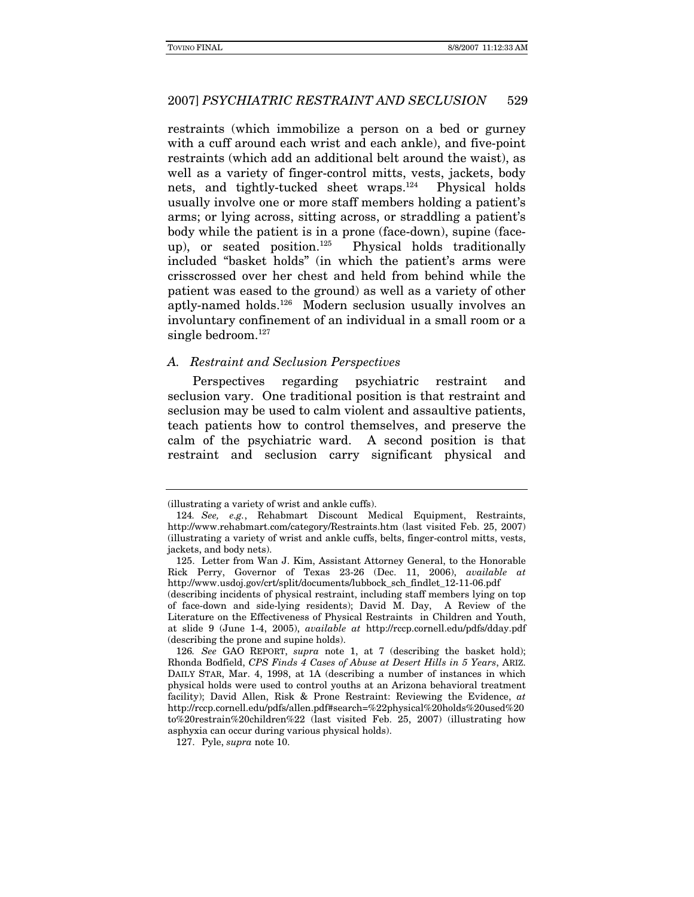restraints (which immobilize a person on a bed or gurney with a cuff around each wrist and each ankle), and five-point restraints (which add an additional belt around the waist), as well as a variety of finger-control mitts, vests, jackets, body nets, and tightly-tucked sheet wraps.[124] Physical holds usually involve one or more staff members holding a patient's arms; or lying across, sitting across, or straddling a patient's body while the patient is in a prone (face-down), supine (face-up), or seated position.[125] Physical holds traditionally included "basket holds" (in which the patient's arms were crisscrossed over her chest and held from behind while the patient was eased to the ground) as well as a variety of other aptly-named holds.[126] Modern seclusion usually involves an involuntary confinement of an individual in a small room or a single bedroom.[127]

### *A. Restraint and Seclusion Perspectives*

Perspectives regarding psychiatric restraint and seclusion vary. One traditional position is that restraint and seclusion may be used to calm violent and assaultive patients, teach patients how to control themselves, and preserve the calm of the psychiatric ward. A second position is that restraint and seclusion carry significant physical and

---

(illustrating a variety of wrist and ankle cuffs).

124. *See, e.g.*, Rehabmart Discount Medical Equipment, Restraints, http://www.rehabmart.com/category/Restraints.htm (last visited Feb. 25, 2007) (illustrating a variety of wrist and ankle cuffs, belts, finger-control mitts, vests, jackets, and body nets).

125. Letter from Wan J. Kim, Assistant Attorney General, to the Honorable Rick Perry, Governor of Texas 23-26 (Dec. 11, 2006), *available at* http://www.usdoj.gov/crt/split/documents/lubbock_sch_findlet_12-11-06.pdf (describing incidents of physical restraint, including staff members lying on top of face-down and side-lying residents); David M. Day, A Review of the Literature on the Effectiveness of Physical Restraints in Children and Youth, at slide 9 (June 1-4, 2005), *available at* http://rccp.cornell.edu/pdfs/dday.pdf (describing the prone and supine holds).

126. *See* GAO REPORT, *supra* note 1, at 7 (describing the basket hold); Rhonda Bodfield, *CPS Finds 4 Cases of Abuse at Desert Hills in 5 Years*, ARIZ. DAILY STAR, Mar. 4, 1998, at 1A (describing a number of instances in which physical holds were used to control youths at an Arizona behavioral treatment facility); David Allen, Risk & Prone Restraint: Reviewing the Evidence, *at* http://rccp.cornell.edu/pdfs/allen.pdf#search=%22physical%20holds%20used%20to%20restrain%20children%22 (last visited Feb. 25, 2007) (illustrating how asphyxia can occur during various physical holds).

127. Pyle, *supra* note 10.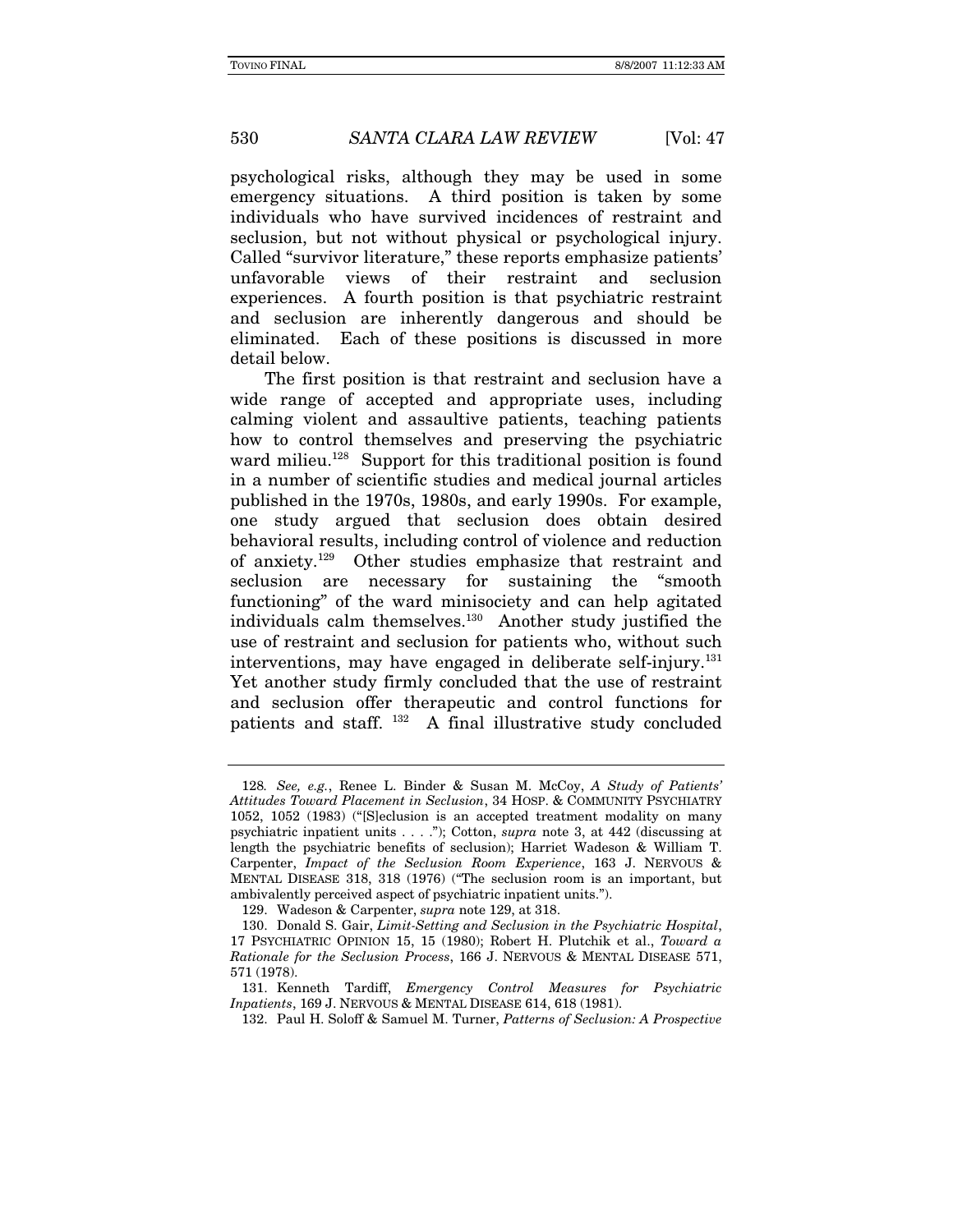psychological risks, although they may be used in some emergency situations. A third position is taken by some individuals who have survived incidences of restraint and seclusion, but not without physical or psychological injury. Called "survivor literature," these reports emphasize patients' unfavorable views of their restraint and seclusion experiences. A fourth position is that psychiatric restraint and seclusion are inherently dangerous and should be eliminated. Each of these positions is discussed in more detail below.

The first position is that restraint and seclusion have a wide range of accepted and appropriate uses, including calming violent and assaultive patients, teaching patients how to control themselves and preserving the psychiatric ward milieu.[128] Support for this traditional position is found in a number of scientific studies and medical journal articles published in the 1970s, 1980s, and early 1990s. For example, one study argued that seclusion does obtain desired behavioral results, including control of violence and reduction of anxiety.[129] Other studies emphasize that restraint and seclusion are necessary for sustaining the "smooth functioning" of the ward minisociety and can help agitated individuals calm themselves.[130] Another study justified the use of restraint and seclusion for patients who, without such interventions, may have engaged in deliberate self-injury.[131] Yet another study firmly concluded that the use of restraint and seclusion offer therapeutic and control functions for patients and staff.[132] A final illustrative study concluded

---

128. *See, e.g.*, Renee L. Binder & Susan M. McCoy, *A Study of Patients' Attitudes Toward Placement in Seclusion*, 34 HOSP. & COMMUNITY PSYCHIATRY 1052, 1052 (1983) ("[S]eclusion is an accepted treatment modality on many psychiatric inpatient units . . . ."); Cotton, *supra* note 3, at 442 (discussing at length the psychiatric benefits of seclusion); Harriet Wadeson & William T. Carpenter, *Impact of the Seclusion Room Experience*, 163 J. NERVOUS & MENTAL DISEASE 318, 318 (1976) ("The seclusion room is an important, but ambivalently perceived aspect of psychiatric inpatient units.").

129. Wadeson & Carpenter, *supra* note 129, at 318.

130. Donald S. Gair, *Limit-Setting and Seclusion in the Psychiatric Hospital*, 17 PSYCHIATRIC OPINION 15, 15 (1980); Robert H. Plutchik et al., *Toward a Rationale for the Seclusion Process*, 166 J. NERVOUS & MENTAL DISEASE 571, 571 (1978).

131. Kenneth Tardiff, *Emergency Control Measures for Psychiatric Inpatients*, 169 J. NERVOUS & MENTAL DISEASE 614, 618 (1981).

132. Paul H. Soloff & Samuel M. Turner, *Patterns of Seclusion: A Prospective*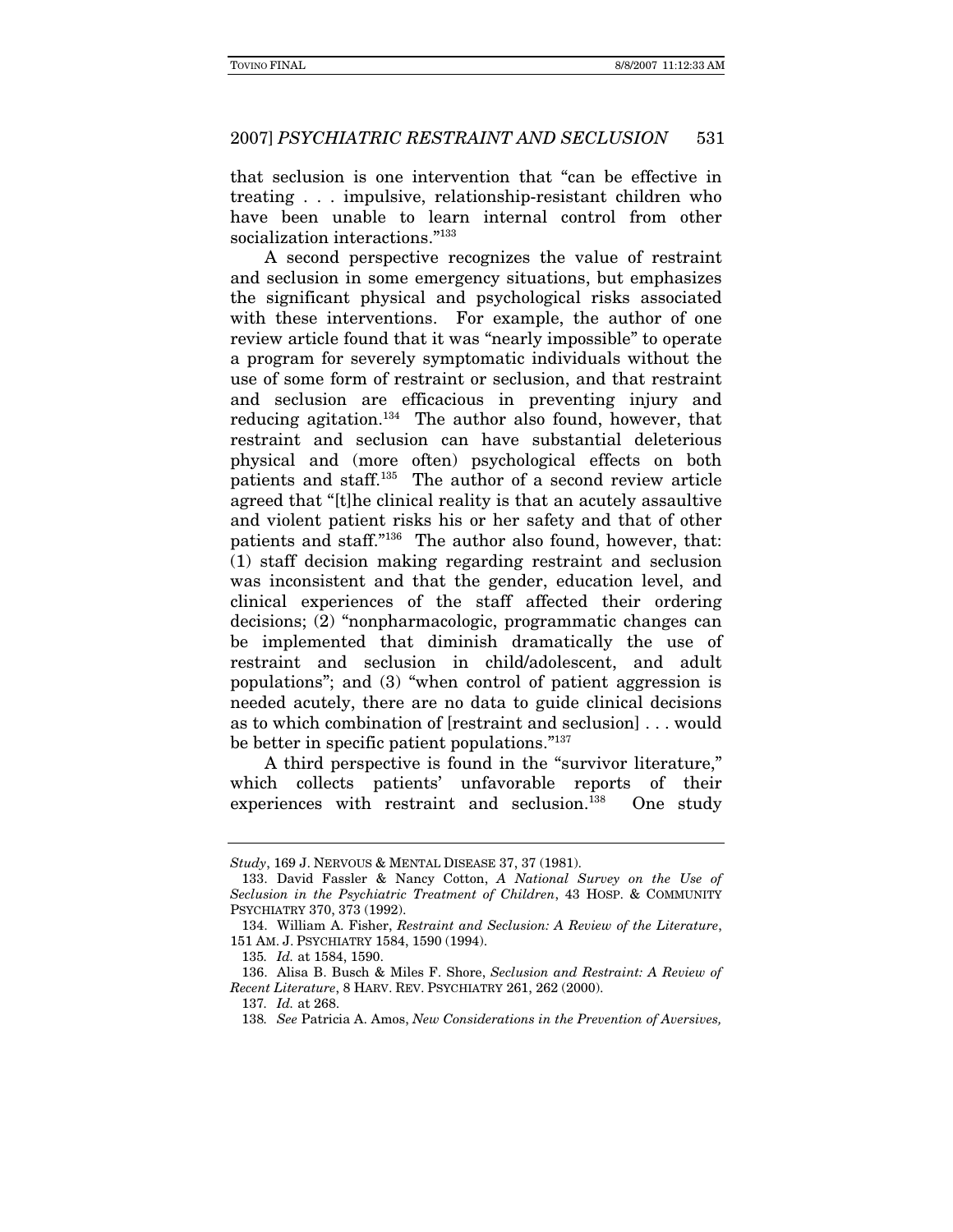that seclusion is one intervention that "can be effective in treating . . . impulsive, relationship-resistant children who have been unable to learn internal control from other socialization interactions."[133]

A second perspective recognizes the value of restraint and seclusion in some emergency situations, but emphasizes the significant physical and psychological risks associated with these interventions. For example, the author of one review article found that it was "nearly impossible" to operate a program for severely symptomatic individuals without the use of some form of restraint or seclusion, and that restraint and seclusion are efficacious in preventing injury and reducing agitation.[134] The author also found, however, that restraint and seclusion can have substantial deleterious physical and (more often) psychological effects on both patients and staff.[135] The author of a second review article agreed that "[t]he clinical reality is that an acutely assaultive and violent patient risks his or her safety and that of other patients and staff."[136] The author also found, however, that: (1) staff decision making regarding restraint and seclusion was inconsistent and that the gender, education level, and clinical experiences of the staff affected their ordering decisions; (2) "nonpharmacologic, programmatic changes can be implemented that diminish dramatically the use of restraint and seclusion in child/adolescent, and adult populations"; and (3) "when control of patient aggression is needed acutely, there are no data to guide clinical decisions as to which combination of [restraint and seclusion] . . . would be better in specific patient populations."[137]

A third perspective is found in the "survivor literature," which collects patients' unfavorable reports of their experiences with restraint and seclusion.[138] One study

---

*Study*, 169 J. NERVOUS & MENTAL DISEASE 37, 37 (1981).

133. David Fassler & Nancy Cotton, *A National Survey on the Use of Seclusion in the Psychiatric Treatment of Children*, 43 HOSP. & COMMUNITY PSYCHIATRY 370, 373 (1992).

134. William A. Fisher, *Restraint and Seclusion: A Review of the Literature*, 151 AM. J. PSYCHIATRY 1584, 1590 (1994).

135. *Id.* at 1584, 1590.

136. Alisa B. Busch & Miles F. Shore, *Seclusion and Restraint: A Review of Recent Literature*, 8 HARV. REV. PSYCHIATRY 261, 262 (2000).

137. *Id.* at 268.

138. *See* Patricia A. Amos, *New Considerations in the Prevention of Aversives,*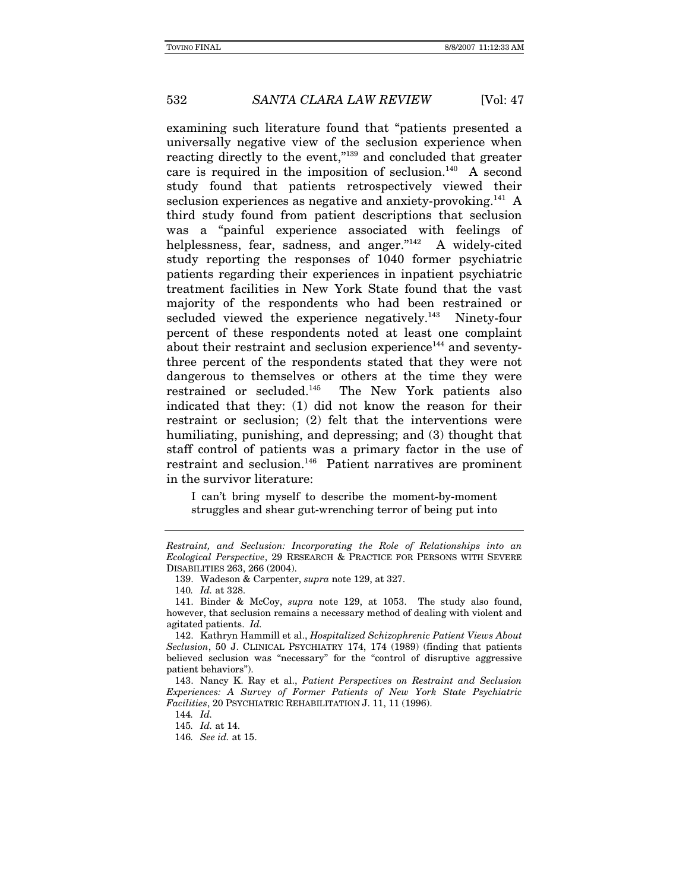examining such literature found that "patients presented a universally negative view of the seclusion experience when reacting directly to the event,"[139] and concluded that greater care is required in the imposition of seclusion.[140] A second study found that patients retrospectively viewed their seclusion experiences as negative and anxiety-provoking.[141] A third study found from patient descriptions that seclusion was a "painful experience associated with feelings of helplessness, fear, sadness, and anger."[142] A widely-cited study reporting the responses of 1040 former psychiatric patients regarding their experiences in inpatient psychiatric treatment facilities in New York State found that the vast majority of the respondents who had been restrained or secluded viewed the experience negatively.[143] Ninety-four percent of these respondents noted at least one complaint about their restraint and seclusion experience[144] and seventy-three percent of the respondents stated that they were not dangerous to themselves or others at the time they were restrained or secluded.[145] The New York patients also indicated that they: (1) did not know the reason for their restraint or seclusion; (2) felt that the interventions were humiliating, punishing, and depressing; and (3) thought that staff control of patients was a primary factor in the use of restraint and seclusion.[146] Patient narratives are prominent in the survivor literature:

> I can't bring myself to describe the moment-by-moment struggles and shear gut-wrenching terror of being put into

---

*Restraint, and Seclusion: Incorporating the Role of Relationships into an Ecological Perspective*, 29 RESEARCH & PRACTICE FOR PERSONS WITH SEVERE DISABILITIES 263, 266 (2004).

139. Wadeson & Carpenter, *supra* note 129, at 327.

140. *Id.* at 328.

141. Binder & McCoy, *supra* note 129, at 1053. The study also found, however, that seclusion remains a necessary method of dealing with violent and agitated patients. *Id.*

142. Kathryn Hammill et al., *Hospitalized Schizophrenic Patient Views About Seclusion*, 50 J. CLINICAL PSYCHIATRY 174, 174 (1989) (finding that patients believed seclusion was "necessary" for the "control of disruptive aggressive patient behaviors").

143. Nancy K. Ray et al., *Patient Perspectives on Restraint and Seclusion Experiences: A Survey of Former Patients of New York State Psychiatric Facilities*, 20 PSYCHIATRIC REHABILITATION J. 11, 11 (1996).

144. *Id.*

145. *Id.* at 14.

146. *See id.* at 15.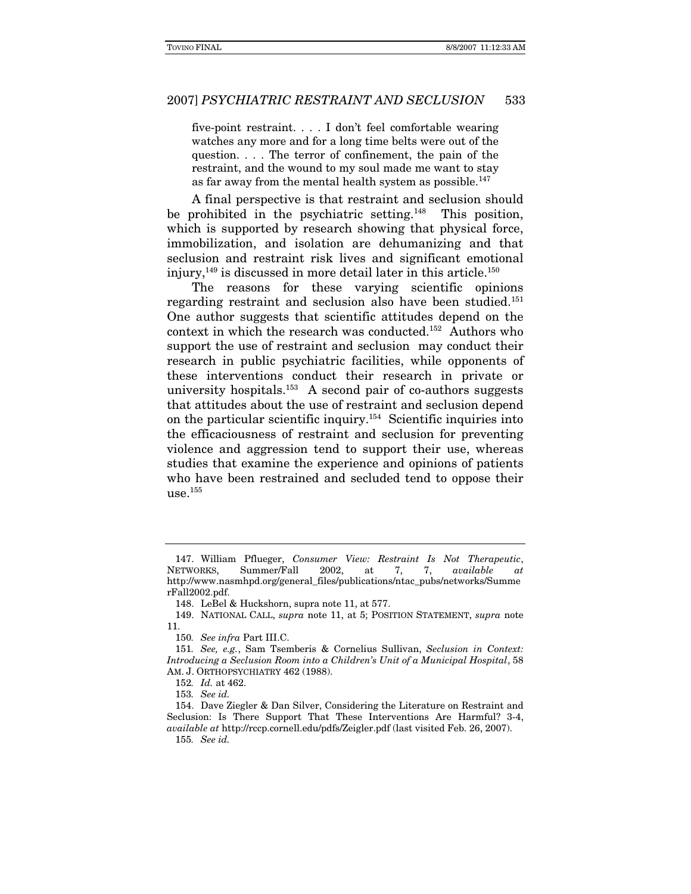> five-point restraint. . . . I don't feel comfortable wearing watches any more and for a long time belts were out of the question. . . . The terror of confinement, the pain of the restraint, and the wound to my soul made me want to stay as far away from the mental health system as possible.[147]

A final perspective is that restraint and seclusion should be prohibited in the psychiatric setting.[148] This position, which is supported by research showing that physical force, immobilization, and isolation are dehumanizing and that seclusion and restraint risk lives and significant emotional injury,[149] is discussed in more detail later in this article.[150]

The reasons for these varying scientific opinions regarding restraint and seclusion also have been studied.[151] One author suggests that scientific attitudes depend on the context in which the research was conducted.[152] Authors who support the use of restraint and seclusion may conduct their research in public psychiatric facilities, while opponents of these interventions conduct their research in private or university hospitals.[153] A second pair of co-authors suggests that attitudes about the use of restraint and seclusion depend on the particular scientific inquiry.[154] Scientific inquiries into the efficaciousness of restraint and seclusion for preventing violence and aggression tend to support their use, whereas studies that examine the experience and opinions of patients who have been restrained and secluded tend to oppose their use.[155]

---

147. William Pflueger, *Consumer View: Restraint Is Not Therapeutic*, NETWORKS, Summer/Fall 2002, at 7, 7, *available at* http://www.nasmhpd.org/general_files/publications/ntac_pubs/networks/SummerFall2002.pdf.

148. LeBel & Huckshorn, supra note 11, at 577.

149. NATIONAL CALL, *supra* note 11, at 5; POSITION STATEMENT, *supra* note 11.

150. *See infra* Part III.C.

151. *See, e.g.*, Sam Tsemberis & Cornelius Sullivan, *Seclusion in Context: Introducing a Seclusion Room into a Children's Unit of a Municipal Hospital*, 58 AM. J. ORTHOPSYCHIATRY 462 (1988).

152. *Id.* at 462.

153. *See id.*

154. Dave Ziegler & Dan Silver, Considering the Literature on Restraint and Seclusion: Is There Support That These Interventions Are Harmful? 3-4, *available at* http://rccp.cornell.edu/pdfs/Zeigler.pdf (last visited Feb. 26, 2007).

155. *See id.*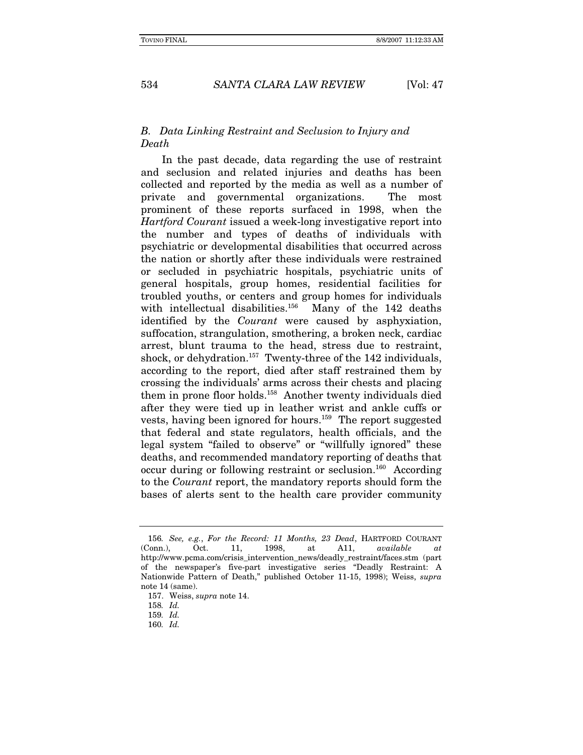### *B. Data Linking Restraint and Seclusion to Injury and Death*

In the past decade, data regarding the use of restraint and seclusion and related injuries and deaths has been collected and reported by the media as well as a number of private and governmental organizations. The most prominent of these reports surfaced in 1998, when the *Hartford Courant* issued a week-long investigative report into the number and types of deaths of individuals with psychiatric or developmental disabilities that occurred across the nation or shortly after these individuals were restrained or secluded in psychiatric hospitals, psychiatric units of general hospitals, group homes, residential facilities for troubled youths, or centers and group homes for individuals with intellectual disabilities.[156] Many of the 142 deaths identified by the *Courant* were caused by asphyxiation, suffocation, strangulation, smothering, a broken neck, cardiac arrest, blunt trauma to the head, stress due to restraint, shock, or dehydration.[157] Twenty-three of the 142 individuals, according to the report, died after staff restrained them by crossing the individuals' arms across their chests and placing them in prone floor holds.[158] Another twenty individuals died after they were tied up in leather wrist and ankle cuffs or vests, having been ignored for hours.[159] The report suggested that federal and state regulators, health officials, and the legal system "failed to observe" or "willfully ignored" these deaths, and recommended mandatory reporting of deaths that occur during or following restraint or seclusion.[160] According to the *Courant* report, the mandatory reports should form the bases of alerts sent to the health care provider community

---

156. *See, e.g.*, *For the Record: 11 Months, 23 Dead*, HARTFORD COURANT (Conn.), Oct. 11, 1998, at A11, *available at* http://www.pcma.com/crisis_intervention_news/deadly_restraint/faces.stm (part of the newspaper's five-part investigative series "Deadly Restraint: A Nationwide Pattern of Death," published October 11-15, 1998); Weiss, *supra* note 14 (same).

157. Weiss, *supra* note 14.

158. *Id.*

159. *Id.*

160. *Id.*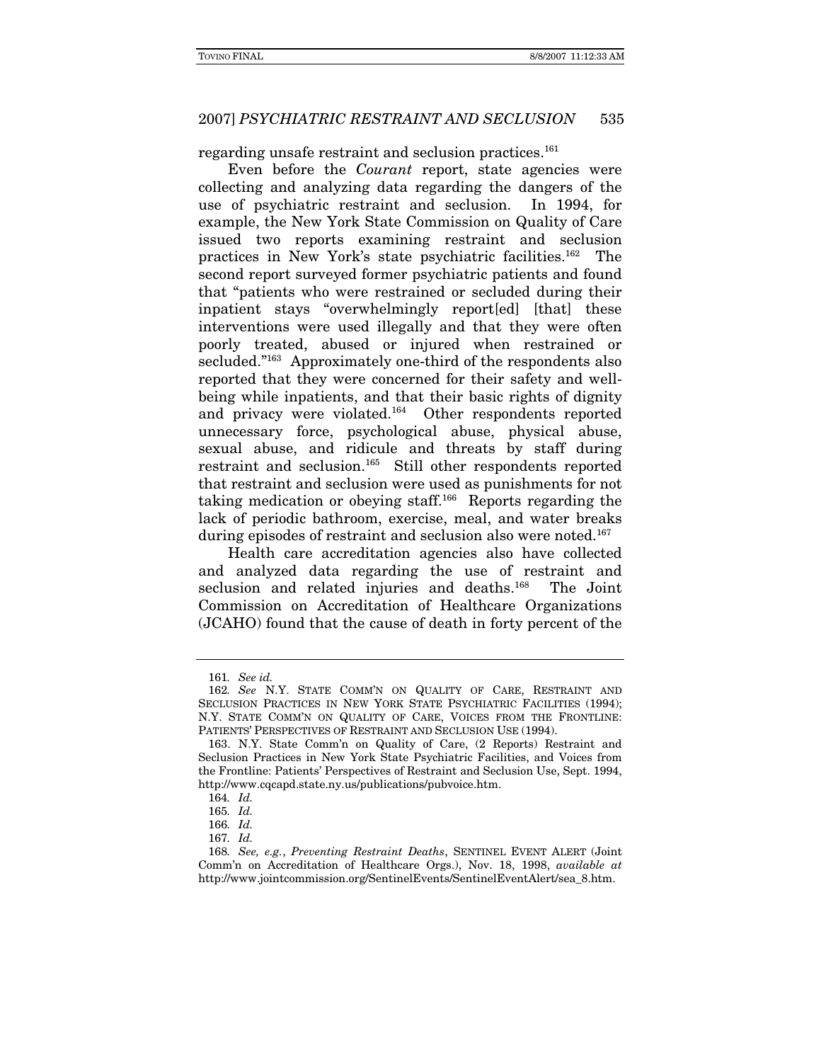regarding unsafe restraint and seclusion practices.[161]

Even before the *Courant* report, state agencies were collecting and analyzing data regarding the dangers of the use of psychiatric restraint and seclusion. In 1994, for example, the New York State Commission on Quality of Care issued two reports examining restraint and seclusion practices in New York's state psychiatric facilities.[162] The second report surveyed former psychiatric patients and found that "patients who were restrained or secluded during their inpatient stays "overwhelmingly report[ed] [that] these interventions were used illegally and that they were often poorly treated, abused or injured when restrained or secluded."[163] Approximately one-third of the respondents also reported that they were concerned for their safety and well-being while inpatients, and that their basic rights of dignity and privacy were violated.[164] Other respondents reported unnecessary force, psychological abuse, physical abuse, sexual abuse, and ridicule and threats by staff during restraint and seclusion.[165] Still other respondents reported that restraint and seclusion were used as punishments for not taking medication or obeying staff.[166] Reports regarding the lack of periodic bathroom, exercise, meal, and water breaks during episodes of restraint and seclusion also were noted.[167]

Health care accreditation agencies also have collected and analyzed data regarding the use of restraint and seclusion and related injuries and deaths.[168] The Joint Commission on Accreditation of Healthcare Organizations (JCAHO) found that the cause of death in forty percent of the

---

161. *See id.*

162. *See* N.Y. STATE COMM'N ON QUALITY OF CARE, RESTRAINT AND SECLUSION PRACTICES IN NEW YORK STATE PSYCHIATRIC FACILITIES (1994); N.Y. STATE COMM'N ON QUALITY OF CARE, VOICES FROM THE FRONTLINE: PATIENTS' PERSPECTIVES OF RESTRAINT AND SECLUSION USE (1994).

163. N.Y. State Comm'n on Quality of Care, (2 Reports) Restraint and Seclusion Practices in New York State Psychiatric Facilities, and Voices from the Frontline: Patients' Perspectives of Restraint and Seclusion Use, Sept. 1994, http://www.cqcapd.state.ny.us/publications/pubvoice.htm.

164. *Id.*

165. *Id.*

166. *Id.*

167. *Id.*

168. *See, e.g.*, *Preventing Restraint Deaths*, SENTINEL EVENT ALERT (Joint Comm'n on Accreditation of Healthcare Orgs.), Nov. 18, 1998, *available at* http://www.jointcommission.org/SentinelEvents/SentinelEventAlert/sea_8.htm.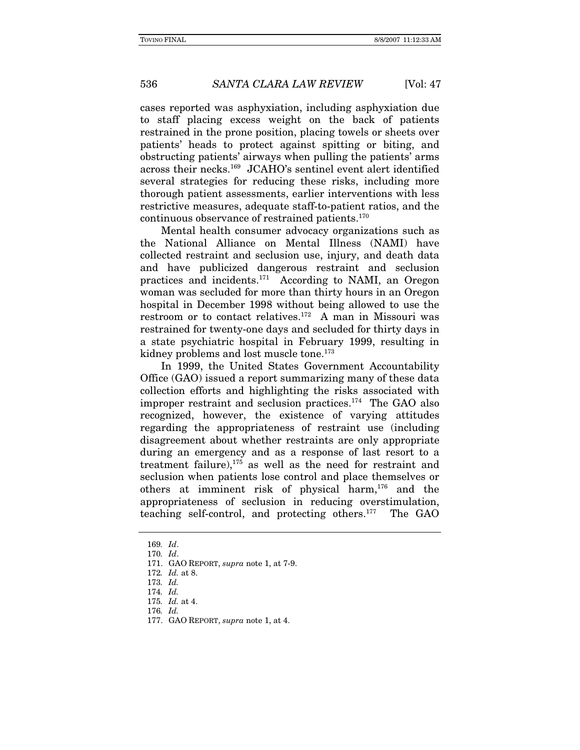cases reported was asphyxiation, including asphyxiation due to staff placing excess weight on the back of patients restrained in the prone position, placing towels or sheets over patients' heads to protect against spitting or biting, and obstructing patients' airways when pulling the patients' arms across their necks.[169] JCAHO's sentinel event alert identified several strategies for reducing these risks, including more thorough patient assessments, earlier interventions with less restrictive measures, adequate staff-to-patient ratios, and the continuous observance of restrained patients.[170]

Mental health consumer advocacy organizations such as the National Alliance on Mental Illness (NAMI) have collected restraint and seclusion use, injury, and death data and have publicized dangerous restraint and seclusion practices and incidents.[171] According to NAMI, an Oregon woman was secluded for more than thirty hours in an Oregon hospital in December 1998 without being allowed to use the restroom or to contact relatives.[172] A man in Missouri was restrained for twenty-one days and secluded for thirty days in a state psychiatric hospital in February 1999, resulting in kidney problems and lost muscle tone.[173]

In 1999, the United States Government Accountability Office (GAO) issued a report summarizing many of these data collection efforts and highlighting the risks associated with improper restraint and seclusion practices.[174] The GAO also recognized, however, the existence of varying attitudes regarding the appropriateness of restraint use (including disagreement about whether restraints are only appropriate during an emergency and as a response of last resort to a treatment failure),[175] as well as the need for restraint and seclusion when patients lose control and place themselves or others at imminent risk of physical harm,[176] and the appropriateness of seclusion in reducing overstimulation, teaching self-control, and protecting others.[177] The GAO

---

169. *Id*.

170. *Id*.

171. GAO REPORT, *supra* note 1, at 7-9.

172. *Id.* at 8.

173. *Id.*

174. *Id.*

175. *Id.* at 4.

176. *Id.*

177. GAO REPORT, *supra* note 1, at 4.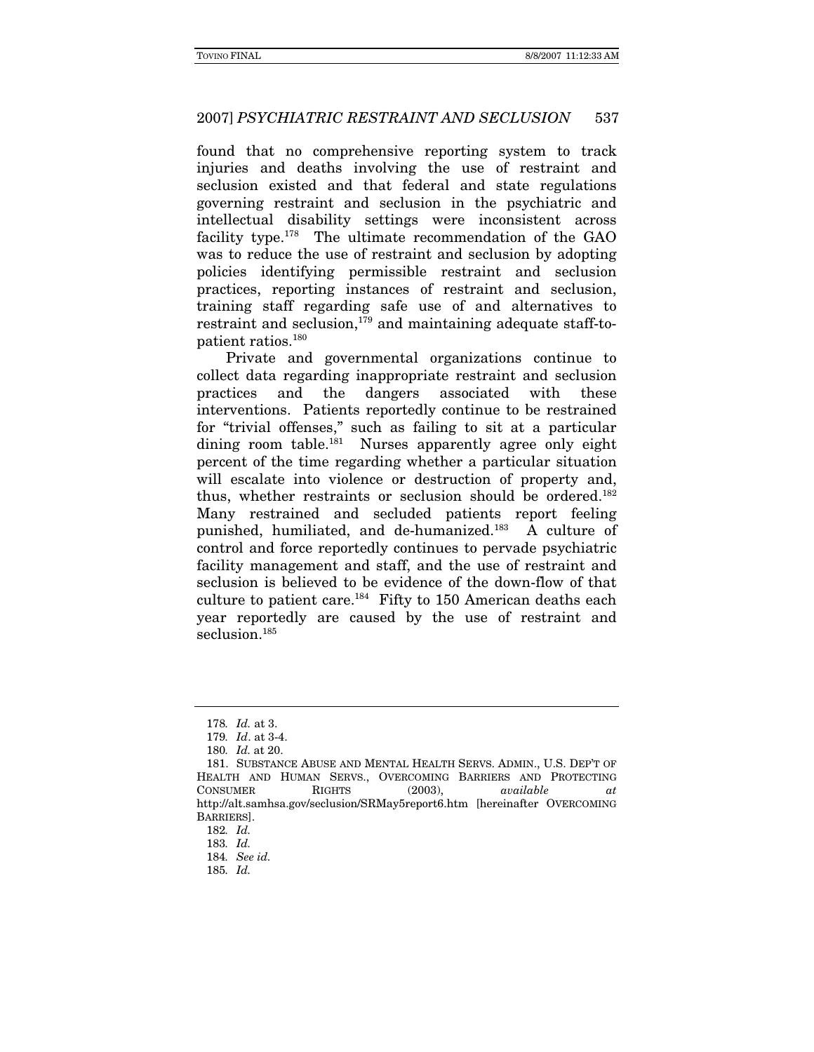found that no comprehensive reporting system to track injuries and deaths involving the use of restraint and seclusion existed and that federal and state regulations governing restraint and seclusion in the psychiatric and intellectual disability settings were inconsistent across facility type.[178] The ultimate recommendation of the GAO was to reduce the use of restraint and seclusion by adopting policies identifying permissible restraint and seclusion practices, reporting instances of restraint and seclusion, training staff regarding safe use of and alternatives to restraint and seclusion,[179] and maintaining adequate staff-to-patient ratios.[180]

Private and governmental organizations continue to collect data regarding inappropriate restraint and seclusion practices and the dangers associated with these interventions. Patients reportedly continue to be restrained for "trivial offenses," such as failing to sit at a particular dining room table.[181] Nurses apparently agree only eight percent of the time regarding whether a particular situation will escalate into violence or destruction of property and, thus, whether restraints or seclusion should be ordered.[182] Many restrained and secluded patients report feeling punished, humiliated, and de-humanized.[183] A culture of control and force reportedly continues to pervade psychiatric facility management and staff, and the use of restraint and seclusion is believed to be evidence of the down-flow of that culture to patient care.[184] Fifty to 150 American deaths each year reportedly are caused by the use of restraint and seclusion.[185]

---

178. *Id.* at 3.

179. *Id*. at 3-4.

180. *Id.* at 20.

181. SUBSTANCE ABUSE AND MENTAL HEALTH SERVS. ADMIN., U.S. DEP'T OF HEALTH AND HUMAN SERVS., OVERCOMING BARRIERS AND PROTECTING CONSUMER RIGHTS (2003), *available at* http://alt.samhsa.gov/seclusion/SRMay5report6.htm [hereinafter OVERCOMING BARRIERS].

182. *Id.*

183. *Id.*

184. *See id.*

185. *Id.*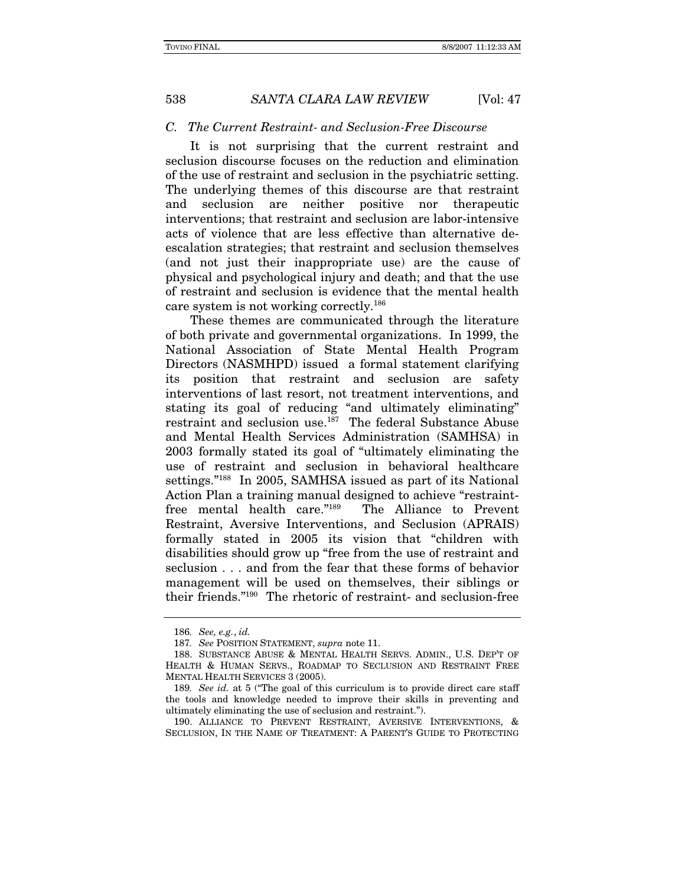### *C. The Current Restraint- and Seclusion-Free Discourse*

It is not surprising that the current restraint and seclusion discourse focuses on the reduction and elimination of the use of restraint and seclusion in the psychiatric setting. The underlying themes of this discourse are that restraint and seclusion are neither positive nor therapeutic interventions; that restraint and seclusion are labor-intensive acts of violence that are less effective than alternative de-escalation strategies; that restraint and seclusion themselves (and not just their inappropriate use) are the cause of physical and psychological injury and death; and that the use of restraint and seclusion is evidence that the mental health care system is not working correctly.[186]

These themes are communicated through the literature of both private and governmental organizations. In 1999, the National Association of State Mental Health Program Directors (NASMHPD) issued a formal statement clarifying its position that restraint and seclusion are safety interventions of last resort, not treatment interventions, and stating its goal of reducing "and ultimately eliminating" restraint and seclusion use.[187] The federal Substance Abuse and Mental Health Services Administration (SAMHSA) in 2003 formally stated its goal of "ultimately eliminating the use of restraint and seclusion in behavioral healthcare settings."[188] In 2005, SAMHSA issued as part of its National Action Plan a training manual designed to achieve "restraint-free mental health care."[189] The Alliance to Prevent Restraint, Aversive Interventions, and Seclusion (APRAIS) formally stated in 2005 its vision that "children with disabilities should grow up "free from the use of restraint and seclusion . . . and from the fear that these forms of behavior management will be used on themselves, their siblings or their friends."[190] The rhetoric of restraint- and seclusion-free

186. *See, e.g.*, *id.*

187. *See* POSITION STATEMENT, *supra* note 11.

188. SUBSTANCE ABUSE & MENTAL HEALTH SERVS. ADMIN., U.S. DEP'T OF HEALTH & HUMAN SERVS., ROADMAP TO SECLUSION AND RESTRAINT FREE MENTAL HEALTH SERVICES 3 (2005).

189. *See id.* at 5 ("The goal of this curriculum is to provide direct care staff the tools and knowledge needed to improve their skills in preventing and ultimately eliminating the use of seclusion and restraint.").

190. ALLIANCE TO PREVENT RESTRAINT, AVERSIVE INTERVENTIONS, & SECLUSION, IN THE NAME OF TREATMENT: A PARENT'S GUIDE TO PROTECTING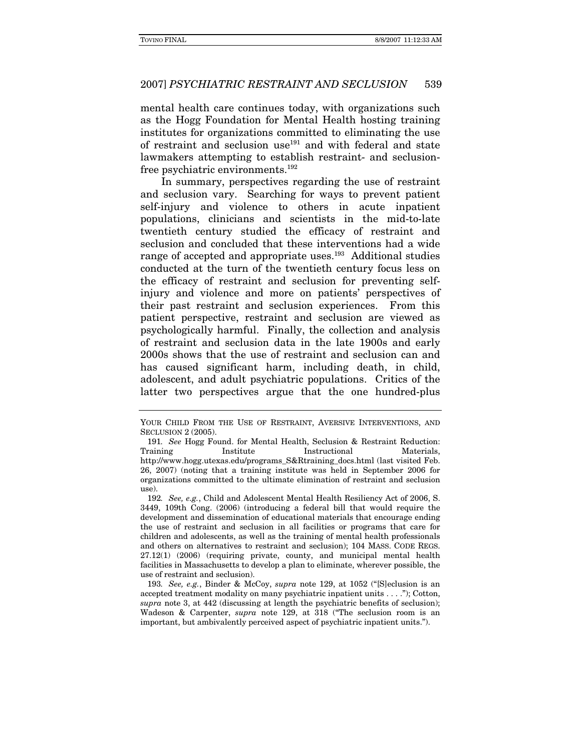mental health care continues today, with organizations such as the Hogg Foundation for Mental Health hosting training institutes for organizations committed to eliminating the use of restraint and seclusion use[191] and with federal and state lawmakers attempting to establish restraint- and seclusion-free psychiatric environments.[192]

In summary, perspectives regarding the use of restraint and seclusion vary. Searching for ways to prevent patient self-injury and violence to others in acute inpatient populations, clinicians and scientists in the mid-to-late twentieth century studied the efficacy of restraint and seclusion and concluded that these interventions had a wide range of accepted and appropriate uses.[193] Additional studies conducted at the turn of the twentieth century focus less on the efficacy of restraint and seclusion for preventing self-injury and violence and more on patients' perspectives of their past restraint and seclusion experiences. From this patient perspective, restraint and seclusion are viewed as psychologically harmful. Finally, the collection and analysis of restraint and seclusion data in the late 1900s and early 2000s shows that the use of restraint and seclusion can and has caused significant harm, including death, in child, adolescent, and adult psychiatric populations. Critics of the latter two perspectives argue that the one hundred-plus

---

YOUR CHILD FROM THE USE OF RESTRAINT, AVERSIVE INTERVENTIONS, AND SECLUSION 2 (2005).

191. *See* Hogg Found. for Mental Health, Seclusion & Restraint Reduction: Training Institute Instructional Materials, http://www.hogg.utexas.edu/programs_S&Rtraining_docs.html (last visited Feb. 26, 2007) (noting that a training institute was held in September 2006 for organizations committed to the ultimate elimination of restraint and seclusion use).

192. *See, e.g.*, Child and Adolescent Mental Health Resiliency Act of 2006, S. 3449, 109th Cong. (2006) (introducing a federal bill that would require the development and dissemination of educational materials that encourage ending the use of restraint and seclusion in all facilities or programs that care for children and adolescents, as well as the training of mental health professionals and others on alternatives to restraint and seclusion); 104 MASS. CODE REGS. 27.12(1) (2006) (requiring private, county, and municipal mental health facilities in Massachusetts to develop a plan to eliminate, wherever possible, the use of restraint and seclusion).

193. *See, e.g.*, Binder & McCoy, *supra* note 129, at 1052 ("[S]eclusion is an accepted treatment modality on many psychiatric inpatient units . . . ."); Cotton, *supra* note 3, at 442 (discussing at length the psychiatric benefits of seclusion); Wadeson & Carpenter, *supra* note 129, at 318 ("The seclusion room is an important, but ambivalently perceived aspect of psychiatric inpatient units.").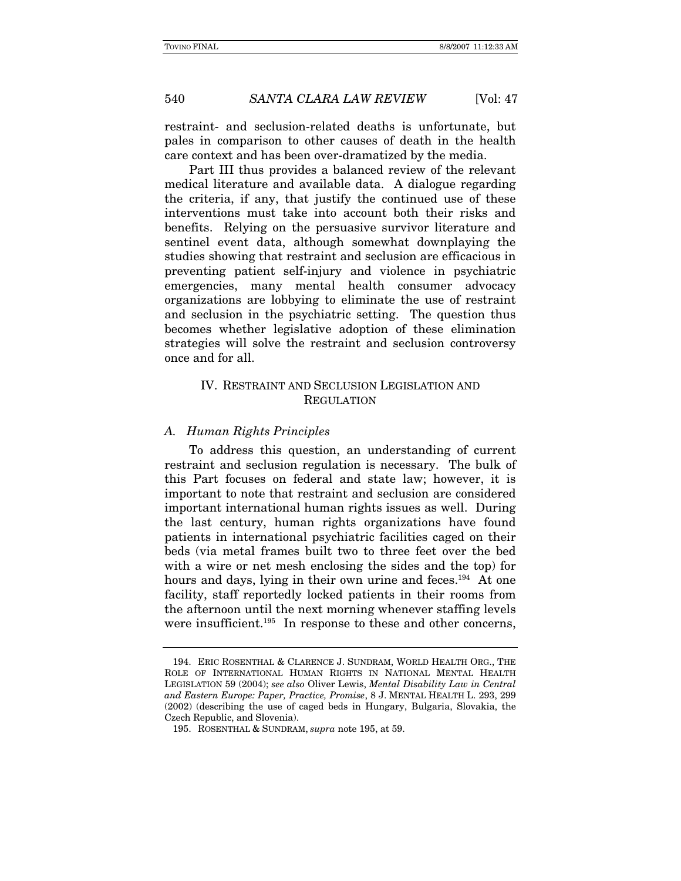restraint- and seclusion-related deaths is unfortunate, but pales in comparison to other causes of death in the health care context and has been over-dramatized by the media.

Part III thus provides a balanced review of the relevant medical literature and available data. A dialogue regarding the criteria, if any, that justify the continued use of these interventions must take into account both their risks and benefits. Relying on the persuasive survivor literature and sentinel event data, although somewhat downplaying the studies showing that restraint and seclusion are efficacious in preventing patient self-injury and violence in psychiatric emergencies, many mental health consumer advocacy organizations are lobbying to eliminate the use of restraint and seclusion in the psychiatric setting. The question thus becomes whether legislative adoption of these elimination strategies will solve the restraint and seclusion controversy once and for all.

## IV. RESTRAINT AND SECLUSION LEGISLATION AND REGULATION

### *A. Human Rights Principles*

To address this question, an understanding of current restraint and seclusion regulation is necessary. The bulk of this Part focuses on federal and state law; however, it is important to note that restraint and seclusion are considered important international human rights issues as well. During the last century, human rights organizations have found patients in international psychiatric facilities caged on their beds (via metal frames built two to three feet over the bed with a wire or net mesh enclosing the sides and the top) for hours and days, lying in their own urine and feces.[194] At one facility, staff reportedly locked patients in their rooms from the afternoon until the next morning whenever staffing levels were insufficient.[195] In response to these and other concerns,

---

194. ERIC ROSENTHAL & CLARENCE J. SUNDRAM, WORLD HEALTH ORG., THE ROLE OF INTERNATIONAL HUMAN RIGHTS IN NATIONAL MENTAL HEALTH LEGISLATION 59 (2004); *see also* Oliver Lewis, *Mental Disability Law in Central and Eastern Europe: Paper, Practice, Promise*, 8 J. MENTAL HEALTH L. 293, 299 (2002) (describing the use of caged beds in Hungary, Bulgaria, Slovakia, the Czech Republic, and Slovenia).

195. ROSENTHAL & SUNDRAM, *supra* note 195, at 59.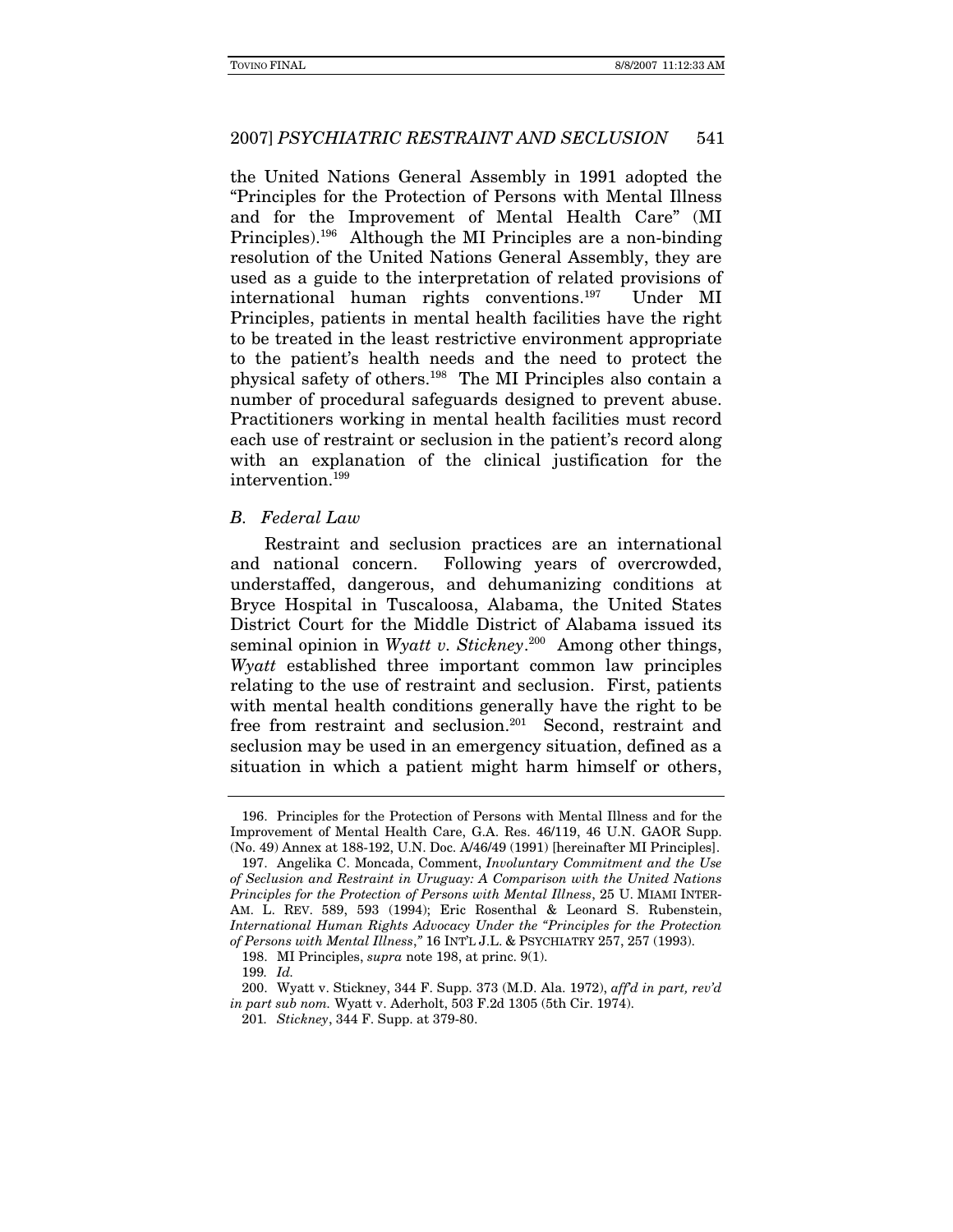the United Nations General Assembly in 1991 adopted the "Principles for the Protection of Persons with Mental Illness and for the Improvement of Mental Health Care" (MI Principles).[196] Although the MI Principles are a non-binding resolution of the United Nations General Assembly, they are used as a guide to the interpretation of related provisions of international human rights conventions.[197] Under MI Principles, patients in mental health facilities have the right to be treated in the least restrictive environment appropriate to the patient's health needs and the need to protect the physical safety of others.[198] The MI Principles also contain a number of procedural safeguards designed to prevent abuse. Practitioners working in mental health facilities must record each use of restraint or seclusion in the patient's record along with an explanation of the clinical justification for the intervention.[199]

### *B. Federal Law*

Restraint and seclusion practices are an international and national concern. Following years of overcrowded, understaffed, dangerous, and dehumanizing conditions at Bryce Hospital in Tuscaloosa, Alabama, the United States District Court for the Middle District of Alabama issued its seminal opinion in *Wyatt v. Stickney*.[200] Among other things, *Wyatt* established three important common law principles relating to the use of restraint and seclusion. First, patients with mental health conditions generally have the right to be free from restraint and seclusion.[201] Second, restraint and seclusion may be used in an emergency situation, defined as a situation in which a patient might harm himself or others,

---

196. Principles for the Protection of Persons with Mental Illness and for the Improvement of Mental Health Care, G.A. Res. 46/119, 46 U.N. GAOR Supp. (No. 49) Annex at 188-192, U.N. Doc. A/46/49 (1991) [hereinafter MI Principles].

197. Angelika C. Moncada, Comment, *Involuntary Commitment and the Use of Seclusion and Restraint in Uruguay: A Comparison with the United Nations Principles for the Protection of Persons with Mental Illness*, 25 U. MIAMI INTER-AM. L. REV. 589, 593 (1994); Eric Rosenthal & Leonard S. Rubenstein, *International Human Rights Advocacy Under the "Principles for the Protection of Persons with Mental Illness*,*"* 16 INT'L J.L. & PSYCHIATRY 257, 257 (1993).

198. MI Principles, *supra* note 198, at princ. 9(1).

199. *Id.*

200. Wyatt v. Stickney, 344 F. Supp. 373 (M.D. Ala. 1972), *aff'd in part, rev'd in part sub nom.* Wyatt v. Aderholt, 503 F.2d 1305 (5th Cir. 1974).

201. *Stickney*, 344 F. Supp. at 379-80.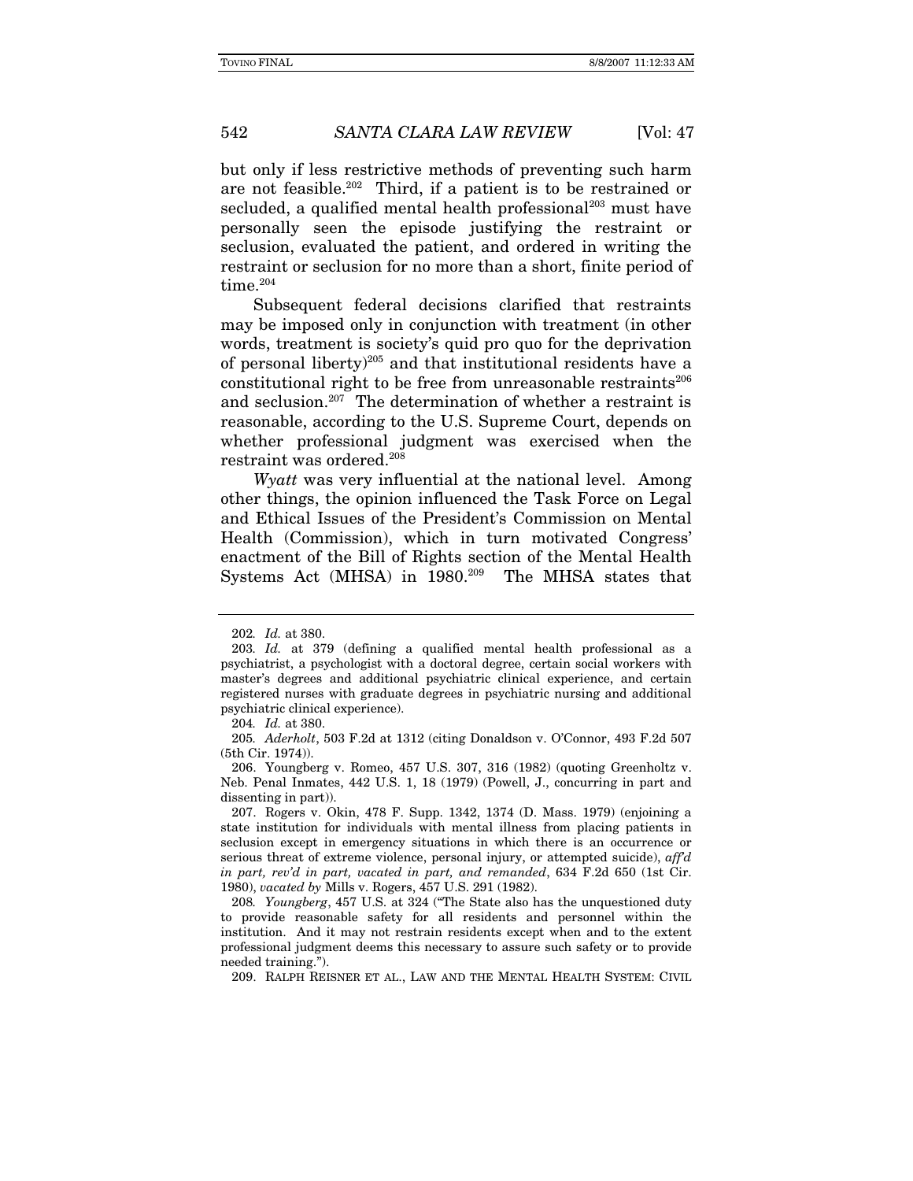but only if less restrictive methods of preventing such harm are not feasible.[202] Third, if a patient is to be restrained or secluded, a qualified mental health professional[203] must have personally seen the episode justifying the restraint or seclusion, evaluated the patient, and ordered in writing the restraint or seclusion for no more than a short, finite period of time.[204]

Subsequent federal decisions clarified that restraints may be imposed only in conjunction with treatment (in other words, treatment is society's quid pro quo for the deprivation of personal liberty)[205] and that institutional residents have a constitutional right to be free from unreasonable restraints[206] and seclusion.[207] The determination of whether a restraint is reasonable, according to the U.S. Supreme Court, depends on whether professional judgment was exercised when the restraint was ordered.[208]

*Wyatt* was very influential at the national level. Among other things, the opinion influenced the Task Force on Legal and Ethical Issues of the President's Commission on Mental Health (Commission), which in turn motivated Congress' enactment of the Bill of Rights section of the Mental Health Systems Act (MHSA) in 1980.[209] The MHSA states that

---

202. *Id.* at 380.

203. *Id.* at 379 (defining a qualified mental health professional as a psychiatrist, a psychologist with a doctoral degree, certain social workers with master's degrees and additional psychiatric clinical experience, and certain registered nurses with graduate degrees in psychiatric nursing and additional psychiatric clinical experience).

204. *Id.* at 380.

205. *Aderholt*, 503 F.2d at 1312 (citing Donaldson v. O'Connor, 493 F.2d 507 (5th Cir. 1974)).

206. Youngberg v. Romeo, 457 U.S. 307, 316 (1982) (quoting Greenholtz v. Neb. Penal Inmates, 442 U.S. 1, 18 (1979) (Powell, J., concurring in part and dissenting in part)).

207. Rogers v. Okin, 478 F. Supp. 1342, 1374 (D. Mass. 1979) (enjoining a state institution for individuals with mental illness from placing patients in seclusion except in emergency situations in which there is an occurrence or serious threat of extreme violence, personal injury, or attempted suicide), *aff'd in part, rev'd in part, vacated in part, and remanded*, 634 F.2d 650 (1st Cir. 1980), *vacated by* Mills v. Rogers, 457 U.S. 291 (1982).

208. *Youngberg*, 457 U.S. at 324 ("The State also has the unquestioned duty to provide reasonable safety for all residents and personnel within the institution. And it may not restrain residents except when and to the extent professional judgment deems this necessary to assure such safety or to provide needed training.").

209. RALPH REISNER ET AL., LAW AND THE MENTAL HEALTH SYSTEM: CIVIL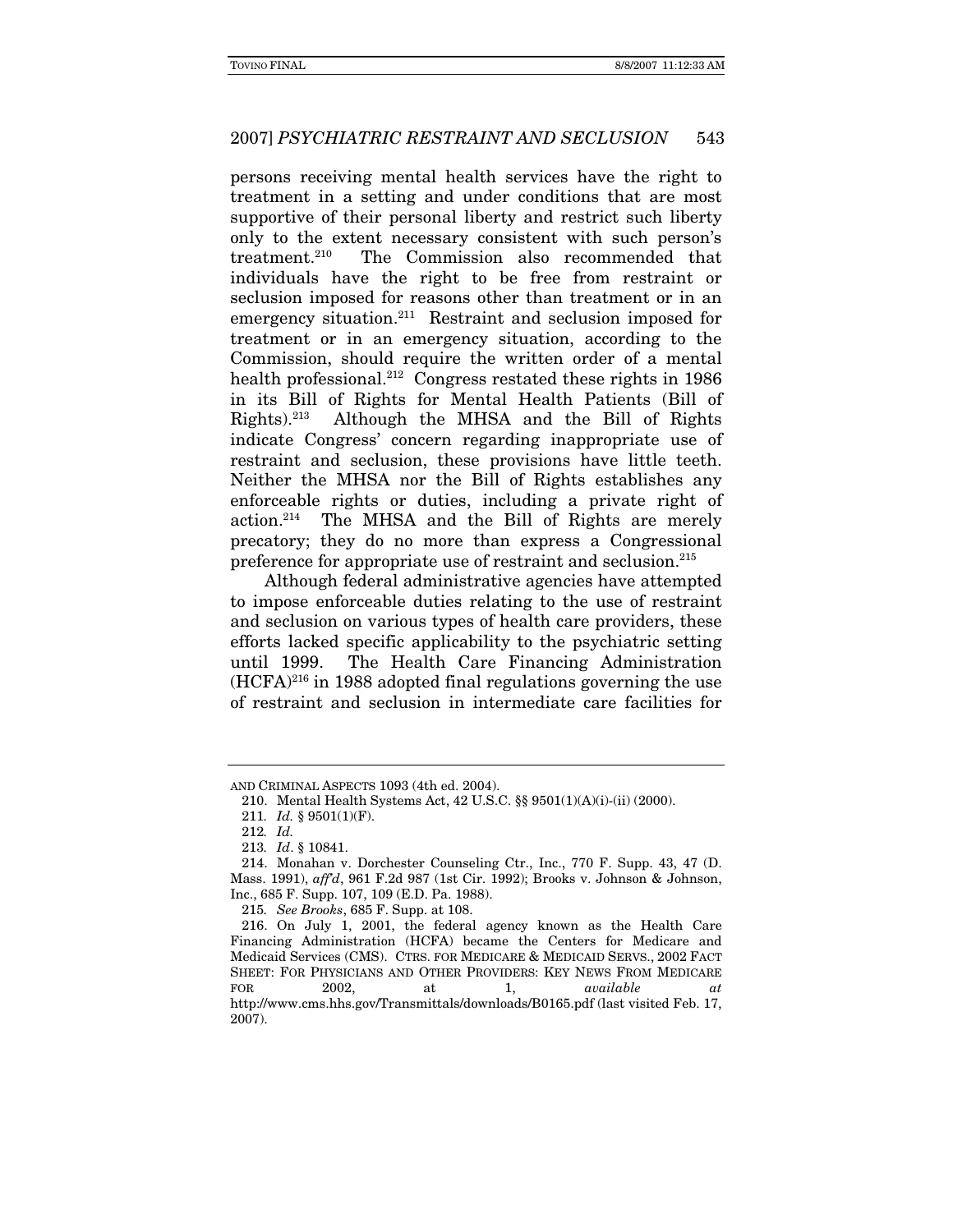persons receiving mental health services have the right to treatment in a setting and under conditions that are most supportive of their personal liberty and restrict such liberty only to the extent necessary consistent with such person's treatment.[210] The Commission also recommended that individuals have the right to be free from restraint or seclusion imposed for reasons other than treatment or in an emergency situation.[211] Restraint and seclusion imposed for treatment or in an emergency situation, according to the Commission, should require the written order of a mental health professional.[212] Congress restated these rights in 1986 in its Bill of Rights for Mental Health Patients (Bill of Rights).[213] Although the MHSA and the Bill of Rights indicate Congress' concern regarding inappropriate use of restraint and seclusion, these provisions have little teeth. Neither the MHSA nor the Bill of Rights establishes any enforceable rights or duties, including a private right of action.[214] The MHSA and the Bill of Rights are merely precatory; they do no more than express a Congressional preference for appropriate use of restraint and seclusion.[215]

Although federal administrative agencies have attempted to impose enforceable duties relating to the use of restraint and seclusion on various types of health care providers, these efforts lacked specific applicability to the psychiatric setting until 1999. The Health Care Financing Administration (HCFA)[216] in 1988 adopted final regulations governing the use of restraint and seclusion in intermediate care facilities for

---

AND CRIMINAL ASPECTS 1093 (4th ed. 2004).

210. Mental Health Systems Act, 42 U.S.C. §§ 9501(1)(A)(i)-(ii) (2000).

211. *Id.* § 9501(1)(F).

212. *Id.*

213. *Id*. § 10841.

214. Monahan v. Dorchester Counseling Ctr., Inc., 770 F. Supp. 43, 47 (D. Mass. 1991), *aff'd*, 961 F.2d 987 (1st Cir. 1992); Brooks v. Johnson & Johnson, Inc., 685 F. Supp. 107, 109 (E.D. Pa. 1988).

215. *See Brooks*, 685 F. Supp. at 108.

216. On July 1, 2001, the federal agency known as the Health Care Financing Administration (HCFA) became the Centers for Medicare and Medicaid Services (CMS). CTRS. FOR MEDICARE & MEDICAID SERVS., 2002 FACT SHEET: FOR PHYSICIANS AND OTHER PROVIDERS: KEY NEWS FROM MEDICARE FOR 2002, at 1, *available at* http://www.cms.hhs.gov/Transmittals/downloads/B0165.pdf (last visited Feb. 17, 2007).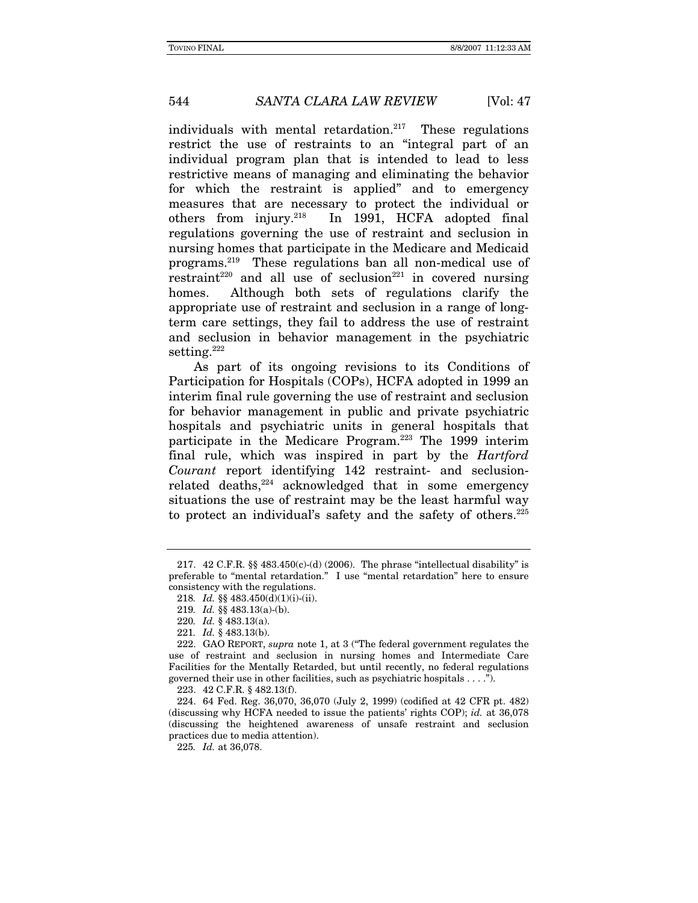individuals with mental retardation.[217] These regulations restrict the use of restraints to an "integral part of an individual program plan that is intended to lead to less restrictive means of managing and eliminating the behavior for which the restraint is applied" and to emergency measures that are necessary to protect the individual or others from injury.[218] In 1991, HCFA adopted final regulations governing the use of restraint and seclusion in nursing homes that participate in the Medicare and Medicaid programs.[219] These regulations ban all non-medical use of restraint[220] and all use of seclusion[221] in covered nursing homes. Although both sets of regulations clarify the appropriate use of restraint and seclusion in a range of long-term care settings, they fail to address the use of restraint and seclusion in behavior management in the psychiatric setting.[222]

As part of its ongoing revisions to its Conditions of Participation for Hospitals (COPs), HCFA adopted in 1999 an interim final rule governing the use of restraint and seclusion for behavior management in public and private psychiatric hospitals and psychiatric units in general hospitals that participate in the Medicare Program.[223] The 1999 interim final rule, which was inspired in part by the *Hartford Courant* report identifying 142 restraint- and seclusion-related deaths,[224] acknowledged that in some emergency situations the use of restraint may be the least harmful way to protect an individual's safety and the safety of others.[225]

---

217. 42 C.F.R. §§ 483.450(c)-(d) (2006). The phrase "intellectual disability" is preferable to "mental retardation." I use "mental retardation" here to ensure consistency with the regulations.

218. *Id.* §§ 483.450(d)(1)(i)-(ii).

219. *Id.* §§ 483.13(a)-(b).

220. *Id.* § 483.13(a).

221. *Id.* § 483.13(b).

222. GAO REPORT, *supra* note 1, at 3 ("The federal government regulates the use of restraint and seclusion in nursing homes and Intermediate Care Facilities for the Mentally Retarded, but until recently, no federal regulations governed their use in other facilities, such as psychiatric hospitals . . . .").

223. 42 C.F.R. § 482.13(f).

224. 64 Fed. Reg. 36,070, 36,070 (July 2, 1999) (codified at 42 CFR pt. 482) (discussing why HCFA needed to issue the patients' rights COP); *id.* at 36,078 (discussing the heightened awareness of unsafe restraint and seclusion practices due to media attention).

225. *Id.* at 36,078.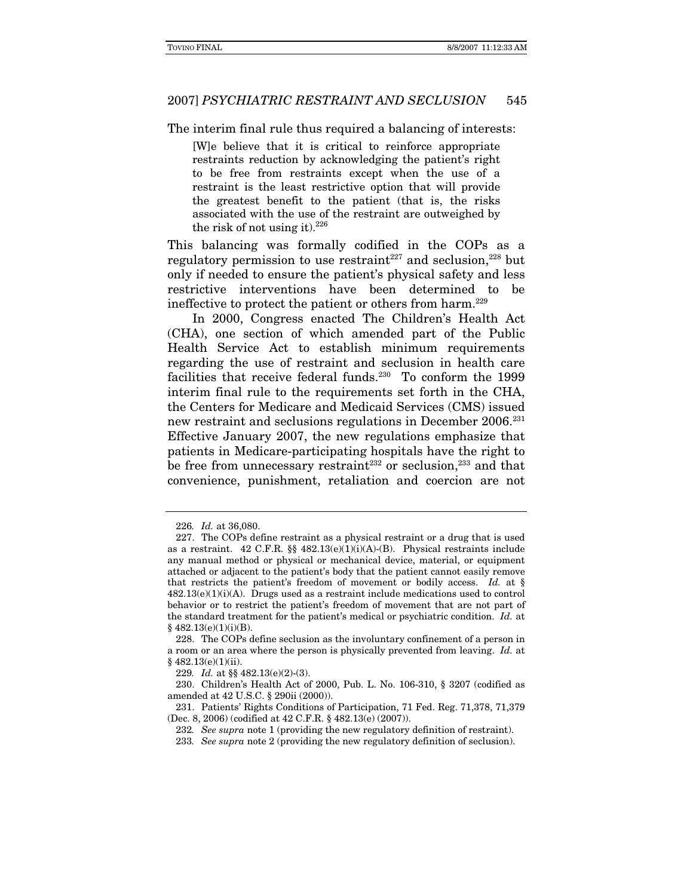The interim final rule thus required a balancing of interests:

> [W]e believe that it is critical to reinforce appropriate restraints reduction by acknowledging the patient's right to be free from restraints except when the use of a restraint is the least restrictive option that will provide the greatest benefit to the patient (that is, the risks associated with the use of the restraint are outweighed by the risk of not using it).[226]

This balancing was formally codified in the COPs as a regulatory permission to use restraint[227] and seclusion,[228] but only if needed to ensure the patient's physical safety and less restrictive interventions have been determined to be ineffective to protect the patient or others from harm.[229]

In 2000, Congress enacted The Children's Health Act (CHA), one section of which amended part of the Public Health Service Act to establish minimum requirements regarding the use of restraint and seclusion in health care facilities that receive federal funds.[230] To conform the 1999 interim final rule to the requirements set forth in the CHA, the Centers for Medicare and Medicaid Services (CMS) issued new restraint and seclusions regulations in December 2006.[231] Effective January 2007, the new regulations emphasize that patients in Medicare-participating hospitals have the right to be free from unnecessary restraint[232] or seclusion,[233] and that convenience, punishment, retaliation and coercion are not

---

226. *Id.* at 36,080.

227. The COPs define restraint as a physical restraint or a drug that is used as a restraint. 42 C.F.R. §§ 482.13(e)(1)(i)(A)-(B). Physical restraints include any manual method or physical or mechanical device, material, or equipment attached or adjacent to the patient's body that the patient cannot easily remove that restricts the patient's freedom of movement or bodily access. *Id.* at § 482.13(e)(1)(i)(A). Drugs used as a restraint include medications used to control behavior or to restrict the patient's freedom of movement that are not part of the standard treatment for the patient's medical or psychiatric condition. *Id.* at § 482.13(e)(1)(i)(B).

228. The COPs define seclusion as the involuntary confinement of a person in a room or an area where the person is physically prevented from leaving. *Id.* at § 482.13(e)(1)(ii).

229. *Id.* at §§ 482.13(e)(2)-(3).

230. Children's Health Act of 2000, Pub. L. No. 106-310, § 3207 (codified as amended at 42 U.S.C. § 290ii (2000)).

231. Patients' Rights Conditions of Participation, 71 Fed. Reg. 71,378, 71,379 (Dec. 8, 2006) (codified at 42 C.F.R. § 482.13(e) (2007)).

232. *See supra* note 1 (providing the new regulatory definition of restraint).

233. *See supra* note 2 (providing the new regulatory definition of seclusion).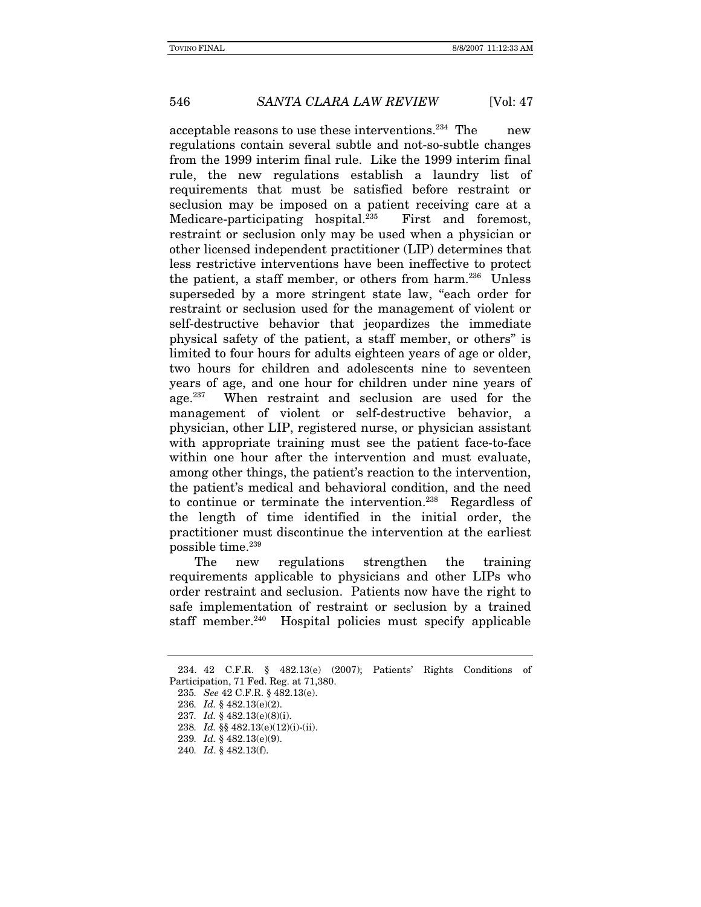acceptable reasons to use these interventions.[234] The new regulations contain several subtle and not-so-subtle changes from the 1999 interim final rule. Like the 1999 interim final rule, the new regulations establish a laundry list of requirements that must be satisfied before restraint or seclusion may be imposed on a patient receiving care at a Medicare-participating hospital.[235] First and foremost, restraint or seclusion only may be used when a physician or other licensed independent practitioner (LIP) determines that less restrictive interventions have been ineffective to protect the patient, a staff member, or others from harm.[236] Unless superseded by a more stringent state law, "each order for restraint or seclusion used for the management of violent or self-destructive behavior that jeopardizes the immediate physical safety of the patient, a staff member, or others" is limited to four hours for adults eighteen years of age or older, two hours for children and adolescents nine to seventeen years of age, and one hour for children under nine years of age.[237] When restraint and seclusion are used for the management of violent or self-destructive behavior, a physician, other LIP, registered nurse, or physician assistant with appropriate training must see the patient face-to-face within one hour after the intervention and must evaluate, among other things, the patient's reaction to the intervention, the patient's medical and behavioral condition, and the need to continue or terminate the intervention.[238] Regardless of the length of time identified in the initial order, the practitioner must discontinue the intervention at the earliest possible time.[239]

The new regulations strengthen the training requirements applicable to physicians and other LIPs who order restraint and seclusion. Patients now have the right to safe implementation of restraint or seclusion by a trained staff member.[240] Hospital policies must specify applicable

---

234. 42 C.F.R. § 482.13(e) (2007); Patients' Rights Conditions of Participation, 71 Fed. Reg. at 71,380.

235. *See* 42 C.F.R. § 482.13(e).

236. *Id.* § 482.13(e)(2).

237. *Id.* § 482.13(e)(8)(i).

238. *Id.* §§ 482.13(e)(12)(i)-(ii).

239. *Id.* § 482.13(e)(9).

240. *Id*. § 482.13(f).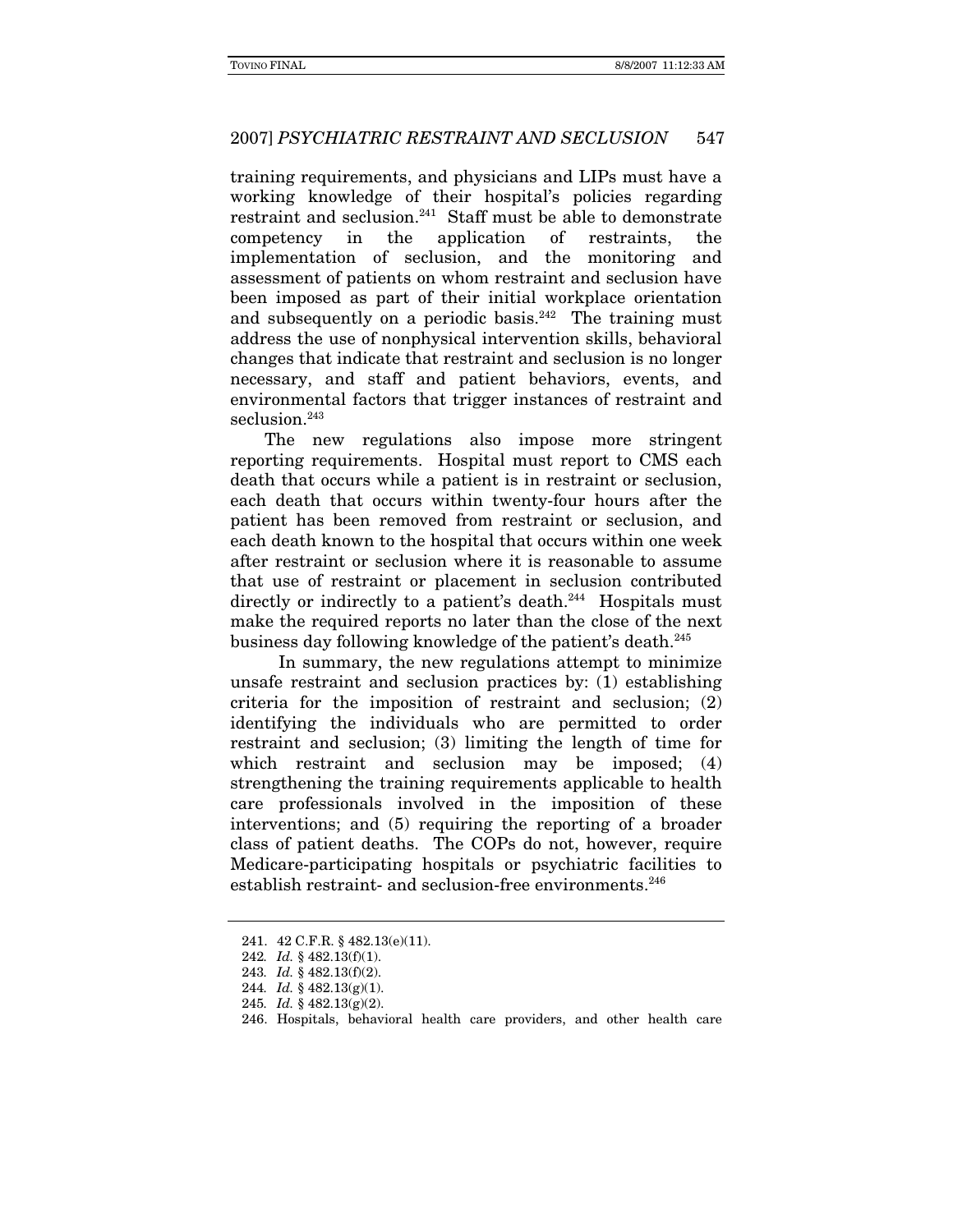training requirements, and physicians and LIPs must have a working knowledge of their hospital's policies regarding restraint and seclusion.[241] Staff must be able to demonstrate competency in the application of restraints, the implementation of seclusion, and the monitoring and assessment of patients on whom restraint and seclusion have been imposed as part of their initial workplace orientation and subsequently on a periodic basis.[242] The training must address the use of nonphysical intervention skills, behavioral changes that indicate that restraint and seclusion is no longer necessary, and staff and patient behaviors, events, and environmental factors that trigger instances of restraint and seclusion.[243]

The new regulations also impose more stringent reporting requirements. Hospital must report to CMS each death that occurs while a patient is in restraint or seclusion, each death that occurs within twenty-four hours after the patient has been removed from restraint or seclusion, and each death known to the hospital that occurs within one week after restraint or seclusion where it is reasonable to assume that use of restraint or placement in seclusion contributed directly or indirectly to a patient's death.[244] Hospitals must make the required reports no later than the close of the next business day following knowledge of the patient's death.[245]

In summary, the new regulations attempt to minimize unsafe restraint and seclusion practices by: (1) establishing criteria for the imposition of restraint and seclusion; (2) identifying the individuals who are permitted to order restraint and seclusion; (3) limiting the length of time for which restraint and seclusion may be imposed; (4) strengthening the training requirements applicable to health care professionals involved in the imposition of these interventions; and (5) requiring the reporting of a broader class of patient deaths. The COPs do not, however, require Medicare-participating hospitals or psychiatric facilities to establish restraint- and seclusion-free environments.[246]

---

241. 42 C.F.R. § 482.13(e)(11).

242. *Id.* § 482.13(f)(1).

243. *Id.* § 482.13(f)(2).

244. *Id.* § 482.13(g)(1).

245. *Id.* § 482.13(g)(2).

246. Hospitals, behavioral health care providers, and other health care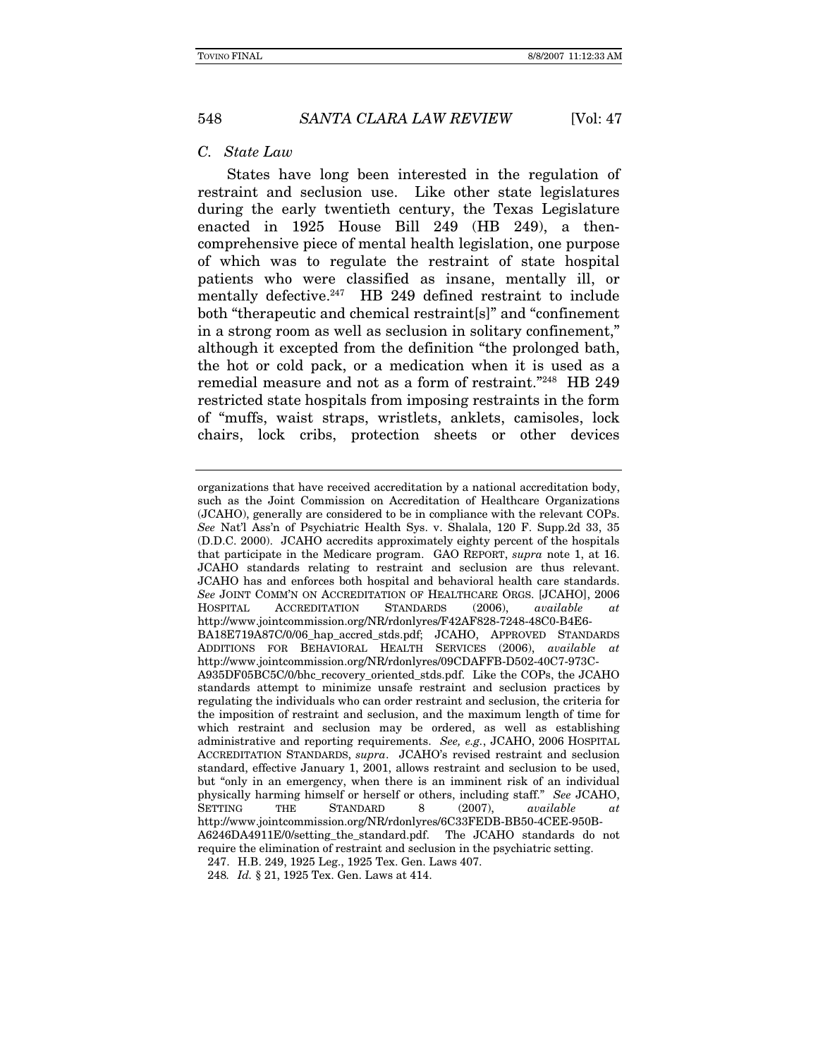### *C. State Law*

States have long been interested in the regulation of restraint and seclusion use. Like other state legislatures during the early twentieth century, the Texas Legislature enacted in 1925 House Bill 249 (HB 249), a then-comprehensive piece of mental health legislation, one purpose of which was to regulate the restraint of state hospital patients who were classified as insane, mentally ill, or mentally defective.[247] HB 249 defined restraint to include both "therapeutic and chemical restraint[s]" and "confinement in a strong room as well as seclusion in solitary confinement," although it excepted from the definition "the prolonged bath, the hot or cold pack, or a medication when it is used as a remedial measure and not as a form of restraint."[248] HB 249 restricted state hospitals from imposing restraints in the form of "muffs, waist straps, wristlets, anklets, camisoles, lock chairs, lock cribs, protection sheets or other devices

---

organizations that have received accreditation by a national accreditation body, such as the Joint Commission on Accreditation of Healthcare Organizations (JCAHO), generally are considered to be in compliance with the relevant COPs. *See* Nat'l Ass'n of Psychiatric Health Sys. v. Shalala, 120 F. Supp.2d 33, 35 (D.D.C. 2000). JCAHO accredits approximately eighty percent of the hospitals that participate in the Medicare program. GAO REPORT, *supra* note 1, at 16. JCAHO standards relating to restraint and seclusion are thus relevant. JCAHO has and enforces both hospital and behavioral health care standards. *See* JOINT COMM'N ON ACCREDITATION OF HEALTHCARE ORGS. [JCAHO], 2006 HOSPITAL ACCREDITATION STANDARDS (2006), *available at* http://www.jointcommission.org/NR/rdonlyres/F42AF828-7248-48C0-B4E6-BA18E719A87C/0/06_hap_accred_stds.pdf; JCAHO, APPROVED STANDARDS ADDITIONS FOR BEHAVIORAL HEALTH SERVICES (2006), *available at* http://www.jointcommission.org/NR/rdonlyres/09CDAFFB-D502-40C7-973C-A935DF05BC5C/0/bhc_recovery_oriented_stds.pdf. Like the COPs, the JCAHO standards attempt to minimize unsafe restraint and seclusion practices by regulating the individuals who can order restraint and seclusion, the criteria for the imposition of restraint and seclusion, and the maximum length of time for which restraint and seclusion may be ordered, as well as establishing administrative and reporting requirements. *See, e.g.*, JCAHO, 2006 HOSPITAL ACCREDITATION STANDARDS, *supra*. JCAHO's revised restraint and seclusion standard, effective January 1, 2001, allows restraint and seclusion to be used, but "only in an emergency, when there is an imminent risk of an individual physically harming himself or herself or others, including staff." *See* JCAHO, SETTING THE STANDARD 8 (2007), *available at* http://www.jointcommission.org/NR/rdonlyres/6C33FEDB-BB50-4CEE-950B-A6246DA4911E/0/setting_the_standard.pdf. The JCAHO standards do not require the elimination of restraint and seclusion in the psychiatric setting.

247. H.B. 249, 1925 Leg., 1925 Tex. Gen. Laws 407.

248. *Id.* § 21, 1925 Tex. Gen. Laws at 414.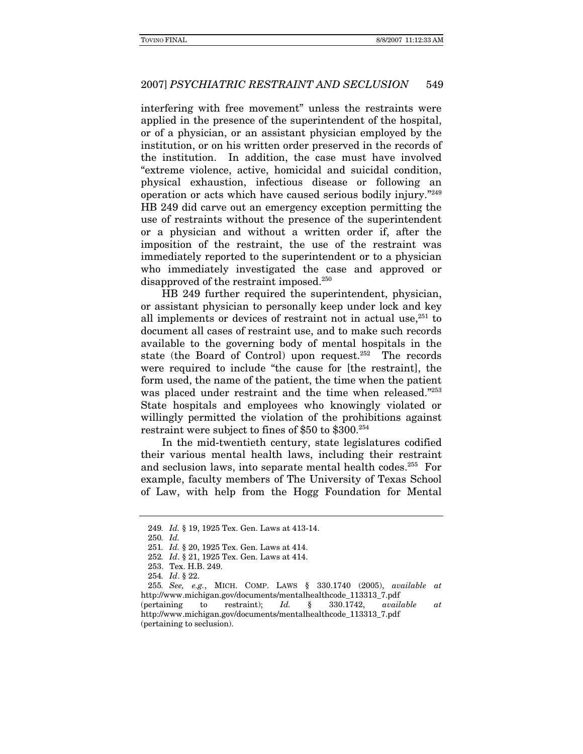interfering with free movement" unless the restraints were applied in the presence of the superintendent of the hospital, or of a physician, or an assistant physician employed by the institution, or on his written order preserved in the records of the institution. In addition, the case must have involved "extreme violence, active, homicidal and suicidal condition, physical exhaustion, infectious disease or following an operation or acts which have caused serious bodily injury."[249] HB 249 did carve out an emergency exception permitting the use of restraints without the presence of the superintendent or a physician and without a written order if, after the imposition of the restraint, the use of the restraint was immediately reported to the superintendent or to a physician who immediately investigated the case and approved or disapproved of the restraint imposed.[250]

HB 249 further required the superintendent, physician, or assistant physician to personally keep under lock and key all implements or devices of restraint not in actual use,[251] to document all cases of restraint use, and to make such records available to the governing body of mental hospitals in the state (the Board of Control) upon request.[252] The records were required to include "the cause for [the restraint], the form used, the name of the patient, the time when the patient was placed under restraint and the time when released."[253] State hospitals and employees who knowingly violated or willingly permitted the violation of the prohibitions against restraint were subject to fines of $50 to $300.[254]

In the mid-twentieth century, state legislatures codified their various mental health laws, including their restraint and seclusion laws, into separate mental health codes.[255] For example, faculty members of The University of Texas School of Law, with help from the Hogg Foundation for Mental

---

249. *Id.* § 19, 1925 Tex. Gen. Laws at 413-14.

250. *Id.*

251. *Id.* § 20, 1925 Tex. Gen. Laws at 414.

252. *Id*. § 21, 1925 Tex. Gen. Laws at 414.

253. Tex. H.B. 249.

254. *Id*. § 22.

255. *See, e.g.*, MICH. COMP. LAWS § 330.1740 (2005), *available at* http://www.michigan.gov/documents/mentalhealthcode_113313_7.pdf (pertaining to restraint); *Id.* § 330.1742, *available at* http://www.michigan.gov/documents/mentalhealthcode_113313_7.pdf (pertaining to seclusion).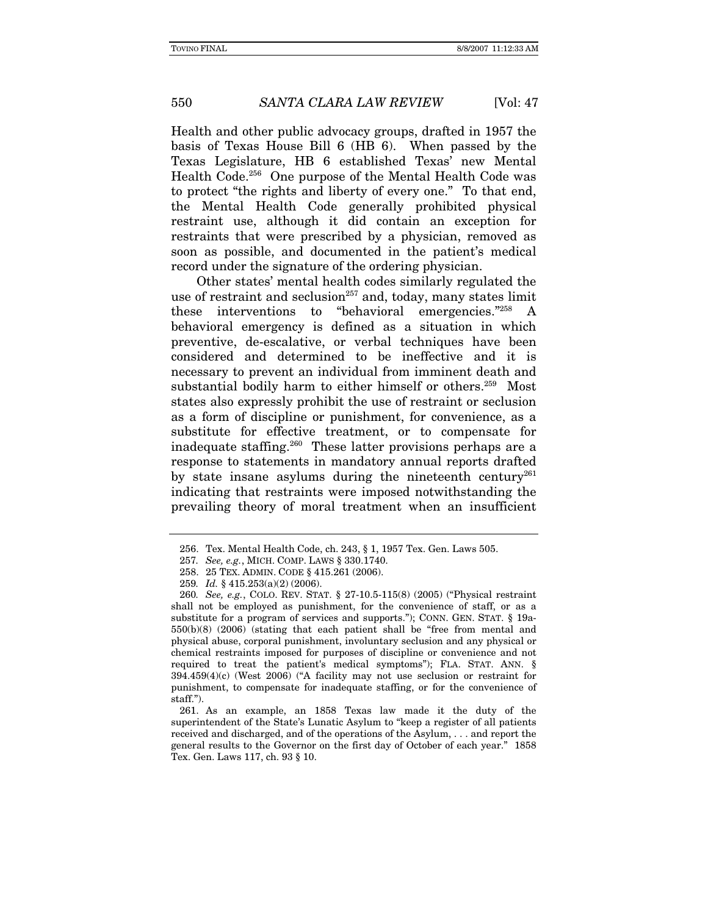Health and other public advocacy groups, drafted in 1957 the basis of Texas House Bill 6 (HB 6). When passed by the Texas Legislature, HB 6 established Texas' new Mental Health Code.[256] One purpose of the Mental Health Code was to protect "the rights and liberty of every one." To that end, the Mental Health Code generally prohibited physical restraint use, although it did contain an exception for restraints that were prescribed by a physician, removed as soon as possible, and documented in the patient's medical record under the signature of the ordering physician.

Other states' mental health codes similarly regulated the use of restraint and seclusion[257] and, today, many states limit these interventions to "behavioral emergencies."[258] A behavioral emergency is defined as a situation in which preventive, de-escalative, or verbal techniques have been considered and determined to be ineffective and it is necessary to prevent an individual from imminent death and substantial bodily harm to either himself or others.[259] Most states also expressly prohibit the use of restraint or seclusion as a form of discipline or punishment, for convenience, as a substitute for effective treatment, or to compensate for inadequate staffing.[260] These latter provisions perhaps are a response to statements in mandatory annual reports drafted by state insane asylums during the nineteenth century[261] indicating that restraints were imposed notwithstanding the prevailing theory of moral treatment when an insufficient

---

256. Tex. Mental Health Code, ch. 243, § 1, 1957 Tex. Gen. Laws 505.

257. *See, e.g.*, MICH. COMP. LAWS § 330.1740.

258. 25 TEX. ADMIN. CODE § 415.261 (2006).

259. *Id.* § 415.253(a)(2) (2006).

260. *See, e.g.*, COLO. REV. STAT. § 27-10.5-115(8) (2005) ("Physical restraint shall not be employed as punishment, for the convenience of staff, or as a substitute for a program of services and supports."); CONN. GEN. STAT. § 19a-550(b)(8) (2006) (stating that each patient shall be "free from mental and physical abuse, corporal punishment, involuntary seclusion and any physical or chemical restraints imposed for purposes of discipline or convenience and not required to treat the patient's medical symptoms"); FLA. STAT. ANN. § 394.459(4)(c) (West 2006) ("A facility may not use seclusion or restraint for punishment, to compensate for inadequate staffing, or for the convenience of staff.").

261. As an example, an 1858 Texas law made it the duty of the superintendent of the State's Lunatic Asylum to "keep a register of all patients received and discharged, and of the operations of the Asylum, . . . and report the general results to the Governor on the first day of October of each year." 1858 Tex. Gen. Laws 117, ch. 93 § 10.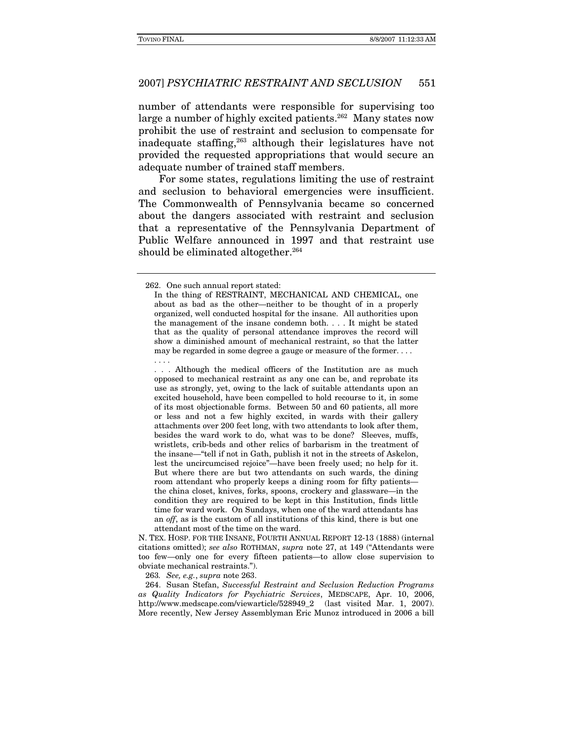number of attendants were responsible for supervising too large a number of highly excited patients.[262] Many states now prohibit the use of restraint and seclusion to compensate for inadequate staffing,[263] although their legislatures have not provided the requested appropriations that would secure an adequate number of trained staff members.

For some states, regulations limiting the use of restraint and seclusion to behavioral emergencies were insufficient. The Commonwealth of Pennsylvania became so concerned about the dangers associated with restraint and seclusion that a representative of the Pennsylvania Department of Public Welfare announced in 1997 and that restraint use should be eliminated altogether.[264]

---

262. One such annual report stated:

> In the thing of RESTRAINT, MECHANICAL AND CHEMICAL, one about as bad as the other—neither to be thought of in a properly organized, well conducted hospital for the insane. All authorities upon the management of the insane condemn both. . . . It might be stated that as the quality of personal attendance improves the record will show a diminished amount of mechanical restraint, so that the latter may be regarded in some degree a gauge or measure of the former. . . .
>
> . . . .
>
> . . . Although the medical officers of the Institution are as much opposed to mechanical restraint as any one can be, and reprobate its use as strongly, yet, owing to the lack of suitable attendants upon an excited household, have been compelled to hold recourse to it, in some of its most objectionable forms. Between 50 and 60 patients, all more or less and not a few highly excited, in wards with their gallery attachments over 200 feet long, with two attendants to look after them, besides the ward work to do, what was to be done? Sleeves, muffs, wristlets, crib-beds and other relics of barbarism in the treatment of the insane—"tell if not in Gath, publish it not in the streets of Askelon, lest the uncircumcised rejoice"—have been freely used; no help for it. But where there are but two attendants on such wards, the dining room attendant who properly keeps a dining room for fifty patients—the china closet, knives, forks, spoons, crockery and glassware—in the condition they are required to be kept in this Institution, finds little time for ward work. On Sundays, when one of the ward attendants has an *off*, as is the custom of all institutions of this kind, there is but one attendant most of the time on the ward.

N. TEX. HOSP. FOR THE INSANE, FOURTH ANNUAL REPORT 12-13 (1888) (internal citations omitted); *see also* ROTHMAN, *supra* note 27, at 149 ("Attendants were too few—only one for every fifteen patients—to allow close supervision to obviate mechanical restraints.").

263. *See, e.g.*, *supra* note 263.

264. Susan Stefan, *Successful Restraint and Seclusion Reduction Programs as Quality Indicators for Psychiatric Services*, MEDSCAPE, Apr. 10, 2006, http://www.medscape.com/viewarticle/528949_2 (last visited Mar. 1, 2007). More recently, New Jersey Assemblyman Eric Munoz introduced in 2006 a bill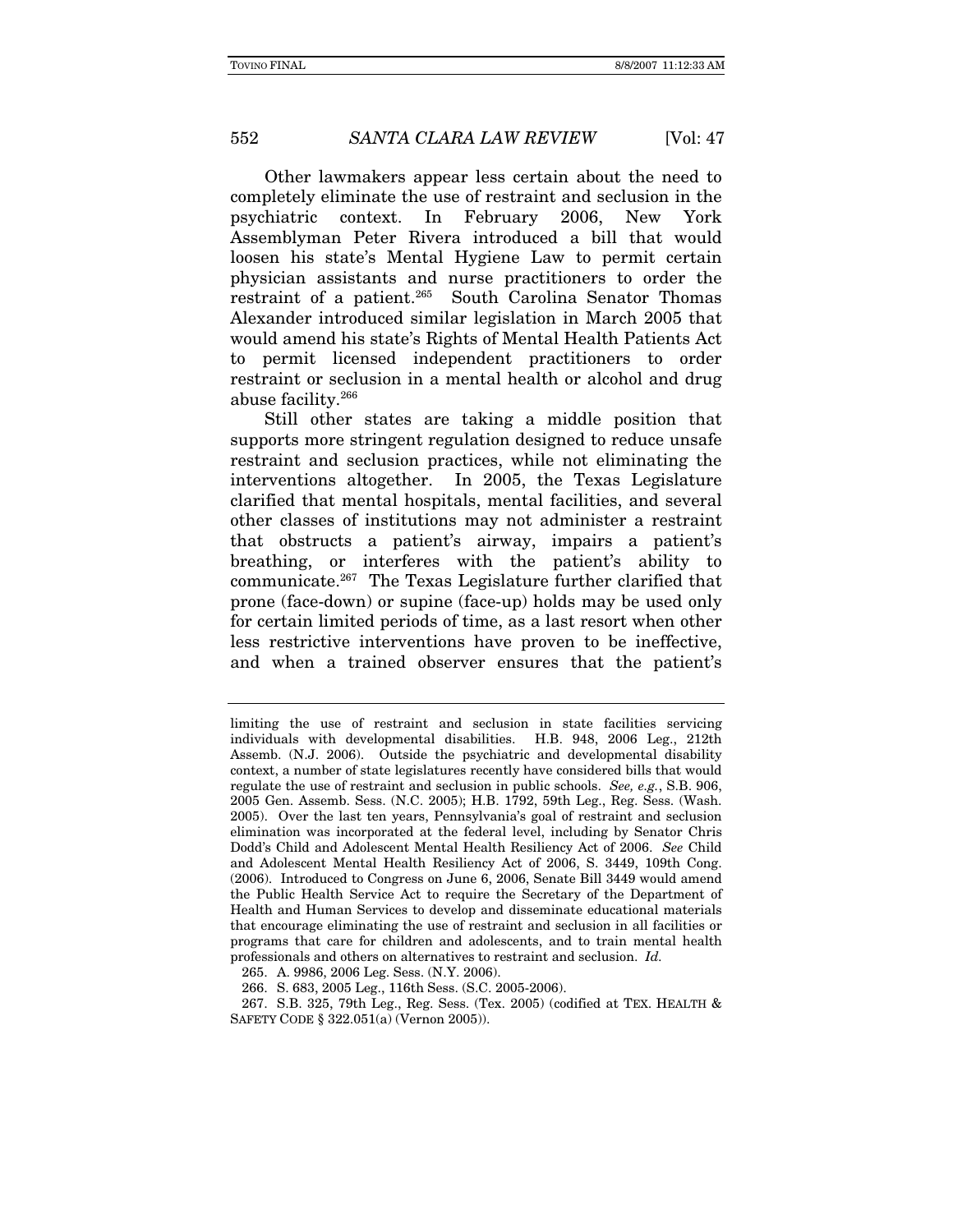Other lawmakers appear less certain about the need to completely eliminate the use of restraint and seclusion in the psychiatric context. In February 2006, New York Assemblyman Peter Rivera introduced a bill that would loosen his state's Mental Hygiene Law to permit certain physician assistants and nurse practitioners to order the restraint of a patient.[265] South Carolina Senator Thomas Alexander introduced similar legislation in March 2005 that would amend his state's Rights of Mental Health Patients Act to permit licensed independent practitioners to order restraint or seclusion in a mental health or alcohol and drug abuse facility.[266]

Still other states are taking a middle position that supports more stringent regulation designed to reduce unsafe restraint and seclusion practices, while not eliminating the interventions altogether. In 2005, the Texas Legislature clarified that mental hospitals, mental facilities, and several other classes of institutions may not administer a restraint that obstructs a patient's airway, impairs a patient's breathing, or interferes with the patient's ability to communicate.[267] The Texas Legislature further clarified that prone (face-down) or supine (face-up) holds may be used only for certain limited periods of time, as a last resort when other less restrictive interventions have proven to be ineffective, and when a trained observer ensures that the patient's

---

limiting the use of restraint and seclusion in state facilities servicing individuals with developmental disabilities. H.B. 948, 2006 Leg., 212th Assemb. (N.J. 2006). Outside the psychiatric and developmental disability context, a number of state legislatures recently have considered bills that would regulate the use of restraint and seclusion in public schools. *See, e.g.*, S.B. 906, 2005 Gen. Assemb. Sess. (N.C. 2005); H.B. 1792, 59th Leg., Reg. Sess. (Wash. 2005). Over the last ten years, Pennsylvania's goal of restraint and seclusion elimination was incorporated at the federal level, including by Senator Chris Dodd's Child and Adolescent Mental Health Resiliency Act of 2006. *See* Child and Adolescent Mental Health Resiliency Act of 2006, S. 3449, 109th Cong. (2006). Introduced to Congress on June 6, 2006, Senate Bill 3449 would amend the Public Health Service Act to require the Secretary of the Department of Health and Human Services to develop and disseminate educational materials that encourage eliminating the use of restraint and seclusion in all facilities or programs that care for children and adolescents, and to train mental health professionals and others on alternatives to restraint and seclusion. *Id.*

265. A. 9986, 2006 Leg. Sess. (N.Y. 2006).

266. S. 683, 2005 Leg., 116th Sess. (S.C. 2005-2006).

267. S.B. 325, 79th Leg., Reg. Sess. (Tex. 2005) (codified at TEX. HEALTH & SAFETY CODE § 322.051(a) (Vernon 2005)).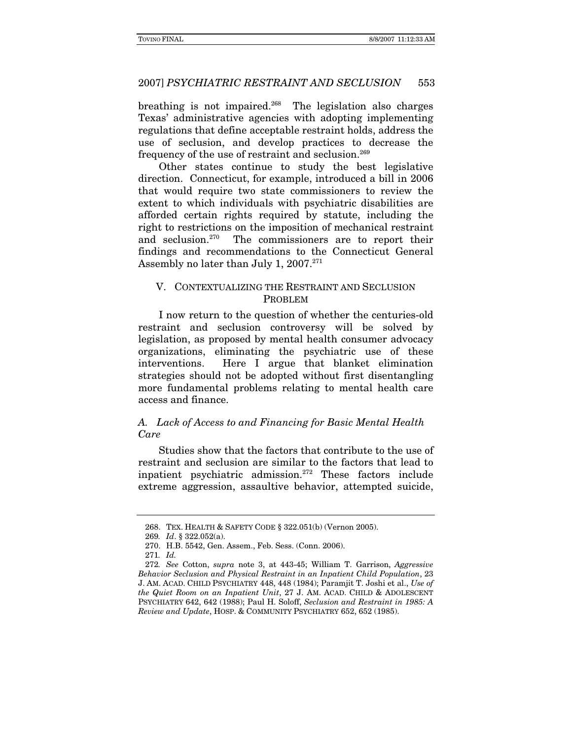breathing is not impaired.[268] The legislation also charges Texas' administrative agencies with adopting implementing regulations that define acceptable restraint holds, address the use of seclusion, and develop practices to decrease the frequency of the use of restraint and seclusion.[269]

Other states continue to study the best legislative direction. Connecticut, for example, introduced a bill in 2006 that would require two state commissioners to review the extent to which individuals with psychiatric disabilities are afforded certain rights required by statute, including the right to restrictions on the imposition of mechanical restraint and seclusion.[270] The commissioners are to report their findings and recommendations to the Connecticut General Assembly no later than July 1, 2007.[271]

## V. CONTEXTUALIZING THE RESTRAINT AND SECLUSION PROBLEM

I now return to the question of whether the centuries-old restraint and seclusion controversy will be solved by legislation, as proposed by mental health consumer advocacy organizations, eliminating the psychiatric use of these interventions. Here I argue that blanket elimination strategies should not be adopted without first disentangling more fundamental problems relating to mental health care access and finance.

### *A. Lack of Access to and Financing for Basic Mental Health Care*

Studies show that the factors that contribute to the use of restraint and seclusion are similar to the factors that lead to inpatient psychiatric admission.[272] These factors include extreme aggression, assaultive behavior, attempted suicide,

---

268. TEX. HEALTH & SAFETY CODE § 322.051(b) (Vernon 2005).

269. *Id*. § 322.052(a).

270. H.B. 5542, Gen. Assem., Feb. Sess. (Conn. 2006).

271. *Id.*

272. *See* Cotton, *supra* note 3, at 443-45; William T. Garrison, *Aggressive Behavior Seclusion and Physical Restraint in an Inpatient Child Population*, 23 J. AM. ACAD. CHILD PSYCHIATRY 448, 448 (1984); Paramjit T. Joshi et al., *Use of the Quiet Room on an Inpatient Unit*, 27 J. AM. ACAD. CHILD & ADOLESCENT PSYCHIATRY 642, 642 (1988); Paul H. Soloff, *Seclusion and Restraint in 1985: A Review and Update*, HOSP. & COMMUNITY PSYCHIATRY 652, 652 (1985).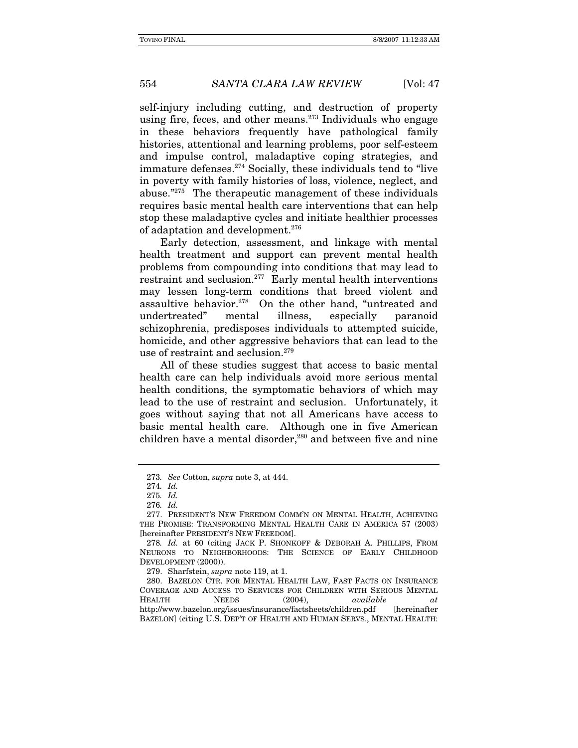self-injury including cutting, and destruction of property using fire, feces, and other means.[273] Individuals who engage in these behaviors frequently have pathological family histories, attentional and learning problems, poor self-esteem and impulse control, maladaptive coping strategies, and immature defenses.[274] Socially, these individuals tend to "live in poverty with family histories of loss, violence, neglect, and abuse."[275] The therapeutic management of these individuals requires basic mental health care interventions that can help stop these maladaptive cycles and initiate healthier processes of adaptation and development.[276]

Early detection, assessment, and linkage with mental health treatment and support can prevent mental health problems from compounding into conditions that may lead to restraint and seclusion.[277] Early mental health interventions may lessen long-term conditions that breed violent and assaultive behavior.[278] On the other hand, "untreated and undertreated" mental illness, especially paranoid schizophrenia, predisposes individuals to attempted suicide, homicide, and other aggressive behaviors that can lead to the use of restraint and seclusion.[279]

All of these studies suggest that access to basic mental health care can help individuals avoid more serious mental health conditions, the symptomatic behaviors of which may lead to the use of restraint and seclusion. Unfortunately, it goes without saying that not all Americans have access to basic mental health care. Although one in five American children have a mental disorder,[280] and between five and nine

---

273. *See* Cotton, *supra* note 3, at 444.

274. *Id.*

275. *Id.*

276. *Id.*

277. PRESIDENT'S NEW FREEDOM COMM'N ON MENTAL HEALTH, ACHIEVING THE PROMISE: TRANSFORMING MENTAL HEALTH CARE IN AMERICA 57 (2003) [hereinafter PRESIDENT'S NEW FREEDOM].

278. *Id.* at 60 (citing JACK P. SHONKOFF & DEBORAH A. PHILLIPS, FROM NEURONS TO NEIGHBORHOODS: THE SCIENCE OF EARLY CHILDHOOD DEVELOPMENT (2000)).

279. Sharfstein, *supra* note 119, at 1.

280. BAZELON CTR. FOR MENTAL HEALTH LAW, FAST FACTS ON INSURANCE COVERAGE AND ACCESS TO SERVICES FOR CHILDREN WITH SERIOUS MENTAL HEALTH NEEDS (2004), *available at* http://www.bazelon.org/issues/insurance/factsheets/children.pdf [hereinafter BAZELON] (citing U.S. DEP'T OF HEALTH AND HUMAN SERVS., MENTAL HEALTH: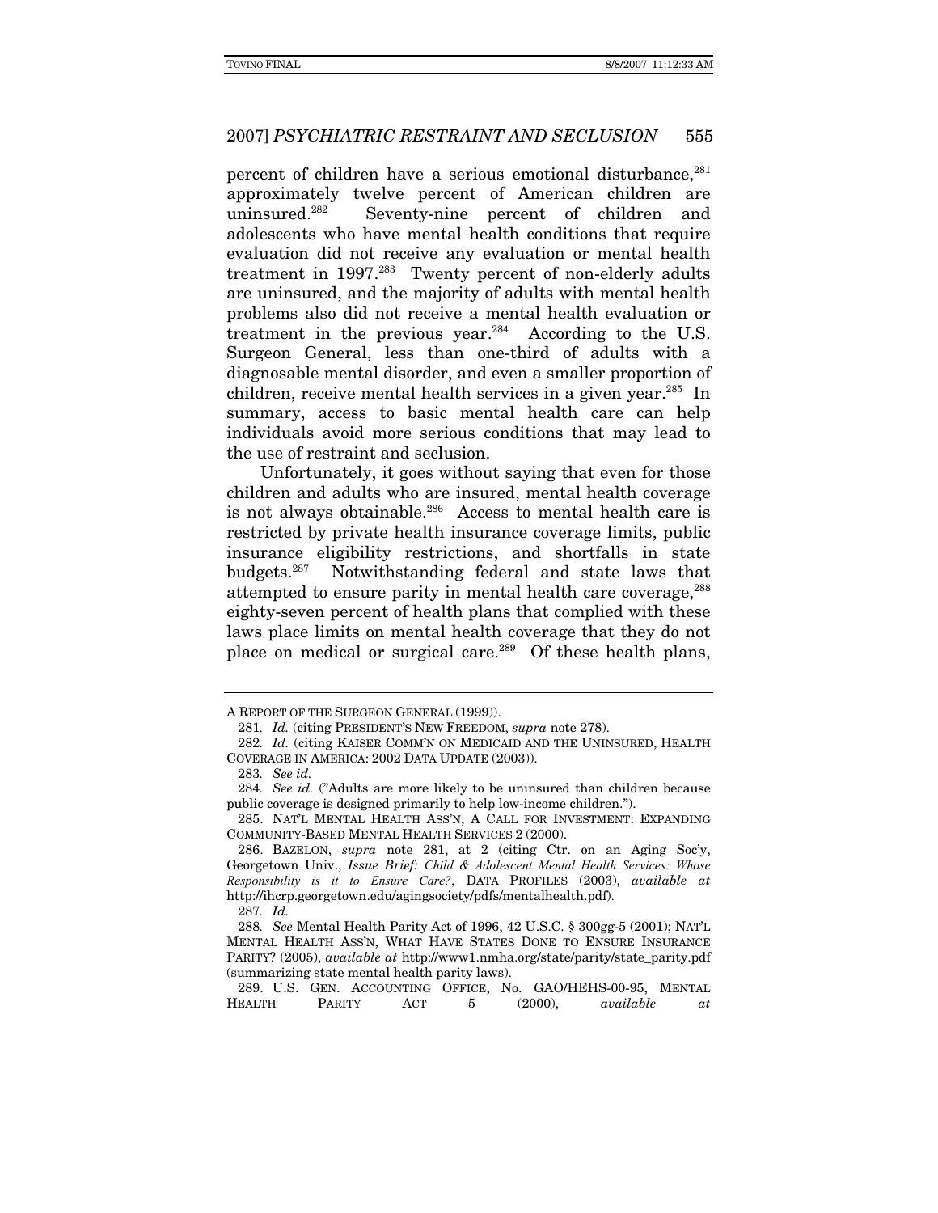percent of children have a serious emotional disturbance,[281] approximately twelve percent of American children are uninsured.[282] Seventy-nine percent of children and adolescents who have mental health conditions that require evaluation did not receive any evaluation or mental health treatment in 1997.[283] Twenty percent of non-elderly adults are uninsured, and the majority of adults with mental health problems also did not receive a mental health evaluation or treatment in the previous year.[284] According to the U.S. Surgeon General, less than one-third of adults with a diagnosable mental disorder, and even a smaller proportion of children, receive mental health services in a given year.[285] In summary, access to basic mental health care can help individuals avoid more serious conditions that may lead to the use of restraint and seclusion.

Unfortunately, it goes without saying that even for those children and adults who are insured, mental health coverage is not always obtainable.[286] Access to mental health care is restricted by private health insurance coverage limits, public insurance eligibility restrictions, and shortfalls in state budgets.[287] Notwithstanding federal and state laws that attempted to ensure parity in mental health care coverage,[288] eighty-seven percent of health plans that complied with these laws place limits on mental health coverage that they do not place on medical or surgical care.[289] Of these health plans,

---

A REPORT OF THE SURGEON GENERAL (1999)).

281. *Id.* (citing PRESIDENT'S NEW FREEDOM, *supra* note 278).

282. *Id.* (citing KAISER COMM'N ON MEDICAID AND THE UNINSURED, HEALTH COVERAGE IN AMERICA: 2002 DATA UPDATE (2003)).

283. *See id.*

284. *See id.* ("Adults are more likely to be uninsured than children because public coverage is designed primarily to help low-income children.").

285. NAT'L MENTAL HEALTH ASS'N, A CALL FOR INVESTMENT: EXPANDING COMMUNITY-BASED MENTAL HEALTH SERVICES 2 (2000).

286. BAZELON, *supra* note 281, at 2 (citing Ctr. on an Aging Soc'y, Georgetown Univ., *Issue Brief: Child & Adolescent Mental Health Services: Whose Responsibility is it to Ensure Care?*, DATA PROFILES (2003), *available at* http://ihcrp.georgetown.edu/agingsociety/pdfs/mentalhealth.pdf).

287. *Id.*

288. *See* Mental Health Parity Act of 1996, 42 U.S.C. § 300gg-5 (2001); NAT'L MENTAL HEALTH ASS'N, WHAT HAVE STATES DONE TO ENSURE INSURANCE PARITY? (2005), *available at* http://www1.nmha.org/state/parity/state_parity.pdf (summarizing state mental health parity laws).

289. U.S. GEN. ACCOUNTING OFFICE, No. GAO/HEHS-00-95, MENTAL HEALTH PARITY ACT 5 (2000), *available at*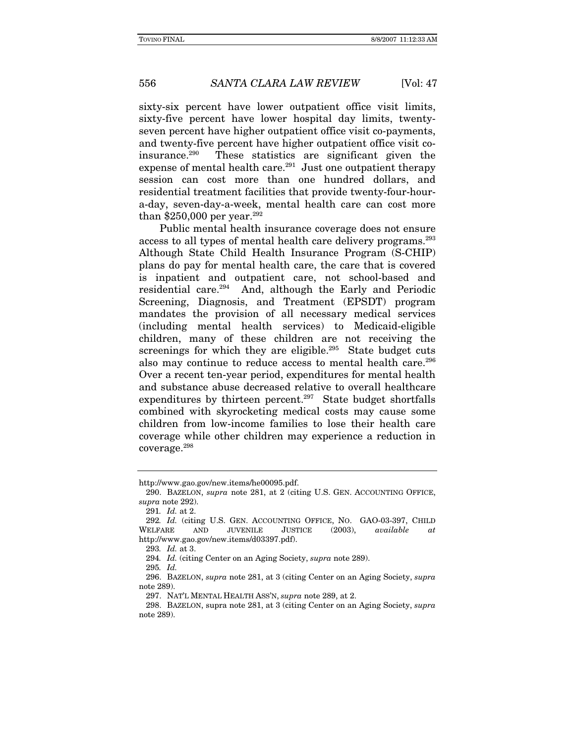sixty-six percent have lower outpatient office visit limits, sixty-five percent have lower hospital day limits, twenty-seven percent have higher outpatient office visit co-payments, and twenty-five percent have higher outpatient office visit co-insurance.[290] These statistics are significant given the expense of mental health care.[291] Just one outpatient therapy session can cost more than one hundred dollars, and residential treatment facilities that provide twenty-four-hour-a-day, seven-day-a-week, mental health care can cost more than $250,000 per year.[292]

Public mental health insurance coverage does not ensure access to all types of mental health care delivery programs.[293] Although State Child Health Insurance Program (S-CHIP) plans do pay for mental health care, the care that is covered is inpatient and outpatient care, not school-based and residential care.[294] And, although the Early and Periodic Screening, Diagnosis, and Treatment (EPSDT) program mandates the provision of all necessary medical services (including mental health services) to Medicaid-eligible children, many of these children are not receiving the screenings for which they are eligible.[295] State budget cuts also may continue to reduce access to mental health care.[296] Over a recent ten-year period, expenditures for mental health and substance abuse decreased relative to overall healthcare expenditures by thirteen percent.[297] State budget shortfalls combined with skyrocketing medical costs may cause some children from low-income families to lose their health care coverage while other children may experience a reduction in coverage.[298]

---

http://www.gao.gov/new.items/he00095.pdf.

290. BAZELON, *supra* note 281, at 2 (citing U.S. GEN. ACCOUNTING OFFICE, *supra* note 292).

291. *Id.* at 2.

292. *Id.* (citing U.S. GEN. ACCOUNTING OFFICE, NO. GAO-03-397, CHILD WELFARE AND JUVENILE JUSTICE (2003), *available at* http://www.gao.gov/new.items/d03397.pdf).

293. *Id.* at 3.

294. *Id.* (citing Center on an Aging Society, *supra* note 289).

295. *Id.*

296. BAZELON, *supra* note 281, at 3 (citing Center on an Aging Society, *supra* note 289).

297. NAT'L MENTAL HEALTH ASS'N, *supra* note 289, at 2.

298. BAZELON, supra note 281, at 3 (citing Center on an Aging Society, *supra* note 289).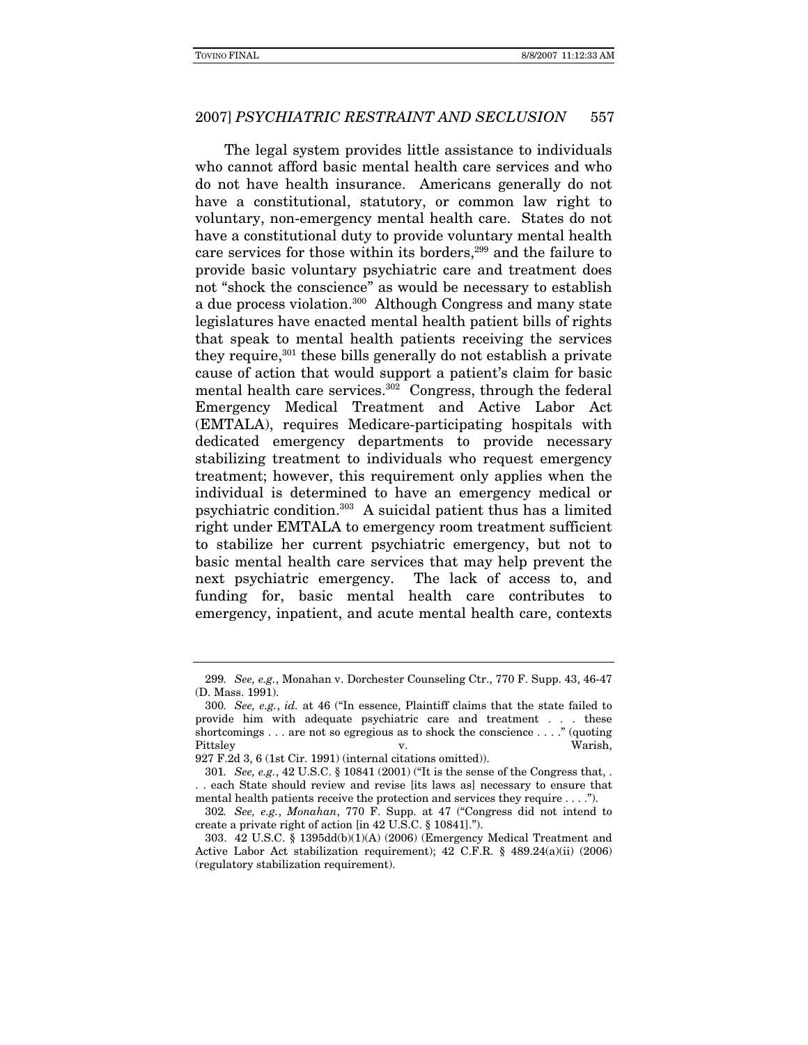The legal system provides little assistance to individuals who cannot afford basic mental health care services and who do not have health insurance. Americans generally do not have a constitutional, statutory, or common law right to voluntary, non-emergency mental health care. States do not have a constitutional duty to provide voluntary mental health care services for those within its borders,[299] and the failure to provide basic voluntary psychiatric care and treatment does not "shock the conscience" as would be necessary to establish a due process violation.[300] Although Congress and many state legislatures have enacted mental health patient bills of rights that speak to mental health patients receiving the services they require,[301] these bills generally do not establish a private cause of action that would support a patient's claim for basic mental health care services.[302] Congress, through the federal Emergency Medical Treatment and Active Labor Act (EMTALA), requires Medicare-participating hospitals with dedicated emergency departments to provide necessary stabilizing treatment to individuals who request emergency treatment; however, this requirement only applies when the individual is determined to have an emergency medical or psychiatric condition.[303] A suicidal patient thus has a limited right under EMTALA to emergency room treatment sufficient to stabilize her current psychiatric emergency, but not to basic mental health care services that may help prevent the next psychiatric emergency. The lack of access to, and funding for, basic mental health care contributes to emergency, inpatient, and acute mental health care, contexts

---

299. *See, e.g.*, Monahan v. Dorchester Counseling Ctr., 770 F. Supp. 43, 46-47 (D. Mass. 1991).

300. *See, e.g.*, *id.* at 46 ("In essence, Plaintiff claims that the state failed to provide him with adequate psychiatric care and treatment . . . these shortcomings . . . are not so egregious as to shock the conscience . . . ." (quoting Pittsley v. Warish, 927 F.2d 3, 6 (1st Cir. 1991) (internal citations omitted)).

301. *See, e.g.*, 42 U.S.C. § 10841 (2001) ("It is the sense of the Congress that, . . . each State should review and revise [its laws as] necessary to ensure that mental health patients receive the protection and services they require . . . .").

302. *See, e.g.*, *Monahan*, 770 F. Supp. at 47 ("Congress did not intend to create a private right of action [in 42 U.S.C. § 10841].").

303. 42 U.S.C. § 1395dd(b)(1)(A) (2006) (Emergency Medical Treatment and Active Labor Act stabilization requirement); 42 C.F.R. § 489.24(a)(ii) (2006) (regulatory stabilization requirement).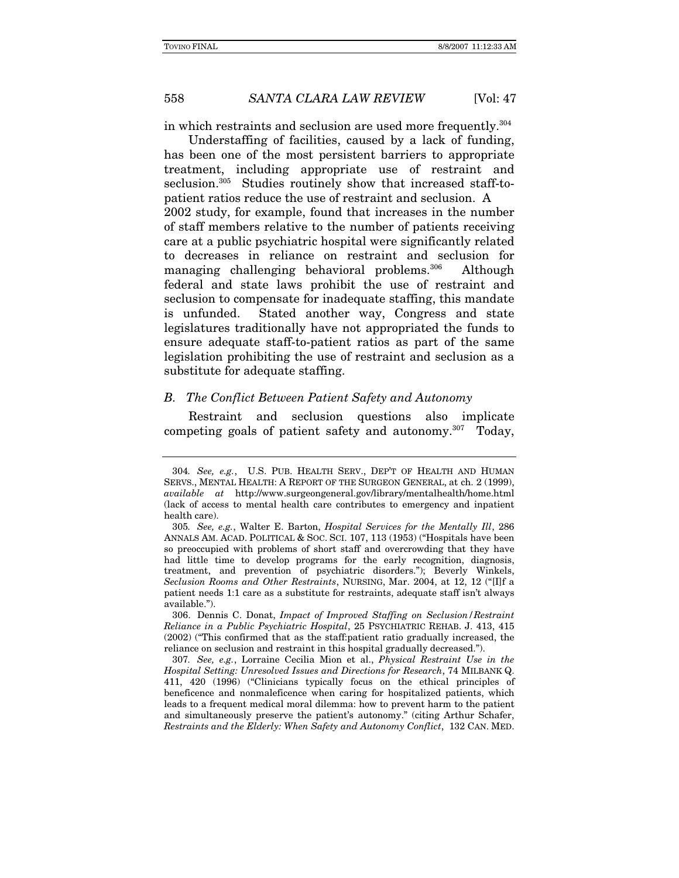in which restraints and seclusion are used more frequently.[304]

Understaffing of facilities, caused by a lack of funding, has been one of the most persistent barriers to appropriate treatment, including appropriate use of restraint and seclusion.[305] Studies routinely show that increased staff-to-patient ratios reduce the use of restraint and seclusion. A 2002 study, for example, found that increases in the number of staff members relative to the number of patients receiving care at a public psychiatric hospital were significantly related to decreases in reliance on restraint and seclusion for managing challenging behavioral problems.[306] Although federal and state laws prohibit the use of restraint and seclusion to compensate for inadequate staffing, this mandate is unfunded. Stated another way, Congress and state legislatures traditionally have not appropriated the funds to ensure adequate staff-to-patient ratios as part of the same legislation prohibiting the use of restraint and seclusion as a substitute for adequate staffing.

### *B. The Conflict Between Patient Safety and Autonomy*

Restraint and seclusion questions also implicate competing goals of patient safety and autonomy.[307] Today,

---

304. *See, e.g.*, U.S. PUB. HEALTH SERV., DEP'T OF HEALTH AND HUMAN SERVS., MENTAL HEALTH: A REPORT OF THE SURGEON GENERAL, at ch. 2 (1999), *available at* http://www.surgeongeneral.gov/library/mentalhealth/home.html (lack of access to mental health care contributes to emergency and inpatient health care).

305. *See, e.g.*, Walter E. Barton, *Hospital Services for the Mentally Ill*, 286 ANNALS AM. ACAD. POLITICAL & SOC. SCI. 107, 113 (1953) ("Hospitals have been so preoccupied with problems of short staff and overcrowding that they have had little time to develop programs for the early recognition, diagnosis, treatment, and prevention of psychiatric disorders."); Beverly Winkels, *Seclusion Rooms and Other Restraints*, NURSING, Mar. 2004, at 12, 12 ("[I]f a patient needs 1:1 care as a substitute for restraints, adequate staff isn't always available.").

306. Dennis C. Donat, *Impact of Improved Staffing on Seclusion/Restraint Reliance in a Public Psychiatric Hospital*, 25 PSYCHIATRIC REHAB. J. 413, 415 (2002) ("This confirmed that as the staff:patient ratio gradually increased, the reliance on seclusion and restraint in this hospital gradually decreased.").

307. *See, e.g.*, Lorraine Cecilia Mion et al., *Physical Restraint Use in the Hospital Setting: Unresolved Issues and Directions for Research*, 74 MILBANK Q. 411, 420 (1996) ("Clinicians typically focus on the ethical principles of beneficence and nonmaleficence when caring for hospitalized patients, which leads to a frequent medical moral dilemma: how to prevent harm to the patient and simultaneously preserve the patient's autonomy." (citing Arthur Schafer, *Restraints and the Elderly: When Safety and Autonomy Conflict*, 132 CAN. MED.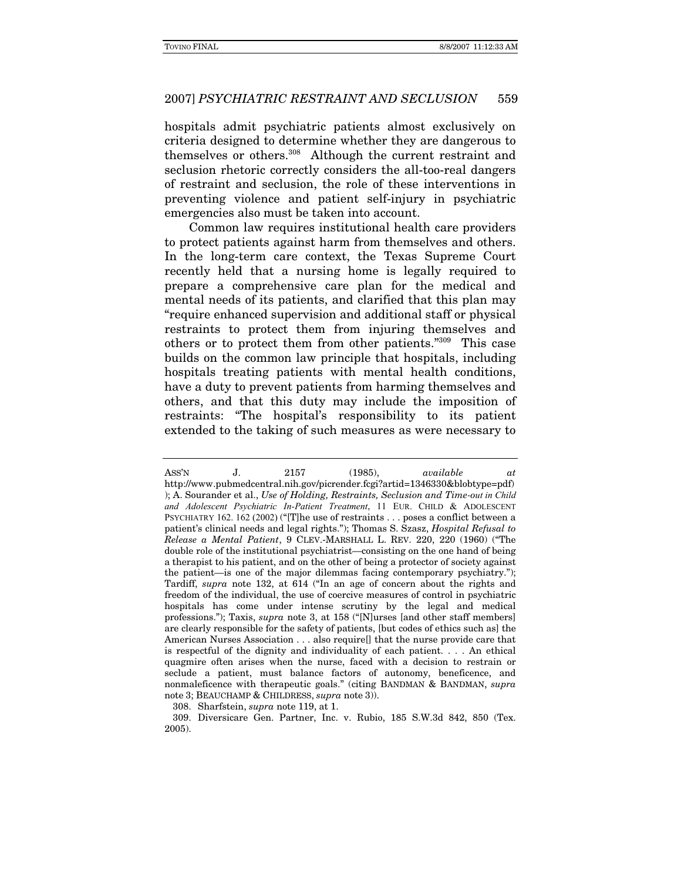hospitals admit psychiatric patients almost exclusively on criteria designed to determine whether they are dangerous to themselves or others.[308] Although the current restraint and seclusion rhetoric correctly considers the all-too-real dangers of restraint and seclusion, the role of these interventions in preventing violence and patient self-injury in psychiatric emergencies also must be taken into account.

Common law requires institutional health care providers to protect patients against harm from themselves and others. In the long-term care context, the Texas Supreme Court recently held that a nursing home is legally required to prepare a comprehensive care plan for the medical and mental needs of its patients, and clarified that this plan may "require enhanced supervision and additional staff or physical restraints to protect them from injuring themselves and others or to protect them from other patients."[309] This case builds on the common law principle that hospitals, including hospitals treating patients with mental health conditions, have a duty to prevent patients from harming themselves and others, and that this duty may include the imposition of restraints: "The hospital's responsibility to its patient extended to the taking of such measures as were necessary to

---

ASS'N J. 2157 (1985), *available at* http://www.pubmedcentral.nih.gov/picrender.fcgi?artid=1346330&blobtype=pdf); A. Sourander et al., *Use of Holding, Restraints, Seclusion and Time-out in Child and Adolescent Psychiatric In-Patient Treatment*, 11 EUR. CHILD & ADOLESCENT PSYCHIATRY 162. 162 (2002) ("[T]he use of restraints . . . poses a conflict between a patient's clinical needs and legal rights."); Thomas S. Szasz, *Hospital Refusal to Release a Mental Patient*, 9 CLEV.-MARSHALL L. REV. 220, 220 (1960) ("The double role of the institutional psychiatrist—consisting on the one hand of being a therapist to his patient, and on the other of being a protector of society against the patient—is one of the major dilemmas facing contemporary psychiatry."); Tardiff, *supra* note 132, at 614 ("In an age of concern about the rights and freedom of the individual, the use of coercive measures of control in psychiatric hospitals has come under intense scrutiny by the legal and medical professions."); Taxis, *supra* note 3, at 158 ("[N]urses [and other staff members] are clearly responsible for the safety of patients, [but codes of ethics such as] the American Nurses Association . . . also require[] that the nurse provide care that is respectful of the dignity and individuality of each patient. . . . An ethical quagmire often arises when the nurse, faced with a decision to restrain or seclude a patient, must balance factors of autonomy, beneficence, and nonmaleficence with therapeutic goals." (citing BANDMAN & BANDMAN, *supra* note 3; BEAUCHAMP & CHILDRESS, *supra* note 3)).

308. Sharfstein, *supra* note 119, at 1.

309. Diversicare Gen. Partner, Inc. v. Rubio, 185 S.W.3d 842, 850 (Tex. 2005).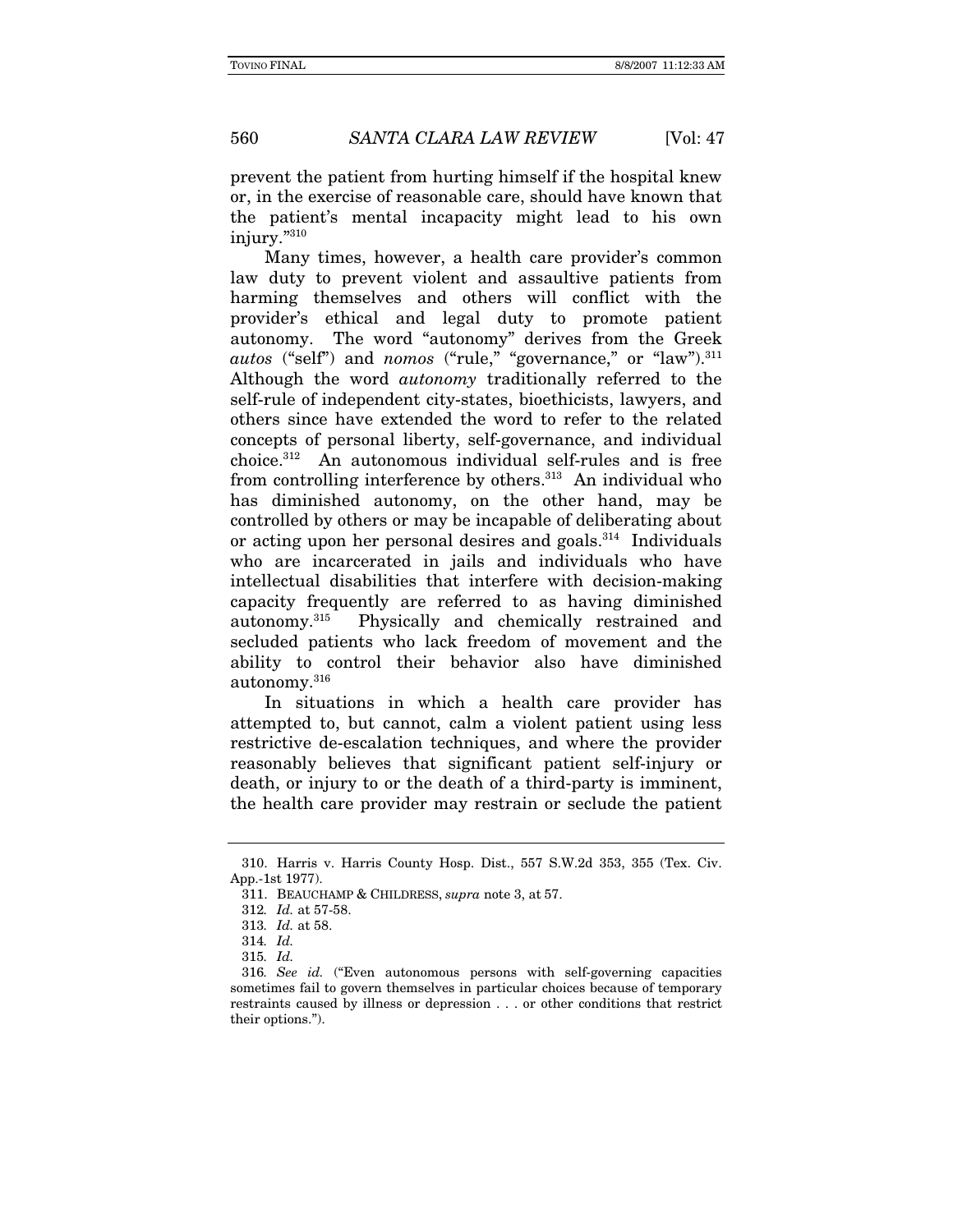prevent the patient from hurting himself if the hospital knew or, in the exercise of reasonable care, should have known that the patient's mental incapacity might lead to his own injury."[310]

Many times, however, a health care provider's common law duty to prevent violent and assaultive patients from harming themselves and others will conflict with the provider's ethical and legal duty to promote patient autonomy. The word "autonomy" derives from the Greek *autos* ("self") and *nomos* ("rule," "governance," or "law").[311] Although the word *autonomy* traditionally referred to the self-rule of independent city-states, bioethicists, lawyers, and others since have extended the word to refer to the related concepts of personal liberty, self-governance, and individual choice.[312] An autonomous individual self-rules and is free from controlling interference by others.[313] An individual who has diminished autonomy, on the other hand, may be controlled by others or may be incapable of deliberating about or acting upon her personal desires and goals.[314] Individuals who are incarcerated in jails and individuals who have intellectual disabilities that interfere with decision-making capacity frequently are referred to as having diminished autonomy.[315] Physically and chemically restrained and secluded patients who lack freedom of movement and the ability to control their behavior also have diminished autonomy.[316]

In situations in which a health care provider has attempted to, but cannot, calm a violent patient using less restrictive de-escalation techniques, and where the provider reasonably believes that significant patient self-injury or death, or injury to or the death of a third-party is imminent, the health care provider may restrain or seclude the patient

---

310. Harris v. Harris County Hosp. Dist., 557 S.W.2d 353, 355 (Tex. Civ. App.-1st 1977).

311. BEAUCHAMP & CHILDRESS, *supra* note 3, at 57.

312. *Id.* at 57-58.

313. *Id.* at 58.

314. *Id.*

315. *Id.*

316. *See id.* ("Even autonomous persons with self-governing capacities sometimes fail to govern themselves in particular choices because of temporary restraints caused by illness or depression . . . or other conditions that restrict their options.").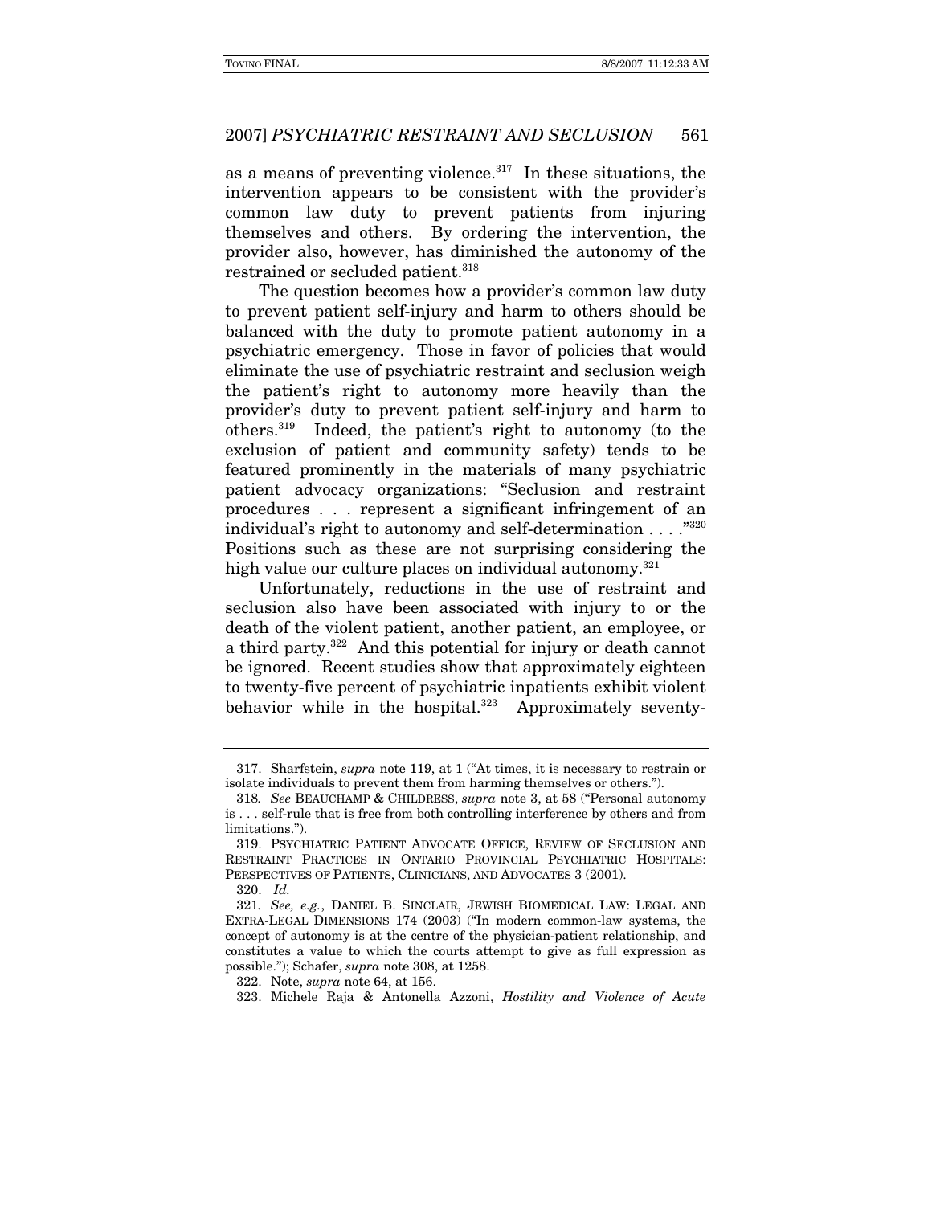as a means of preventing violence.[317] In these situations, the intervention appears to be consistent with the provider's common law duty to prevent patients from injuring themselves and others. By ordering the intervention, the provider also, however, has diminished the autonomy of the restrained or secluded patient.[318]

The question becomes how a provider's common law duty to prevent patient self-injury and harm to others should be balanced with the duty to promote patient autonomy in a psychiatric emergency. Those in favor of policies that would eliminate the use of psychiatric restraint and seclusion weigh the patient's right to autonomy more heavily than the provider's duty to prevent patient self-injury and harm to others.[319] Indeed, the patient's right to autonomy (to the exclusion of patient and community safety) tends to be featured prominently in the materials of many psychiatric patient advocacy organizations: "Seclusion and restraint procedures . . . represent a significant infringement of an individual's right to autonomy and self-determination . . . ."[320] Positions such as these are not surprising considering the high value our culture places on individual autonomy.[321]

Unfortunately, reductions in the use of restraint and seclusion also have been associated with injury to or the death of the violent patient, another patient, an employee, or a third party.[322] And this potential for injury or death cannot be ignored. Recent studies show that approximately eighteen to twenty-five percent of psychiatric inpatients exhibit violent behavior while in the hospital.[323] Approximately seventy-

---

317. Sharfstein, *supra* note 119, at 1 ("At times, it is necessary to restrain or isolate individuals to prevent them from harming themselves or others.").

318. *See* BEAUCHAMP & CHILDRESS, *supra* note 3, at 58 ("Personal autonomy is . . . self-rule that is free from both controlling interference by others and from limitations.").

319. PSYCHIATRIC PATIENT ADVOCATE OFFICE, REVIEW OF SECLUSION AND RESTRAINT PRACTICES IN ONTARIO PROVINCIAL PSYCHIATRIC HOSPITALS: PERSPECTIVES OF PATIENTS, CLINICIANS, AND ADVOCATES 3 (2001).

320. *Id.*

321. *See, e.g.*, DANIEL B. SINCLAIR, JEWISH BIOMEDICAL LAW: LEGAL AND EXTRA-LEGAL DIMENSIONS 174 (2003) ("In modern common-law systems, the concept of autonomy is at the centre of the physician-patient relationship, and constitutes a value to which the courts attempt to give as full expression as possible."); Schafer, *supra* note 308, at 1258.

322. Note, *supra* note 64, at 156.

323. Michele Raja & Antonella Azzoni, *Hostility and Violence of Acute*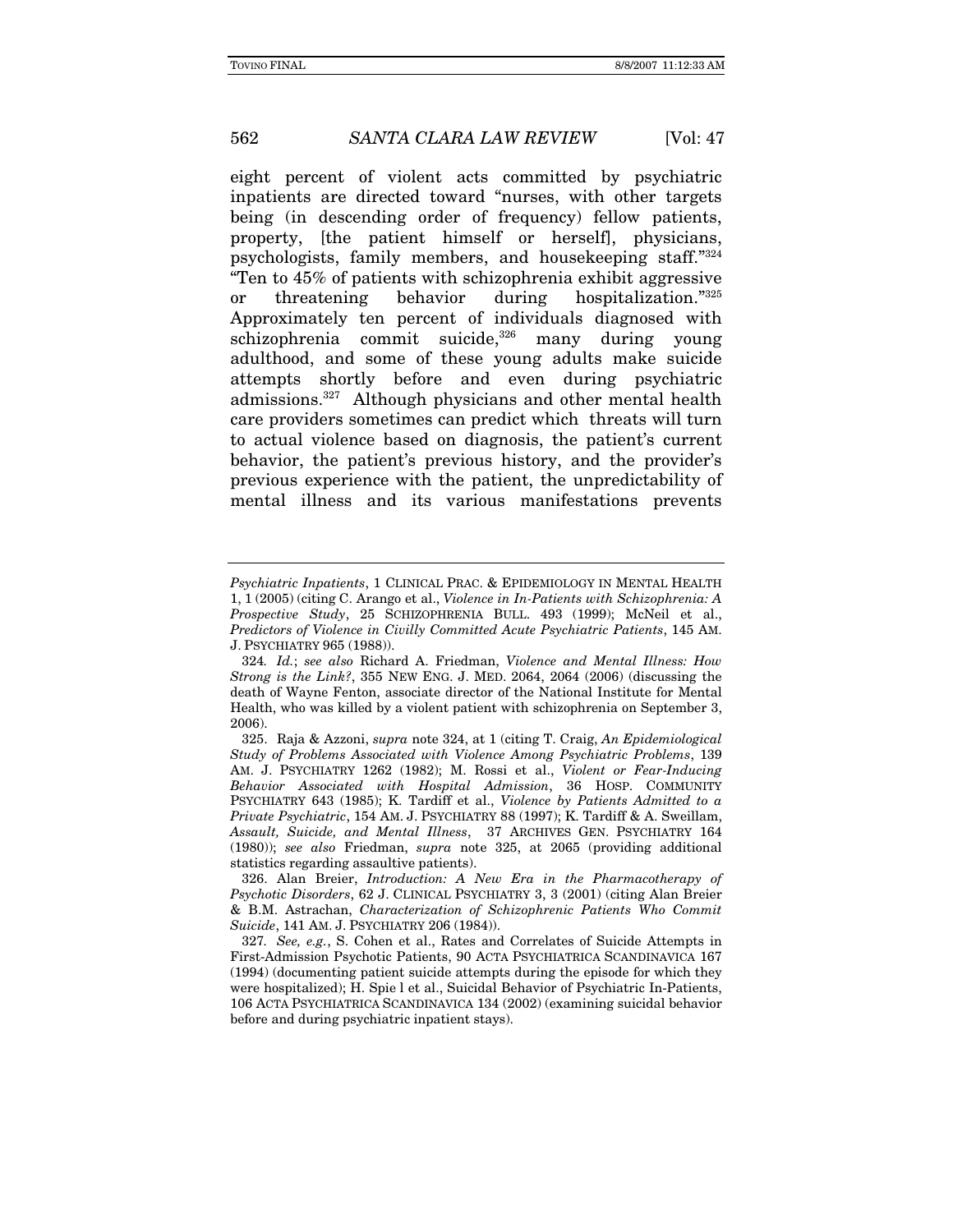eight percent of violent acts committed by psychiatric inpatients are directed toward "nurses, with other targets being (in descending order of frequency) fellow patients, property, [the patient himself or herself], physicians, psychologists, family members, and housekeeping staff."[324] "Ten to 45% of patients with schizophrenia exhibit aggressive or threatening behavior during hospitalization."[325] Approximately ten percent of individuals diagnosed with schizophrenia commit suicide,[326] many during young adulthood, and some of these young adults make suicide attempts shortly before and even during psychiatric admissions.[327] Although physicians and other mental health care providers sometimes can predict which threats will turn to actual violence based on diagnosis, the patient's current behavior, the patient's previous history, and the provider's previous experience with the patient, the unpredictability of mental illness and its various manifestations prevents

---

*Psychiatric Inpatients*, 1 CLINICAL PRAC. & EPIDEMIOLOGY IN MENTAL HEALTH 1, 1 (2005) (citing C. Arango et al., *Violence in In-Patients with Schizophrenia: A Prospective Study*, 25 SCHIZOPHRENIA BULL. 493 (1999); McNeil et al., *Predictors of Violence in Civilly Committed Acute Psychiatric Patients*, 145 AM. J. PSYCHIATRY 965 (1988)).

324. *Id.*; *see also* Richard A. Friedman, *Violence and Mental Illness: How Strong is the Link?*, 355 NEW ENG. J. MED. 2064, 2064 (2006) (discussing the death of Wayne Fenton, associate director of the National Institute for Mental Health, who was killed by a violent patient with schizophrenia on September 3, 2006).

325. Raja & Azzoni, *supra* note 324, at 1 (citing T. Craig, *An Epidemiological Study of Problems Associated with Violence Among Psychiatric Problems*, 139 AM. J. PSYCHIATRY 1262 (1982); M. Rossi et al., *Violent or Fear-Inducing Behavior Associated with Hospital Admission*, 36 HOSP. COMMUNITY PSYCHIATRY 643 (1985); K. Tardiff et al., *Violence by Patients Admitted to a Private Psychiatric*, 154 AM. J. PSYCHIATRY 88 (1997); K. Tardiff & A. Sweillam, *Assault, Suicide, and Mental Illness*, 37 ARCHIVES GEN. PSYCHIATRY 164 (1980)); *see also* Friedman, *supra* note 325, at 2065 (providing additional statistics regarding assaultive patients).

326. Alan Breier, *Introduction: A New Era in the Pharmacotherapy of Psychotic Disorders*, 62 J. CLINICAL PSYCHIATRY 3, 3 (2001) (citing Alan Breier & B.M. Astrachan, *Characterization of Schizophrenic Patients Who Commit Suicide*, 141 AM. J. PSYCHIATRY 206 (1984)).

327. *See, e.g.*, S. Cohen et al., Rates and Correlates of Suicide Attempts in First-Admission Psychotic Patients, 90 ACTA PSYCHIATRICA SCANDINAVICA 167 (1994) (documenting patient suicide attempts during the episode for which they were hospitalized); H. Spie l et al., Suicidal Behavior of Psychiatric In-Patients, 106 ACTA PSYCHIATRICA SCANDINAVICA 134 (2002) (examining suicidal behavior before and during psychiatric inpatient stays).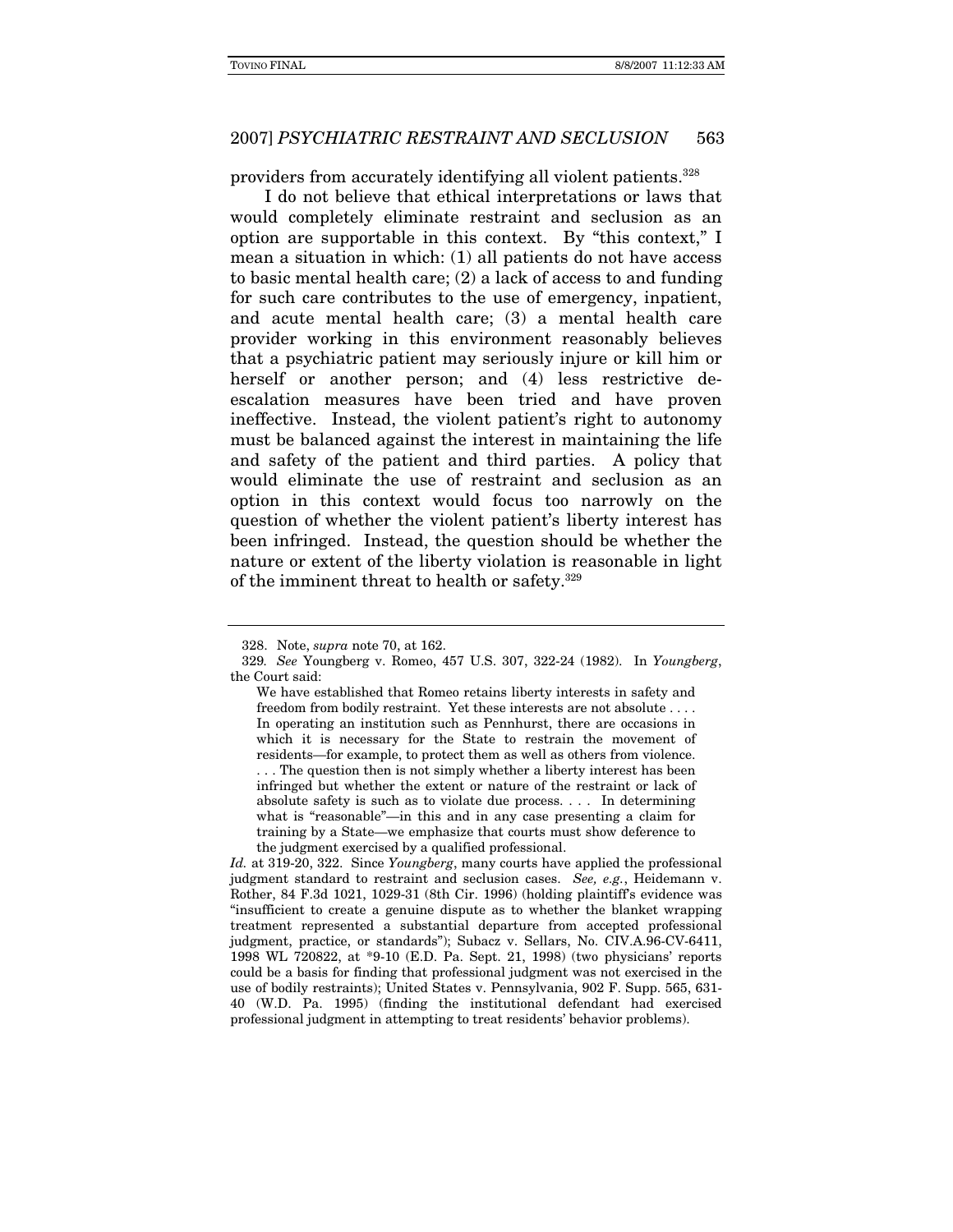providers from accurately identifying all violent patients.[328]

I do not believe that ethical interpretations or laws that would completely eliminate restraint and seclusion as an option are supportable in this context. By "this context," I mean a situation in which: (1) all patients do not have access to basic mental health care; (2) a lack of access to and funding for such care contributes to the use of emergency, inpatient, and acute mental health care; (3) a mental health care provider working in this environment reasonably believes that a psychiatric patient may seriously injure or kill him or herself or another person; and (4) less restrictive de-escalation measures have been tried and have proven ineffective. Instead, the violent patient's right to autonomy must be balanced against the interest in maintaining the life and safety of the patient and third parties. A policy that would eliminate the use of restraint and seclusion as an option in this context would focus too narrowly on the question of whether the violent patient's liberty interest has been infringed. Instead, the question should be whether the nature or extent of the liberty violation is reasonable in light of the imminent threat to health or safety.[329]

---

328. Note, *supra* note 70, at 162.

329. *See* Youngberg v. Romeo, 457 U.S. 307, 322-24 (1982). In *Youngberg*, the Court said:

> We have established that Romeo retains liberty interests in safety and freedom from bodily restraint. Yet these interests are not absolute . . . . In operating an institution such as Pennhurst, there are occasions in which it is necessary for the State to restrain the movement of residents—for example, to protect them as well as others from violence. . . . The question then is not simply whether a liberty interest has been infringed but whether the extent or nature of the restraint or lack of absolute safety is such as to violate due process. . . . In determining what is "reasonable"—in this and in any case presenting a claim for training by a State—we emphasize that courts must show deference to the judgment exercised by a qualified professional.

*Id.* at 319-20, 322. Since *Youngberg*, many courts have applied the professional judgment standard to restraint and seclusion cases. *See, e.g.*, Heidemann v. Rother, 84 F.3d 1021, 1029-31 (8th Cir. 1996) (holding plaintiff's evidence was "insufficient to create a genuine dispute as to whether the blanket wrapping treatment represented a substantial departure from accepted professional judgment, practice, or standards"); Subacz v. Sellars, No. CIV.A.96-CV-6411, 1998 WL 720822, at *9-10 (E.D. Pa. Sept. 21, 1998) (two physicians' reports could be a basis for finding that professional judgment was not exercised in the use of bodily restraints); United States v. Pennsylvania, 902 F. Supp. 565, 631-40 (W.D. Pa. 1995) (finding the institutional defendant had exercised professional judgment in attempting to treat residents' behavior problems).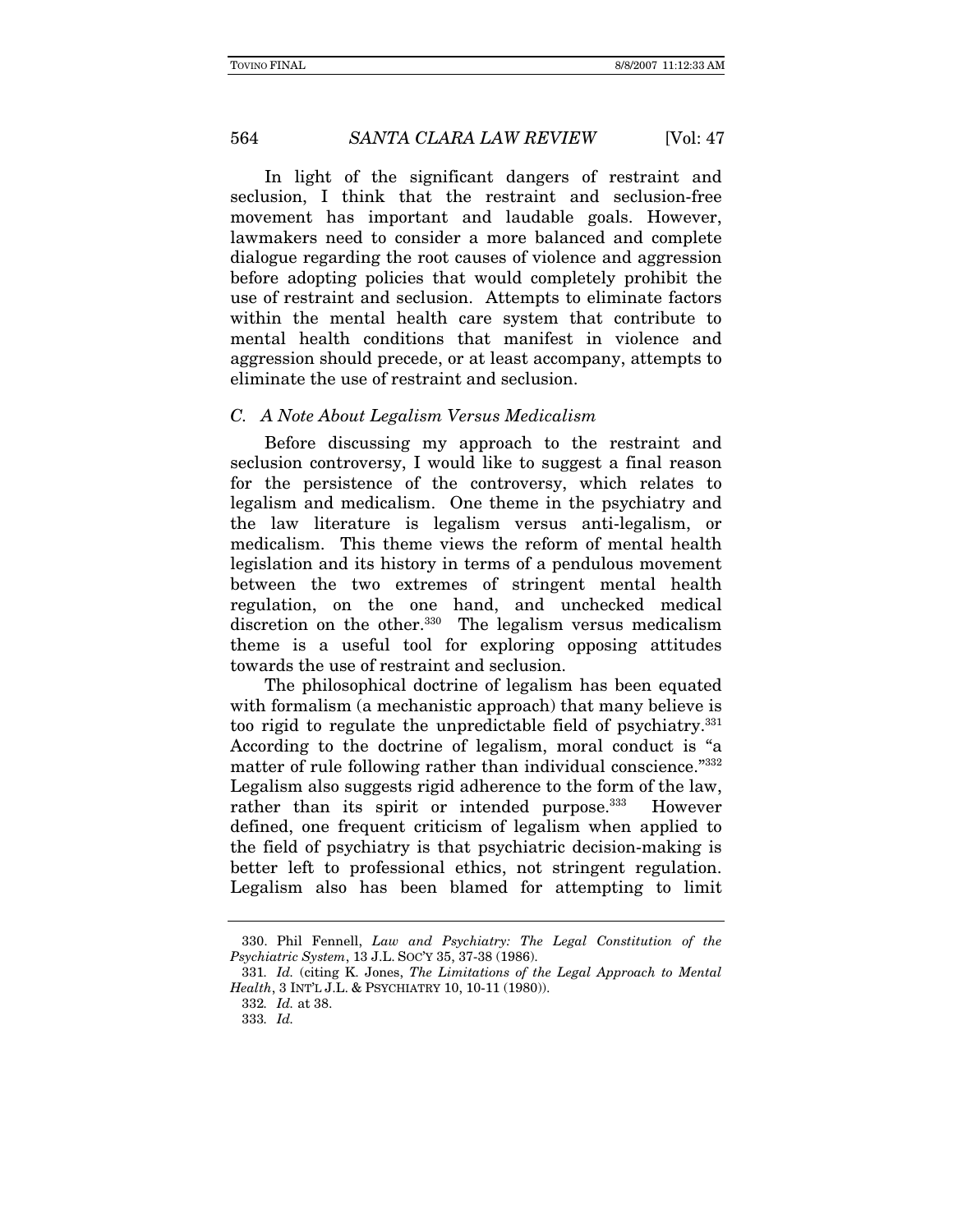In light of the significant dangers of restraint and seclusion, I think that the restraint and seclusion-free movement has important and laudable goals. However, lawmakers need to consider a more balanced and complete dialogue regarding the root causes of violence and aggression before adopting policies that would completely prohibit the use of restraint and seclusion. Attempts to eliminate factors within the mental health care system that contribute to mental health conditions that manifest in violence and aggression should precede, or at least accompany, attempts to eliminate the use of restraint and seclusion.

### *C. A Note About Legalism Versus Medicalism*

Before discussing my approach to the restraint and seclusion controversy, I would like to suggest a final reason for the persistence of the controversy, which relates to legalism and medicalism. One theme in the psychiatry and the law literature is legalism versus anti-legalism, or medicalism. This theme views the reform of mental health legislation and its history in terms of a pendulous movement between the two extremes of stringent mental health regulation, on the one hand, and unchecked medical discretion on the other.[330] The legalism versus medicalism theme is a useful tool for exploring opposing attitudes towards the use of restraint and seclusion.

The philosophical doctrine of legalism has been equated with formalism (a mechanistic approach) that many believe is too rigid to regulate the unpredictable field of psychiatry.[331] According to the doctrine of legalism, moral conduct is "a matter of rule following rather than individual conscience."[332] Legalism also suggests rigid adherence to the form of the law, rather than its spirit or intended purpose.[333] However defined, one frequent criticism of legalism when applied to the field of psychiatry is that psychiatric decision-making is better left to professional ethics, not stringent regulation. Legalism also has been blamed for attempting to limit

---

330. Phil Fennell, *Law and Psychiatry: The Legal Constitution of the Psychiatric System*, 13 J.L. SOC'Y 35, 37-38 (1986).

331. *Id.* (citing K. Jones, *The Limitations of the Legal Approach to Mental Health*, 3 INT'L J.L. & PSYCHIATRY 10, 10-11 (1980)).

332. *Id.* at 38.

333. *Id.*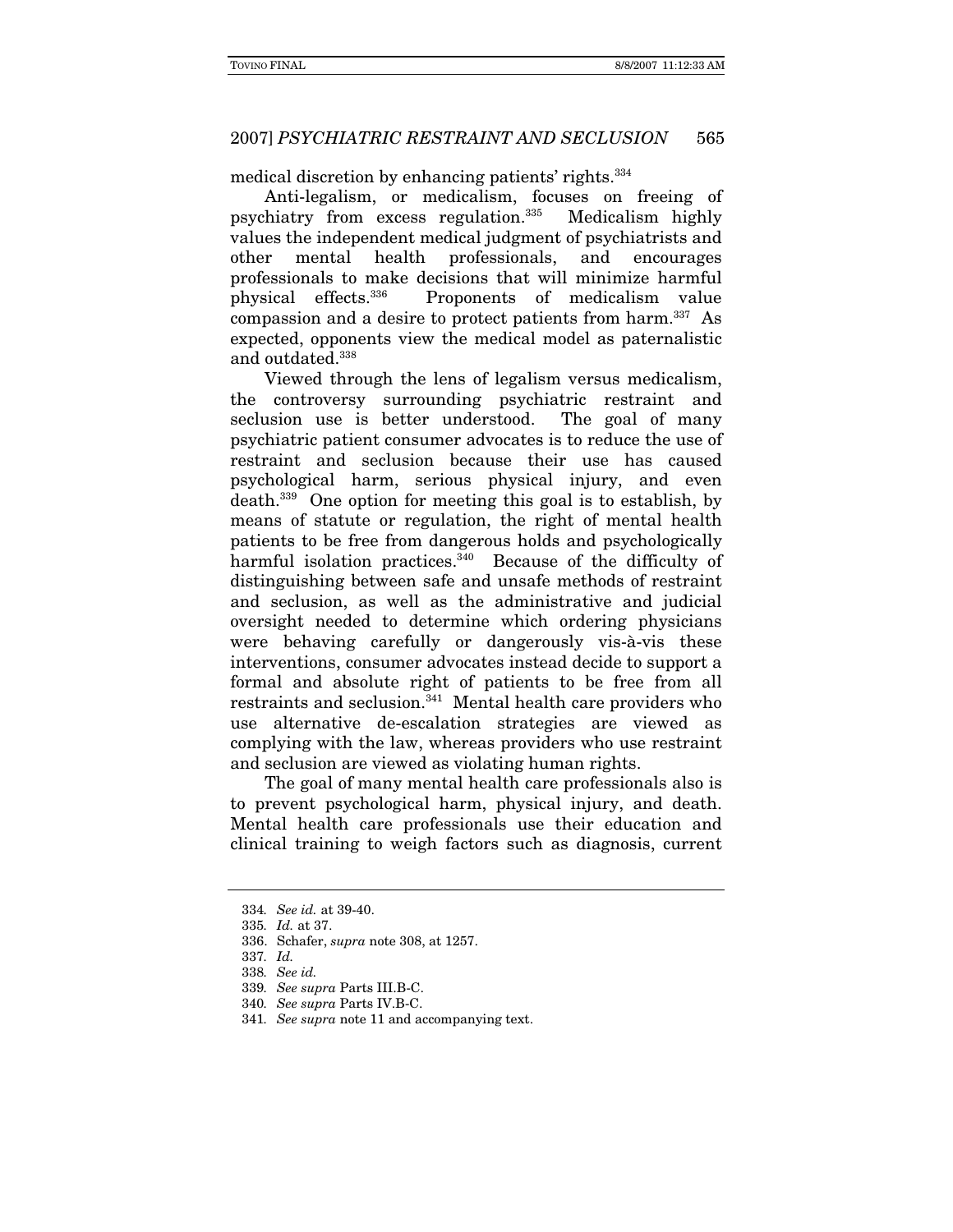medical discretion by enhancing patients' rights.[334]

Anti-legalism, or medicalism, focuses on freeing of psychiatry from excess regulation.[335] Medicalism highly values the independent medical judgment of psychiatrists and other mental health professionals, and encourages professionals to make decisions that will minimize harmful physical effects.[336] Proponents of medicalism value compassion and a desire to protect patients from harm.[337] As expected, opponents view the medical model as paternalistic and outdated.[338]

Viewed through the lens of legalism versus medicalism, the controversy surrounding psychiatric restraint and seclusion use is better understood. The goal of many psychiatric patient consumer advocates is to reduce the use of restraint and seclusion because their use has caused psychological harm, serious physical injury, and even death.[339] One option for meeting this goal is to establish, by means of statute or regulation, the right of mental health patients to be free from dangerous holds and psychologically harmful isolation practices.[340] Because of the difficulty of distinguishing between safe and unsafe methods of restraint and seclusion, as well as the administrative and judicial oversight needed to determine which ordering physicians were behaving carefully or dangerously vis-à-vis these interventions, consumer advocates instead decide to support a formal and absolute right of patients to be free from all restraints and seclusion.[341] Mental health care providers who use alternative de-escalation strategies are viewed as complying with the law, whereas providers who use restraint and seclusion are viewed as violating human rights.

The goal of many mental health care professionals also is to prevent psychological harm, physical injury, and death. Mental health care professionals use their education and clinical training to weigh factors such as diagnosis, current

---

334. *See id.* at 39-40.

335. *Id.* at 37.

336. Schafer, *supra* note 308, at 1257.

337. *Id.*

338. *See id.*

339. *See supra* Parts III.B-C.

340. *See supra* Parts IV.B-C.

341. *See supra* note 11 and accompanying text.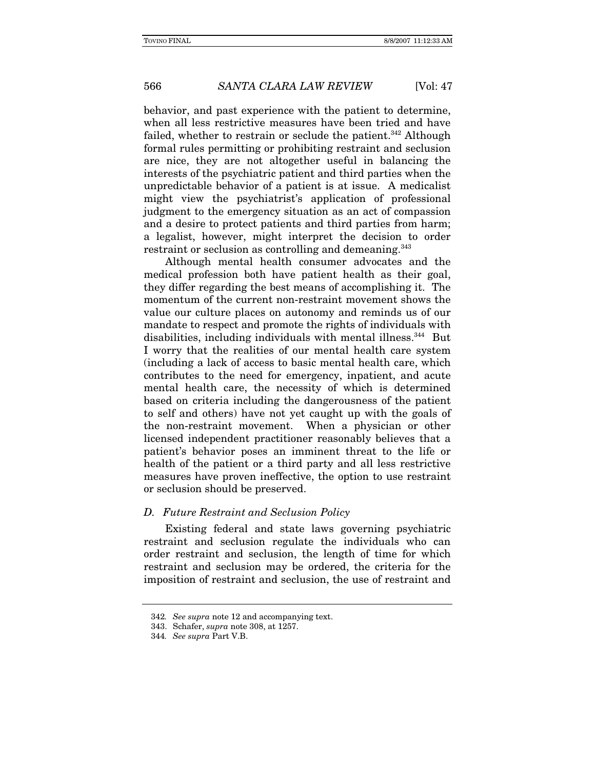behavior, and past experience with the patient to determine, when all less restrictive measures have been tried and have failed, whether to restrain or seclude the patient.[342] Although formal rules permitting or prohibiting restraint and seclusion are nice, they are not altogether useful in balancing the interests of the psychiatric patient and third parties when the unpredictable behavior of a patient is at issue. A medicalist might view the psychiatrist's application of professional judgment to the emergency situation as an act of compassion and a desire to protect patients and third parties from harm; a legalist, however, might interpret the decision to order restraint or seclusion as controlling and demeaning.[343]

Although mental health consumer advocates and the medical profession both have patient health as their goal, they differ regarding the best means of accomplishing it. The momentum of the current non-restraint movement shows the value our culture places on autonomy and reminds us of our mandate to respect and promote the rights of individuals with disabilities, including individuals with mental illness.[344] But I worry that the realities of our mental health care system (including a lack of access to basic mental health care, which contributes to the need for emergency, inpatient, and acute mental health care, the necessity of which is determined based on criteria including the dangerousness of the patient to self and others) have not yet caught up with the goals of the non-restraint movement. When a physician or other licensed independent practitioner reasonably believes that a patient's behavior poses an imminent threat to the life or health of the patient or a third party and all less restrictive measures have proven ineffective, the option to use restraint or seclusion should be preserved.

### *D. Future Restraint and Seclusion Policy*

Existing federal and state laws governing psychiatric restraint and seclusion regulate the individuals who can order restraint and seclusion, the length of time for which restraint and seclusion may be ordered, the criteria for the imposition of restraint and seclusion, the use of restraint and

---

342. *See supra* note 12 and accompanying text.

343. Schafer, *supra* note 308, at 1257.

344. *See supra* Part V.B.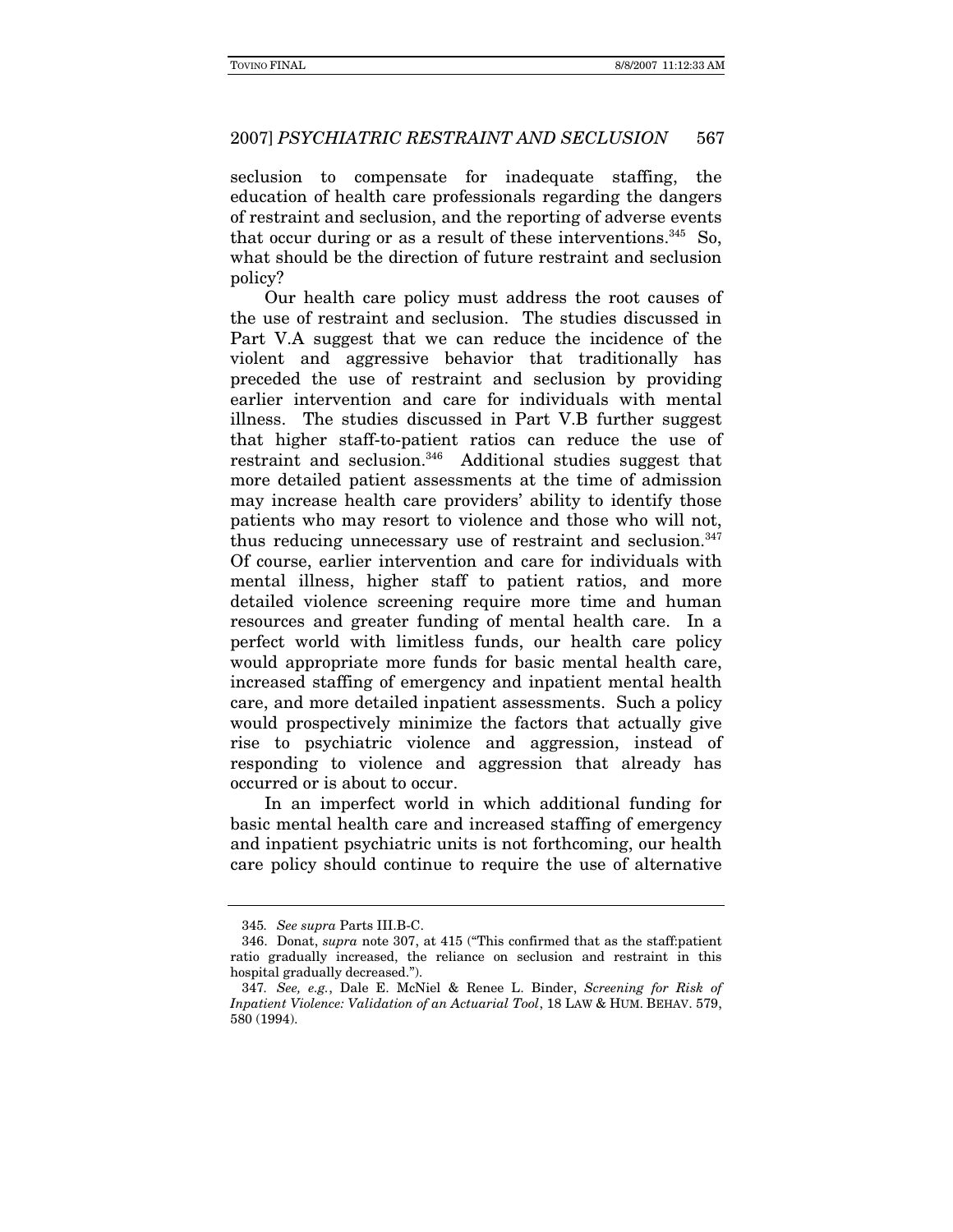seclusion to compensate for inadequate staffing, the education of health care professionals regarding the dangers of restraint and seclusion, and the reporting of adverse events that occur during or as a result of these interventions.[345] So, what should be the direction of future restraint and seclusion policy?

Our health care policy must address the root causes of the use of restraint and seclusion. The studies discussed in Part V.A suggest that we can reduce the incidence of the violent and aggressive behavior that traditionally has preceded the use of restraint and seclusion by providing earlier intervention and care for individuals with mental illness. The studies discussed in Part V.B further suggest that higher staff-to-patient ratios can reduce the use of restraint and seclusion.[346] Additional studies suggest that more detailed patient assessments at the time of admission may increase health care providers' ability to identify those patients who may resort to violence and those who will not, thus reducing unnecessary use of restraint and seclusion.[347] Of course, earlier intervention and care for individuals with mental illness, higher staff to patient ratios, and more detailed violence screening require more time and human resources and greater funding of mental health care. In a perfect world with limitless funds, our health care policy would appropriate more funds for basic mental health care, increased staffing of emergency and inpatient mental health care, and more detailed inpatient assessments. Such a policy would prospectively minimize the factors that actually give rise to psychiatric violence and aggression, instead of responding to violence and aggression that already has occurred or is about to occur.

In an imperfect world in which additional funding for basic mental health care and increased staffing of emergency and inpatient psychiatric units is not forthcoming, our health care policy should continue to require the use of alternative

---

345. *See supra* Parts III.B-C.

346. Donat, *supra* note 307, at 415 ("This confirmed that as the staff:patient ratio gradually increased, the reliance on seclusion and restraint in this hospital gradually decreased.").

347. *See, e.g.*, Dale E. McNiel & Renee L. Binder, *Screening for Risk of Inpatient Violence: Validation of an Actuarial Tool*, 18 LAW & HUM. BEHAV. 579, 580 (1994).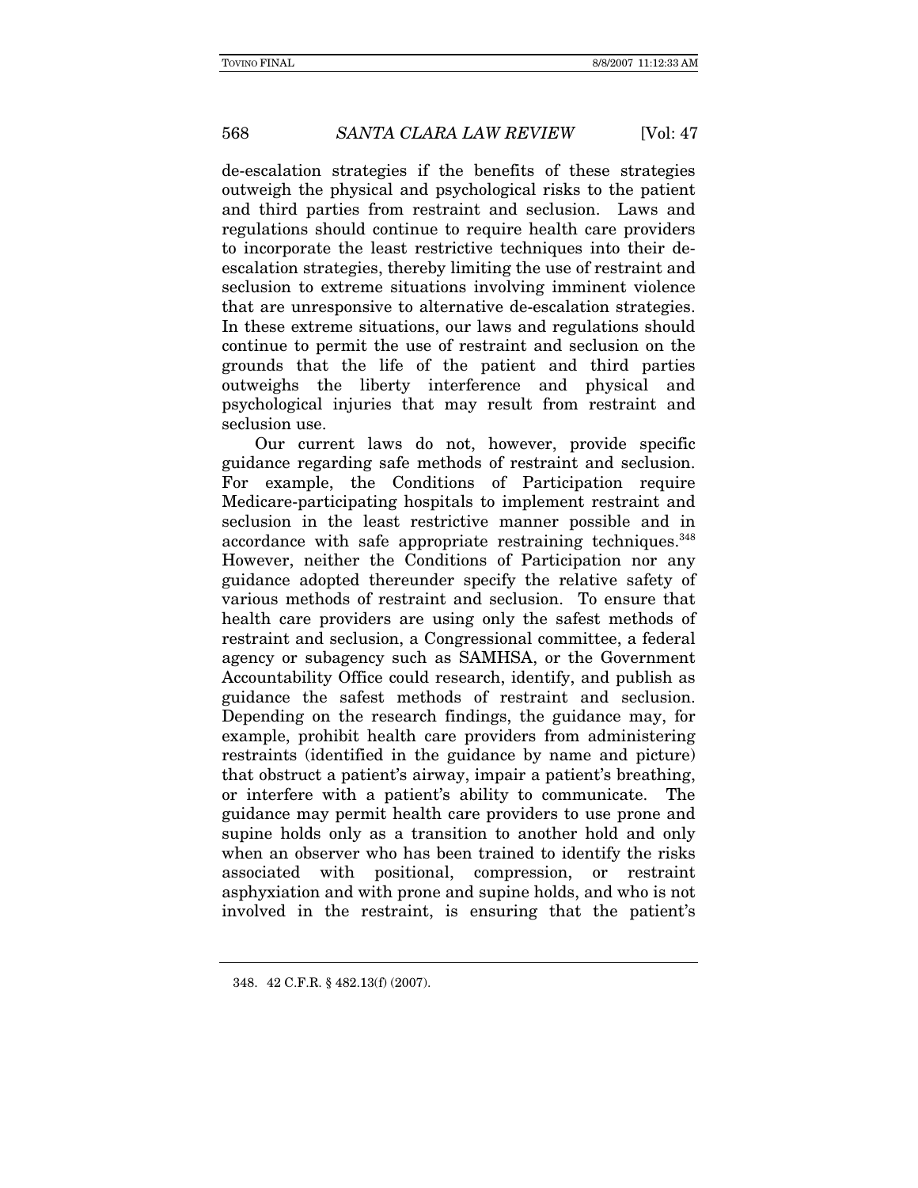de-escalation strategies if the benefits of these strategies outweigh the physical and psychological risks to the patient and third parties from restraint and seclusion. Laws and regulations should continue to require health care providers to incorporate the least restrictive techniques into their de-escalation strategies, thereby limiting the use of restraint and seclusion to extreme situations involving imminent violence that are unresponsive to alternative de-escalation strategies. In these extreme situations, our laws and regulations should continue to permit the use of restraint and seclusion on the grounds that the life of the patient and third parties outweighs the liberty interference and physical and psychological injuries that may result from restraint and seclusion use.

Our current laws do not, however, provide specific guidance regarding safe methods of restraint and seclusion. For example, the Conditions of Participation require Medicare-participating hospitals to implement restraint and seclusion in the least restrictive manner possible and in accordance with safe appropriate restraining techniques.[348] However, neither the Conditions of Participation nor any guidance adopted thereunder specify the relative safety of various methods of restraint and seclusion. To ensure that health care providers are using only the safest methods of restraint and seclusion, a Congressional committee, a federal agency or subagency such as SAMHSA, or the Government Accountability Office could research, identify, and publish as guidance the safest methods of restraint and seclusion. Depending on the research findings, the guidance may, for example, prohibit health care providers from administering restraints (identified in the guidance by name and picture) that obstruct a patient's airway, impair a patient's breathing, or interfere with a patient's ability to communicate. The guidance may permit health care providers to use prone and supine holds only as a transition to another hold and only when an observer who has been trained to identify the risks associated with positional, compression, or restraint asphyxiation and with prone and supine holds, and who is not involved in the restraint, is ensuring that the patient's

348. 42 C.F.R. § 482.13(f) (2007).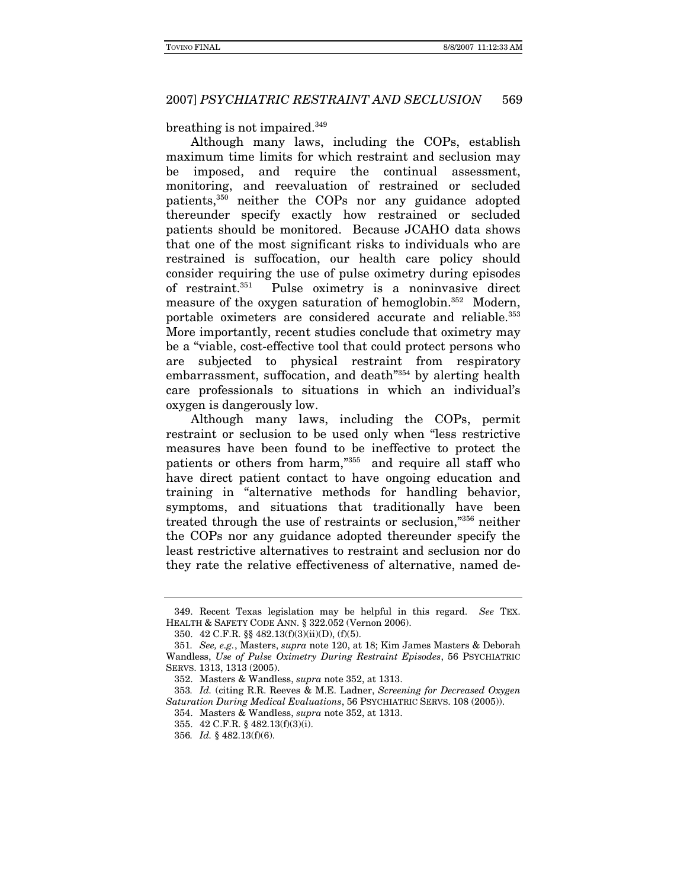breathing is not impaired.[349]

Although many laws, including the COPs, establish maximum time limits for which restraint and seclusion may be imposed, and require the continual assessment, monitoring, and reevaluation of restrained or secluded patients,[350] neither the COPs nor any guidance adopted thereunder specify exactly how restrained or secluded patients should be monitored. Because JCAHO data shows that one of the most significant risks to individuals who are restrained is suffocation, our health care policy should consider requiring the use of pulse oximetry during episodes of restraint.[351] Pulse oximetry is a noninvasive direct measure of the oxygen saturation of hemoglobin.[352] Modern, portable oximeters are considered accurate and reliable.[353] More importantly, recent studies conclude that oximetry may be a "viable, cost-effective tool that could protect persons who are subjected to physical restraint from respiratory embarrassment, suffocation, and death"[354] by alerting health care professionals to situations in which an individual's oxygen is dangerously low.

Although many laws, including the COPs, permit restraint or seclusion to be used only when "less restrictive measures have been found to be ineffective to protect the patients or others from harm,"[355] and require all staff who have direct patient contact to have ongoing education and training in "alternative methods for handling behavior, symptoms, and situations that traditionally have been treated through the use of restraints or seclusion,"[356] neither the COPs nor any guidance adopted thereunder specify the least restrictive alternatives to restraint and seclusion nor do they rate the relative effectiveness of alternative, named de-

---

349. Recent Texas legislation may be helpful in this regard. *See* TEX. HEALTH & SAFETY CODE ANN. § 322.052 (Vernon 2006).

350. 42 C.F.R. §§ 482.13(f)(3)(ii)(D), (f)(5).

351. *See, e.g.*, Masters, *supra* note 120, at 18; Kim James Masters & Deborah Wandless, *Use of Pulse Oximetry During Restraint Episodes*, 56 PSYCHIATRIC SERVS. 1313, 1313 (2005).

352. Masters & Wandless, *supra* note 352, at 1313.

353. *Id.* (citing R.R. Reeves & M.E. Ladner, *Screening for Decreased Oxygen Saturation During Medical Evaluations*, 56 PSYCHIATRIC SERVS. 108 (2005)).

354. Masters & Wandless, *supra* note 352, at 1313.

355. 42 C.F.R. § 482.13(f)(3)(i).

356. *Id.* § 482.13(f)(6).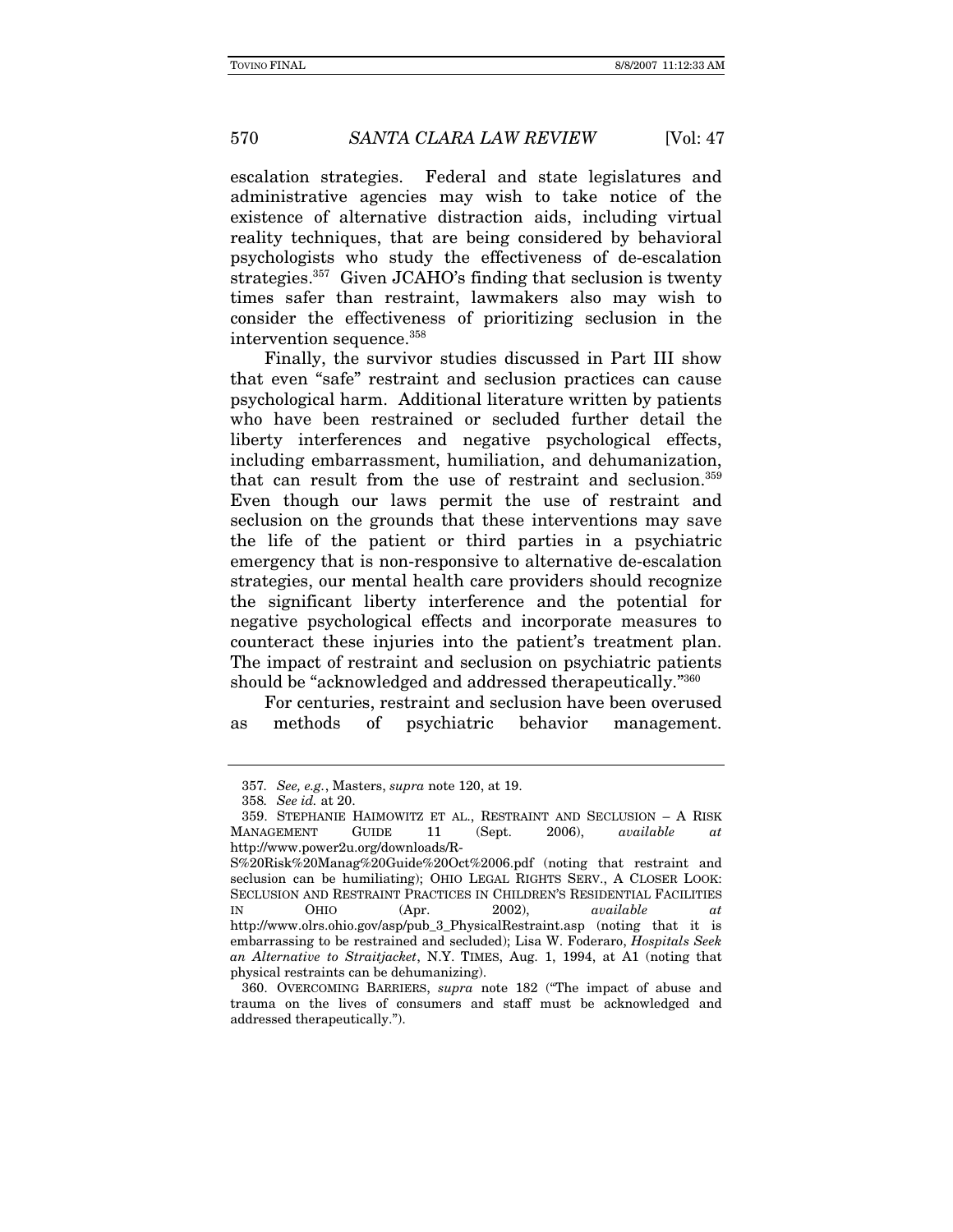escalation strategies. Federal and state legislatures and administrative agencies may wish to take notice of the existence of alternative distraction aids, including virtual reality techniques, that are being considered by behavioral psychologists who study the effectiveness of de-escalation strategies.[357] Given JCAHO's finding that seclusion is twenty times safer than restraint, lawmakers also may wish to consider the effectiveness of prioritizing seclusion in the intervention sequence.[358]

Finally, the survivor studies discussed in Part III show that even "safe" restraint and seclusion practices can cause psychological harm. Additional literature written by patients who have been restrained or secluded further detail the liberty interferences and negative psychological effects, including embarrassment, humiliation, and dehumanization, that can result from the use of restraint and seclusion.[359] Even though our laws permit the use of restraint and seclusion on the grounds that these interventions may save the life of the patient or third parties in a psychiatric emergency that is non-responsive to alternative de-escalation strategies, our mental health care providers should recognize the significant liberty interference and the potential for negative psychological effects and incorporate measures to counteract these injuries into the patient's treatment plan. The impact of restraint and seclusion on psychiatric patients should be "acknowledged and addressed therapeutically."[360]

For centuries, restraint and seclusion have been overused as methods of psychiatric behavior management.

---

357. *See, e.g.*, Masters, *supra* note 120, at 19.

358. *See id.* at 20.

359. STEPHANIE HAIMOWITZ ET AL., RESTRAINT AND SECLUSION – A RISK MANAGEMENT GUIDE 11 (Sept. 2006), *available at* http://www.power2u.org/downloads/R-S%20Risk%20Manag%20Guide%20Oct%2006.pdf (noting that restraint and seclusion can be humiliating); OHIO LEGAL RIGHTS SERV., A CLOSER LOOK: SECLUSION AND RESTRAINT PRACTICES IN CHILDREN'S RESIDENTIAL FACILITIES IN OHIO (Apr. 2002), *available at* http://www.olrs.ohio.gov/asp/pub_3_PhysicalRestraint.asp (noting that it is embarrassing to be restrained and secluded); Lisa W. Foderaro, *Hospitals Seek an Alternative to Straitjacket*, N.Y. TIMES, Aug. 1, 1994, at A1 (noting that physical restraints can be dehumanizing).

360. OVERCOMING BARRIERS, *supra* note 182 ("The impact of abuse and trauma on the lives of consumers and staff must be acknowledged and addressed therapeutically.").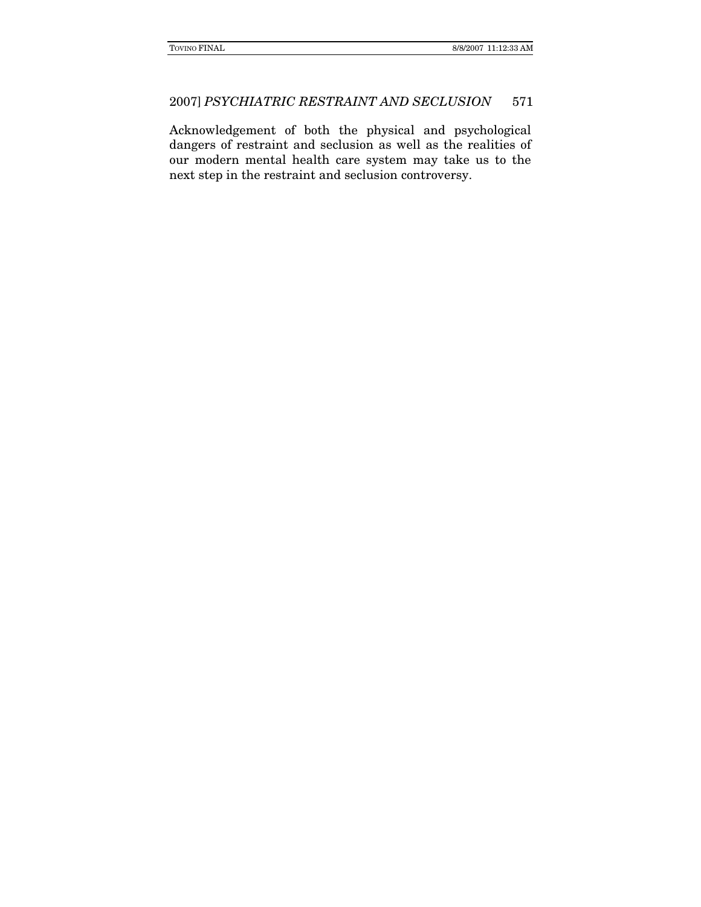Acknowledgement of both the physical and psychological dangers of restraint and seclusion as well as the realities of our modern mental health care system may take us to the next step in the restraint and seclusion controversy.